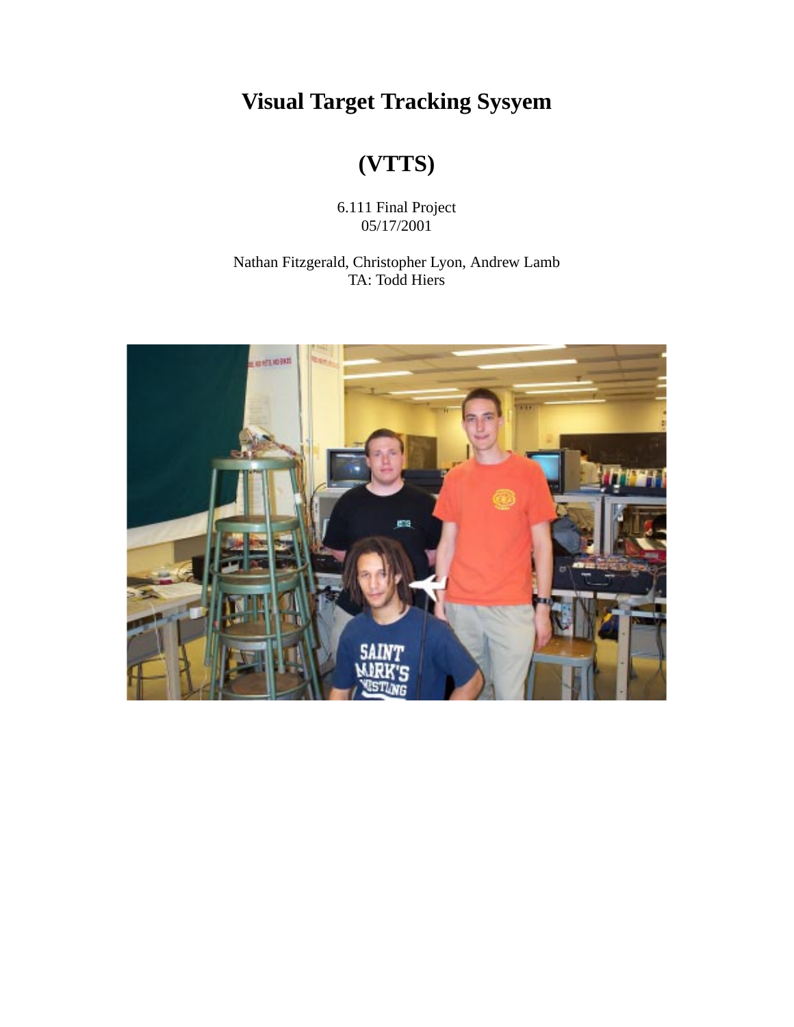# Visual Target Tracking Sysyem

# (VTTS)

6.111 Final Project
05/17/2001

Nathan Fitzgerald, Christopher Lyon, Andrew Lamb
TA: Todd Hiers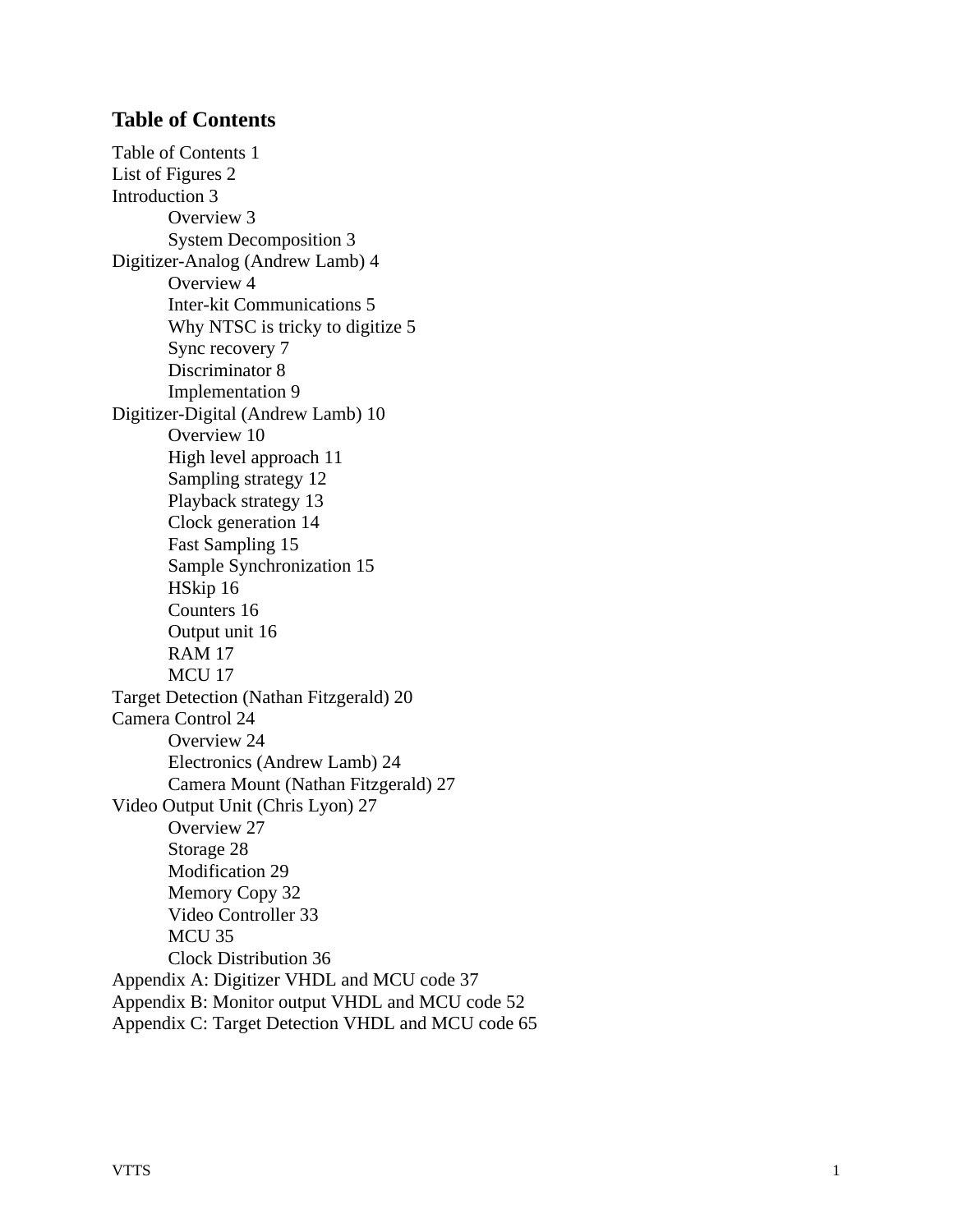## Table of Contents

Table of Contents 1
List of Figures 2
Introduction 3
- Overview 3
- System Decomposition 3

Digitizer-Analog (Andrew Lamb) 4
- Overview 4
- Inter-kit Communications 5
- Why NTSC is tricky to digitize 5
- Sync recovery 7
- Discriminator 8
- Implementation 9

Digitizer-Digital (Andrew Lamb) 10
- Overview 10
- High level approach 11
- Sampling strategy 12
- Playback strategy 13
- Clock generation 14
- Fast Sampling 15
- Sample Synchronization 15
- HSkip 16
- Counters 16
- Output unit 16
- RAM 17
- MCU 17

Target Detection (Nathan Fitzgerald) 20
Camera Control 24
- Overview 24
- Electronics (Andrew Lamb) 24
- Camera Mount (Nathan Fitzgerald) 27

Video Output Unit (Chris Lyon) 27
- Overview 27
- Storage 28
- Modification 29
- Memory Copy 32
- Video Controller 33
- MCU 35
- Clock Distribution 36

Appendix A: Digitizer VHDL and MCU code 37
Appendix B: Monitor output VHDL and MCU code 52
Appendix C: Target Detection VHDL and MCU code 65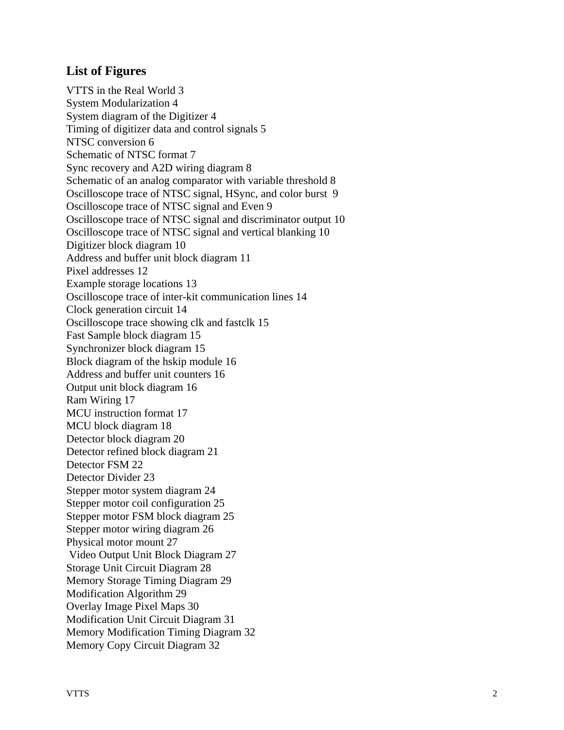## List of Figures

VTTS in the Real World 3
System Modularization 4
System diagram of the Digitizer 4
Timing of digitizer data and control signals 5
NTSC conversion 6
Schematic of NTSC format 7
Sync recovery and A2D wiring diagram 8
Schematic of an analog comparator with variable threshold 8
Oscilloscope trace of NTSC signal, HSync, and color burst 9
Oscilloscope trace of NTSC signal and Even 9
Oscilloscope trace of NTSC signal and discriminator output 10
Oscilloscope trace of NTSC signal and vertical blanking 10
Digitizer block diagram 10
Address and buffer unit block diagram 11
Pixel addresses 12
Example storage locations 13
Oscilloscope trace of inter-kit communication lines 14
Clock generation circuit 14
Oscilloscope trace showing clk and fastclk 15
Fast Sample block diagram 15
Synchronizer block diagram 15
Block diagram of the hskip module 16
Address and buffer unit counters 16
Output unit block diagram 16
Ram Wiring 17
MCU instruction format 17
MCU block diagram 18
Detector block diagram 20
Detector refined block diagram 21
Detector FSM 22
Detector Divider 23
Stepper motor system diagram 24
Stepper motor coil configuration 25
Stepper motor FSM block diagram 25
Stepper motor wiring diagram 26
Physical motor mount 27
Video Output Unit Block Diagram 27
Storage Unit Circuit Diagram 28
Memory Storage Timing Diagram 29
Modification Algorithm 29
Overlay Image Pixel Maps 30
Modification Unit Circuit Diagram 31
Memory Modification Timing Diagram 32
Memory Copy Circuit Diagram 32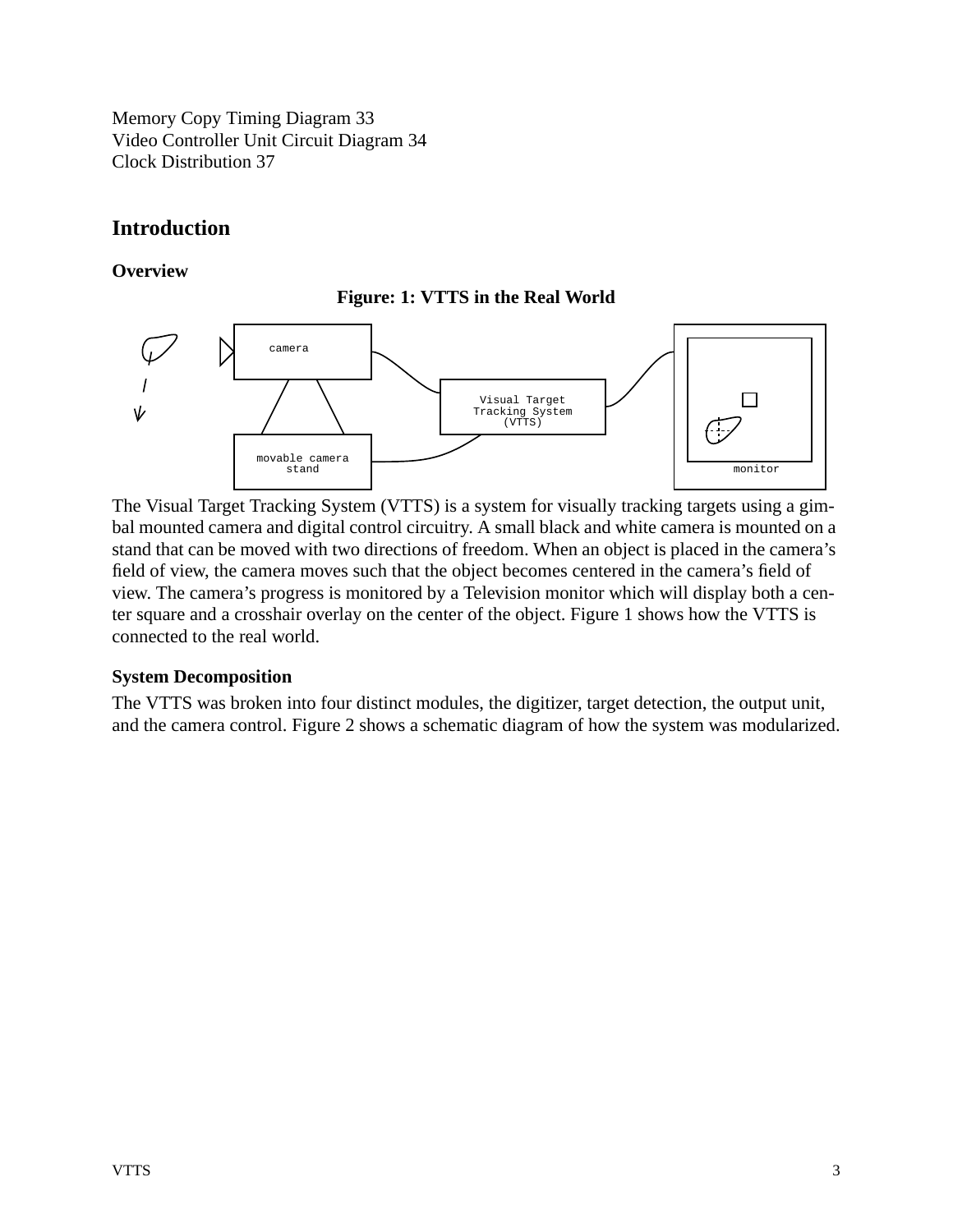Memory Copy Timing Diagram 33
Video Controller Unit Circuit Diagram 34
Clock Distribution 37

# Introduction

### Overview

**Figure: 1: VTTS in the Real World**

The Visual Target Tracking System (VTTS) is a system for visually tracking targets using a gimbal mounted camera and digital control circuitry. A small black and white camera is mounted on a stand that can be moved with two directions of freedom. When an object is placed in the camera's field of view, the camera moves such that the object becomes centered in the camera's field of view. The camera's progress is monitored by a Television monitor which will display both a center square and a crosshair overlay on the center of the object. Figure 1 shows how the VTTS is connected to the real world.

### System Decomposition

The VTTS was broken into four distinct modules, the digitizer, target detection, the output unit, and the camera control. Figure 2 shows a schematic diagram of how the system was modularized.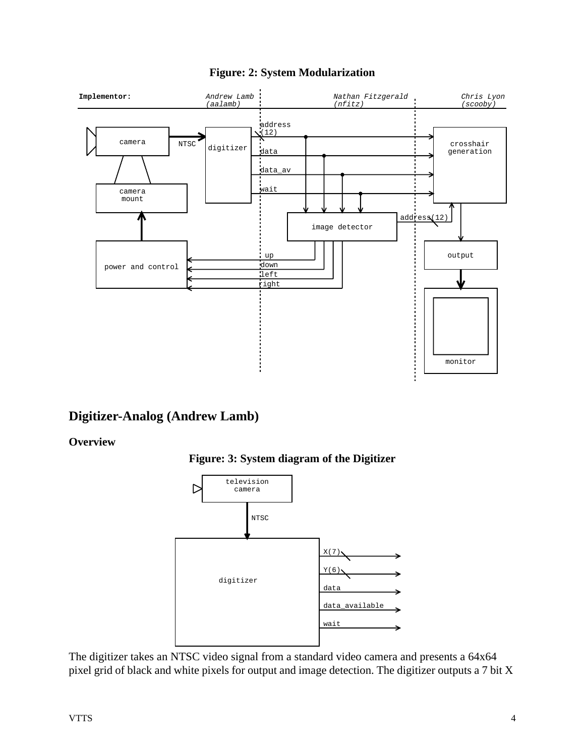**Figure: 2: System Modularization**

**Figure: 3: System diagram of the Digitizer**

## Digitizer-Analog (Andrew Lamb)

### Overview

The digitizer takes an NTSC video signal from a standard video camera and presents a 64x64 pixel grid of black and white pixels for output and image detection. The digitizer outputs a 7 bit X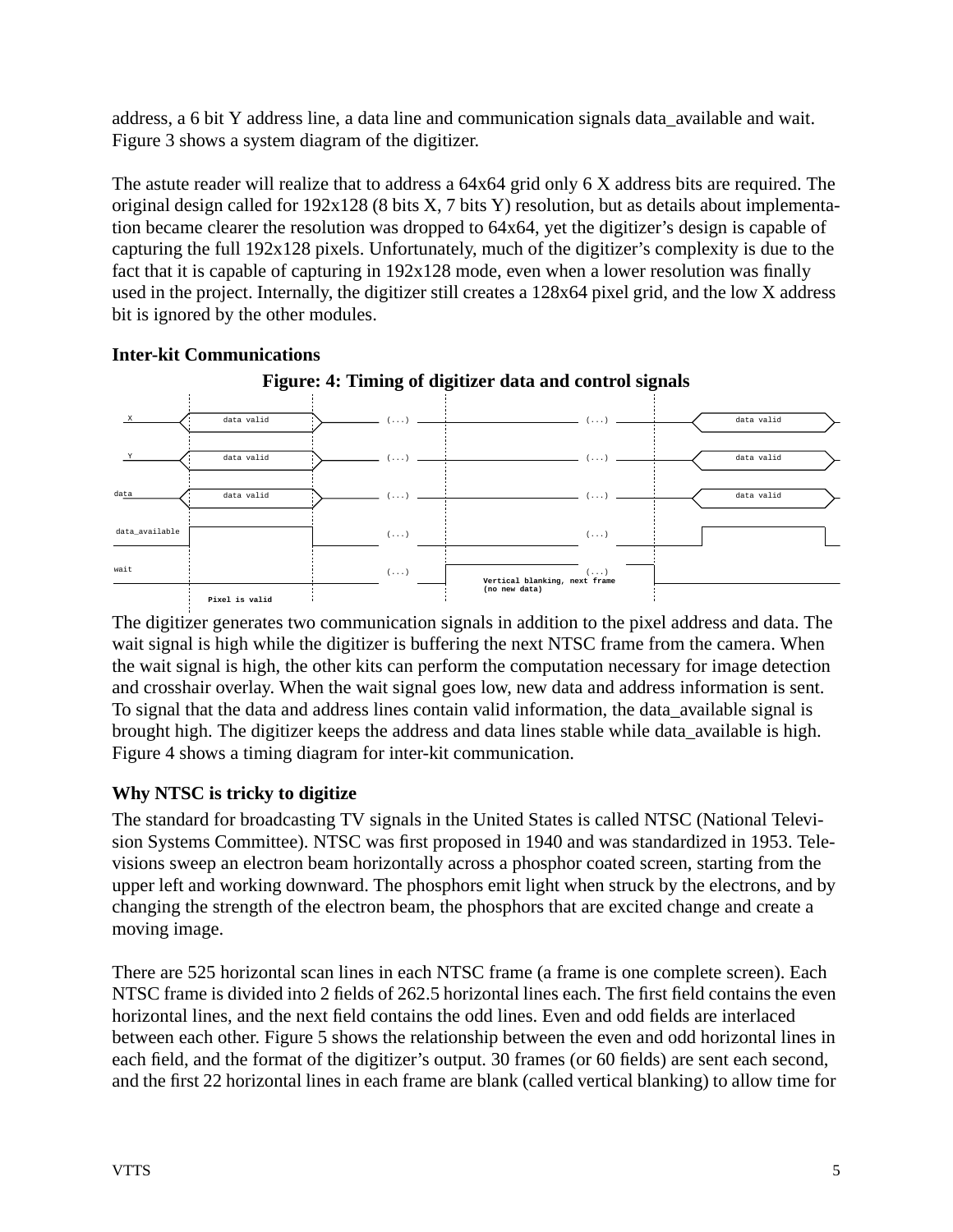address, a 6 bit Y address line, a data line and communication signals data_available and wait. Figure 3 shows a system diagram of the digitizer.

The astute reader will realize that to address a 64x64 grid only 6 X address bits are required. The original design called for 192x128 (8 bits X, 7 bits Y) resolution, but as details about implementation became clearer the resolution was dropped to 64x64, yet the digitizer's design is capable of capturing the full 192x128 pixels. Unfortunately, much of the digitizer's complexity is due to the fact that it is capable of capturing in 192x128 mode, even when a lower resolution was finally used in the project. Internally, the digitizer still creates a 128x64 pixel grid, and the low X address bit is ignored by the other modules.

**Inter-kit Communications**

**Figure: 4: Timing of digitizer data and control signals**

The digitizer generates two communication signals in addition to the pixel address and data. The wait signal is high while the digitizer is buffering the next NTSC frame from the camera. When the wait signal is high, the other kits can perform the computation necessary for image detection and crosshair overlay. When the wait signal goes low, new data and address information is sent. To signal that the data and address lines contain valid information, the data_available signal is brought high. The digitizer keeps the address and data lines stable while data_available is high. Figure 4 shows a timing diagram for inter-kit communication.

## Why NTSC is tricky to digitize

The standard for broadcasting TV signals in the United States is called NTSC (National Television Systems Committee). NTSC was first proposed in 1940 and was standardized in 1953. Televisions sweep an electron beam horizontally across a phosphor coated screen, starting from the upper left and working downward. The phosphors emit light when struck by the electrons, and by changing the strength of the electron beam, the phosphors that are excited change and create a moving image.

There are 525 horizontal scan lines in each NTSC frame (a frame is one complete screen). Each NTSC frame is divided into 2 fields of 262.5 horizontal lines each. The first field contains the even horizontal lines, and the next field contains the odd lines. Even and odd fields are interlaced between each other. Figure 5 shows the relationship between the even and odd horizontal lines in each field, and the format of the digitizer's output. 30 frames (or 60 fields) are sent each second, and the first 22 horizontal lines in each frame are blank (called vertical blanking) to allow time for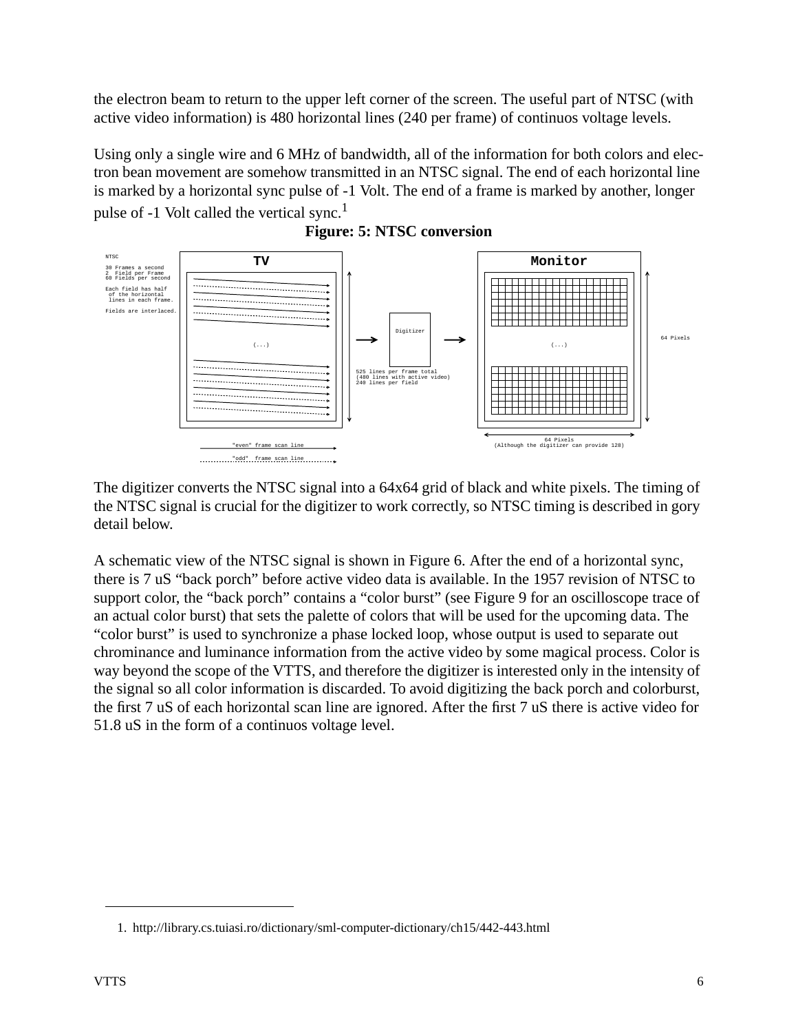the electron beam to return to the upper left corner of the screen. The useful part of NTSC (with active video information) is 480 horizontal lines (240 per frame) of continuos voltage levels.

Using only a single wire and 6 MHz of bandwidth, all of the information for both colors and electron bean movement are somehow transmitted in an NTSC signal. The end of each horizontal line is marked by a horizontal sync pulse of -1 Volt. The end of a frame is marked by another, longer pulse of -1 Volt called the vertical sync.[1]

**Figure: 5: NTSC conversion**

NTSC

30 Frames a second
2 Field per Frame
60 Fields per second

Each field has half of the horizontal lines in each frame.

Fields are interlaced.

TV

(...)

"even" frame scan line

"odd" frame scan line

525 lines per frame total
(480 lines with active video)
240 lines per field

Digitizer

Monitor

(...)

64 Pixels

64 Pixels
(Although the digitizer can provide 128)

The digitizer converts the NTSC signal into a 64x64 grid of black and white pixels. The timing of the NTSC signal is crucial for the digitizer to work correctly, so NTSC timing is described in gory detail below.

A schematic view of the NTSC signal is shown in Figure 6. After the end of a horizontal sync, there is 7 uS "back porch" before active video data is available. In the 1957 revision of NTSC to support color, the "back porch" contains a "color burst" (see Figure 9 for an oscilloscope trace of an actual color burst) that sets the palette of colors that will be used for the upcoming data. The "color burst" is used to synchronize a phase locked loop, whose output is used to separate out chrominance and luminance information from the active video by some magical process. Color is way beyond the scope of the VTTS, and therefore the digitizer is interested only in the intensity of the signal so all color information is discarded. To avoid digitizing the back porch and colorburst, the first 7 uS of each horizontal scan line are ignored. After the first 7 uS there is active video for 51.8 uS in the form of a continuos voltage level.

1. http://library.cs.tuiasi.ro/dictionary/sml-computer-dictionary/ch15/442-443.html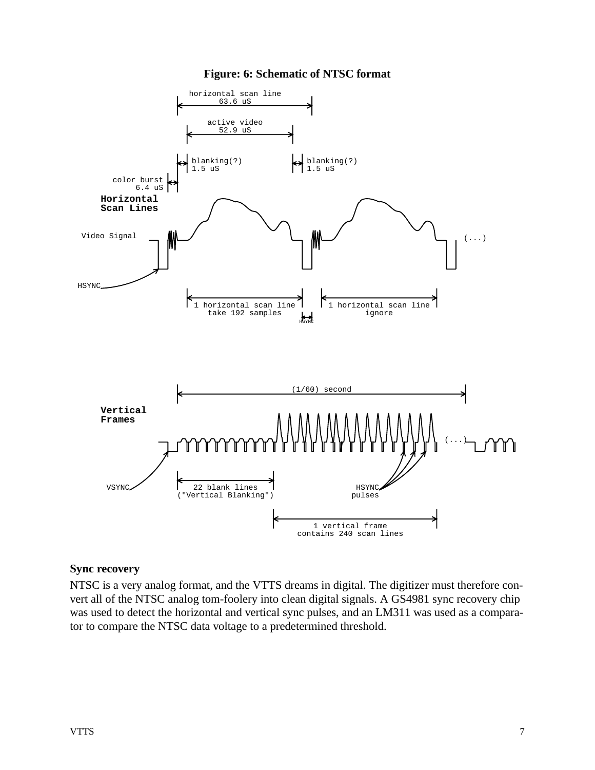**Figure: 6: Schematic of NTSC format**

**Sync recovery**

NTSC is a very analog format, and the VTTS dreams in digital. The digitizer must therefore convert all of the NTSC analog tom-foolery into clean digital signals. A GS4981 sync recovery chip was used to detect the horizontal and vertical sync pulses, and an LM311 was used as a comparator to compare the NTSC data voltage to a predetermined threshold.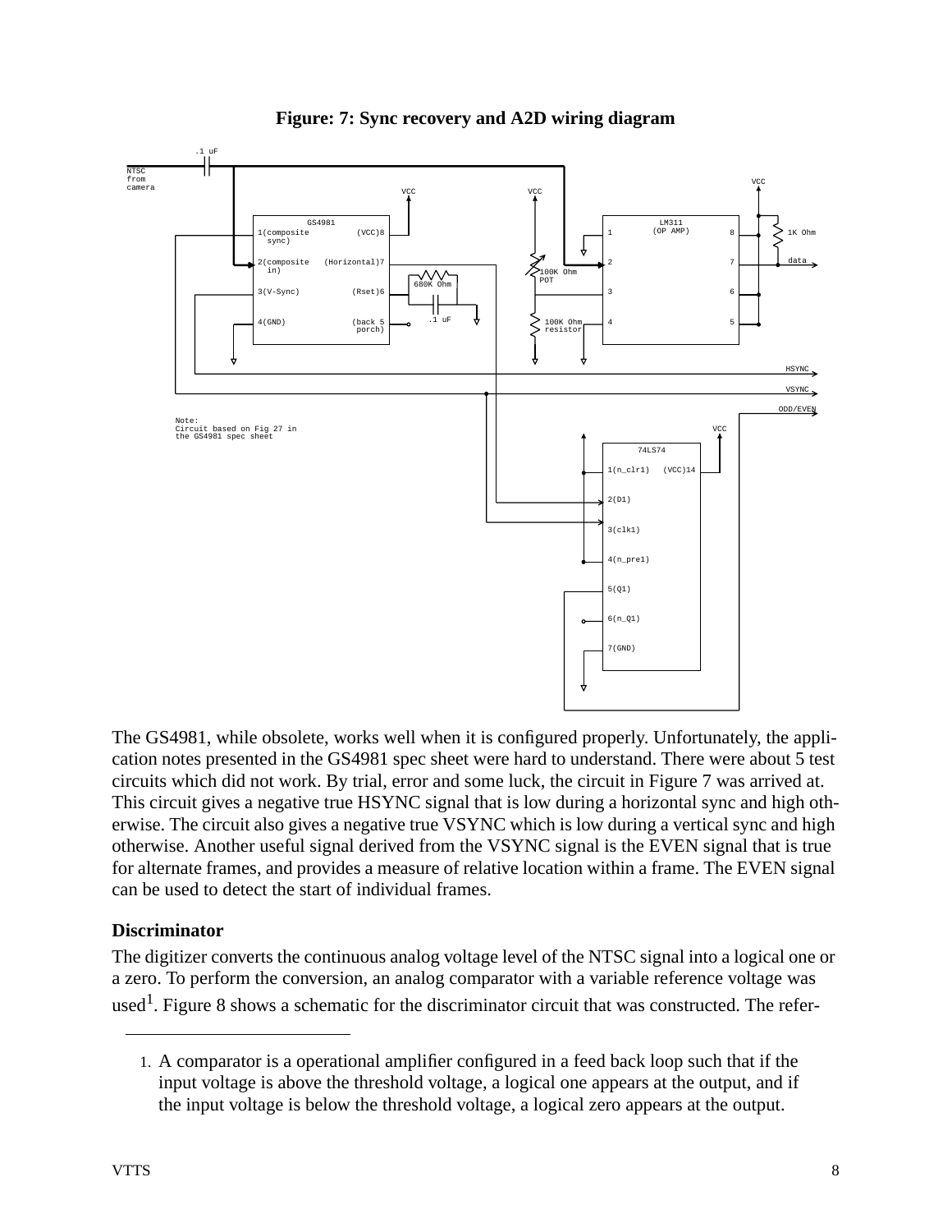**Figure: 7: Sync recovery and A2D wiring diagram**

The GS4981, while obsolete, works well when it is configured properly. Unfortunately, the application notes presented in the GS4981 spec sheet were hard to understand. There were about 5 test circuits which did not work. By trial, error and some luck, the circuit in Figure 7 was arrived at. This circuit gives a negative true HSYNC signal that is low during a horizontal sync and high otherwise. The circuit also gives a negative true VSYNC which is low during a vertical sync and high otherwise. Another useful signal derived from the VSYNC signal is the EVEN signal that is true for alternate frames, and provides a measure of relative location within a frame. The EVEN signal can be used to detect the start of individual frames.

### Discriminator

The digitizer converts the continuous analog voltage level of the NTSC signal into a logical one or a zero. To perform the conversion, an analog comparator with a variable reference voltage was used[1]. Figure 8 shows a schematic for the discriminator circuit that was constructed. The refer-

1. A comparator is a operational amplifier configured in a feed back loop such that if the input voltage is above the threshold voltage, a logical one appears at the output, and if the input voltage is below the threshold voltage, a logical zero appears at the output.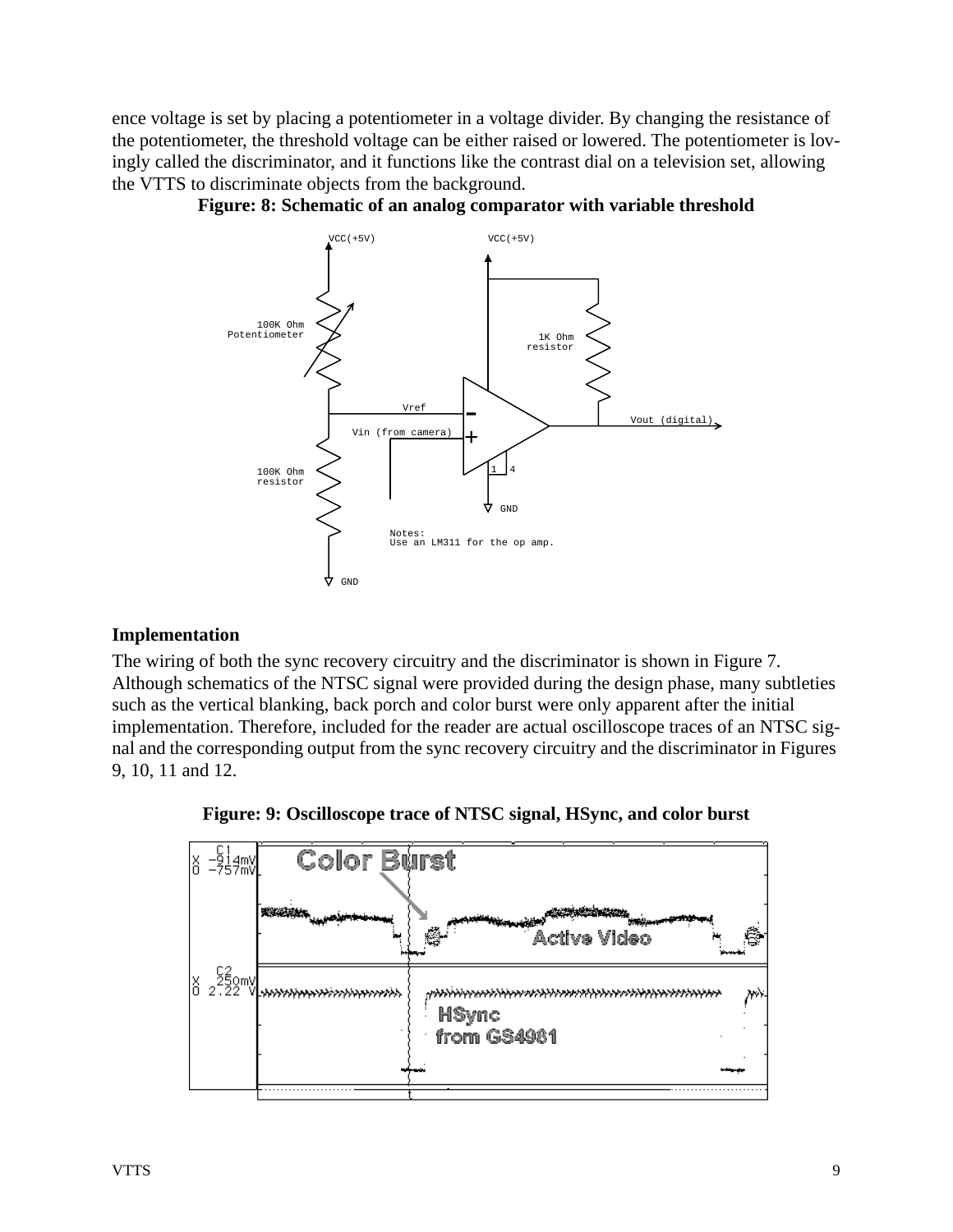ence voltage is set by placing a potentiometer in a voltage divider. By changing the resistance of the potentiometer, the threshold voltage can be either raised or lowered. The potentiometer is lovingly called the discriminator, and it functions like the contrast dial on a television set, allowing the VTTS to discriminate objects from the background.

**Figure: 8: Schematic of an analog comparator with variable threshold**

**Implementation**

The wiring of both the sync recovery circuitry and the discriminator is shown in Figure 7. Although schematics of the NTSC signal were provided during the design phase, many subtleties such as the vertical blanking, back porch and color burst were only apparent after the initial implementation. Therefore, included for the reader are actual oscilloscope traces of an NTSC signal and the corresponding output from the sync recovery circuitry and the discriminator in Figures 9, 10, 11 and 12.

**Figure: 9: Oscilloscope trace of NTSC signal, HSync, and color burst**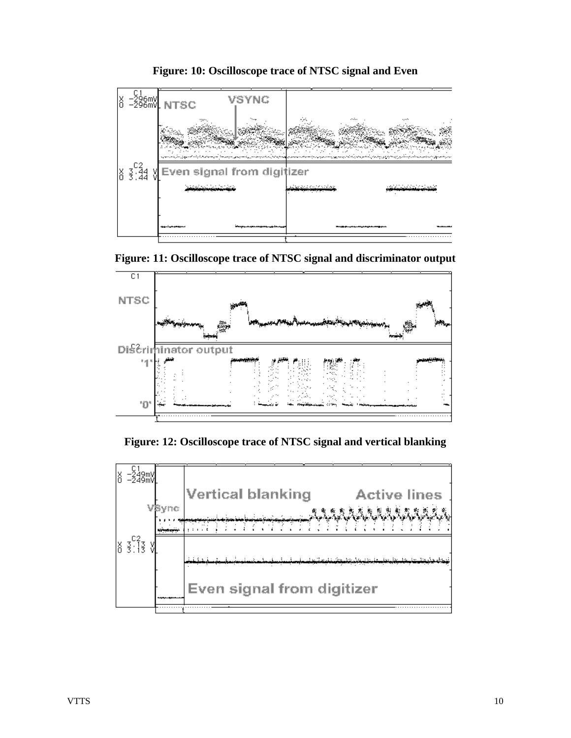**Figure: 10: Oscilloscope trace of NTSC signal and Even**

**Figure: 11: Oscilloscope trace of NTSC signal and discriminator output**

**Figure: 12: Oscilloscope trace of NTSC signal and vertical blanking**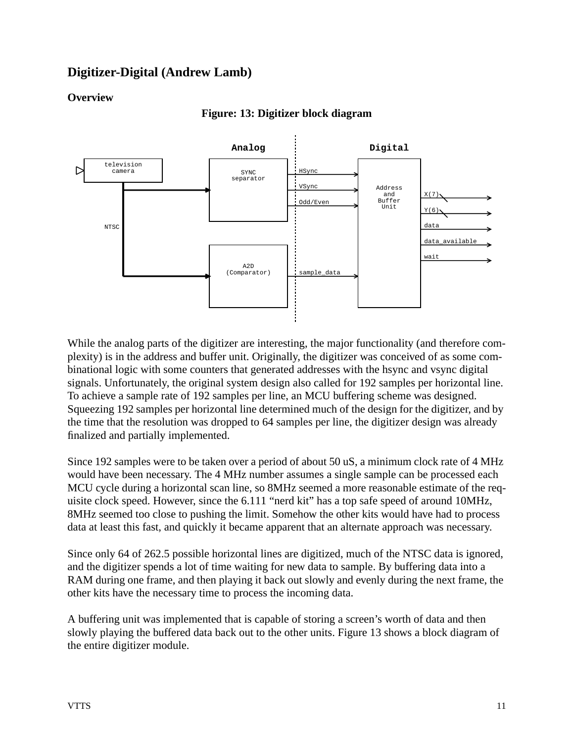## Digitizer-Digital (Andrew Lamb)

### Overview

**Figure: 13: Digitizer block diagram**

While the analog parts of the digitizer are interesting, the major functionality (and therefore complexity) is in the address and buffer unit. Originally, the digitizer was conceived of as some combinational logic with some counters that generated addresses with the hsync and vsync digital signals. Unfortunately, the original system design also called for 192 samples per horizontal line. To achieve a sample rate of 192 samples per line, an MCU buffering scheme was designed. Squeezing 192 samples per horizontal line determined much of the design for the digitizer, and by the time that the resolution was dropped to 64 samples per line, the digitizer design was already finalized and partially implemented.

Since 192 samples were to be taken over a period of about 50 uS, a minimum clock rate of 4 MHz would have been necessary. The 4 MHz number assumes a single sample can be processed each MCU cycle during a horizontal scan line, so 8MHz seemed a more reasonable estimate of the requisite clock speed. However, since the 6.111 "nerd kit" has a top safe speed of around 10MHz, 8MHz seemed too close to pushing the limit. Somehow the other kits would have had to process data at least this fast, and quickly it became apparent that an alternate approach was necessary.

Since only 64 of 262.5 possible horizontal lines are digitized, much of the NTSC data is ignored, and the digitizer spends a lot of time waiting for new data to sample. By buffering data into a RAM during one frame, and then playing it back out slowly and evenly during the next frame, the other kits have the necessary time to process the incoming data.

A buffering unit was implemented that is capable of storing a screen's worth of data and then slowly playing the buffered data back out to the other units. Figure 13 shows a block diagram of the entire digitizer module.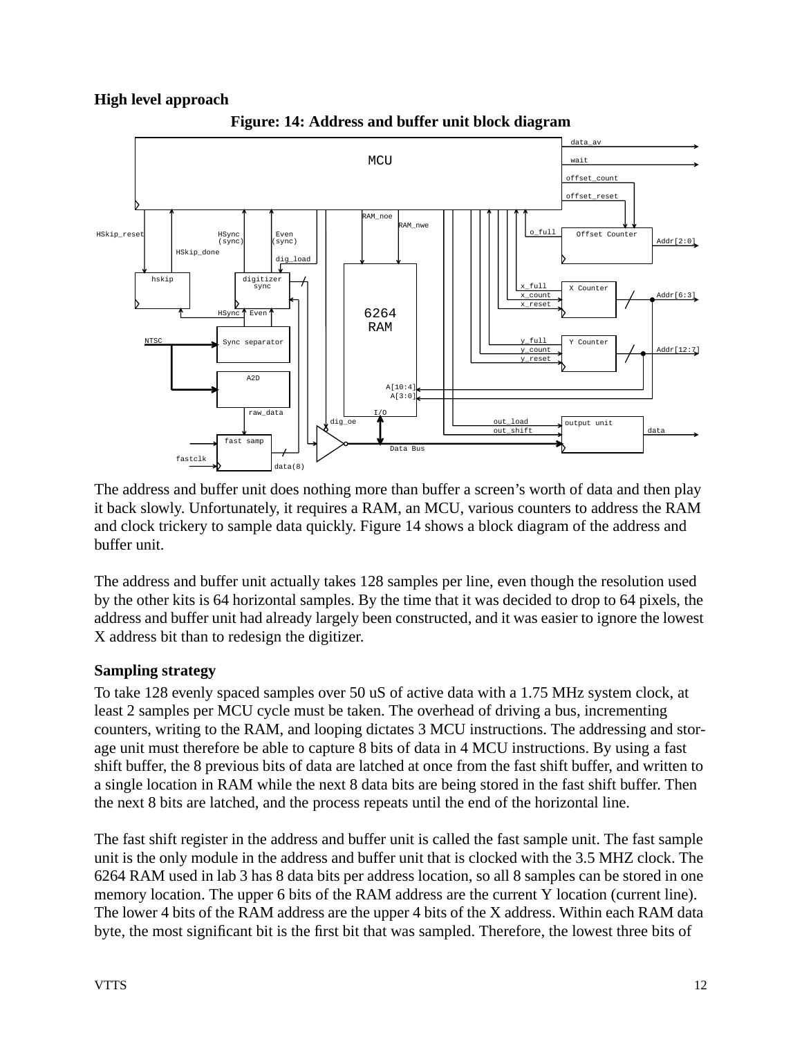### High level approach

**Figure: 14: Address and buffer unit block diagram**

The address and buffer unit does nothing more than buffer a screen's worth of data and then play it back slowly. Unfortunately, it requires a RAM, an MCU, various counters to address the RAM and clock trickery to sample data quickly. Figure 14 shows a block diagram of the address and buffer unit.

The address and buffer unit actually takes 128 samples per line, even though the resolution used by the other kits is 64 horizontal samples. By the time that it was decided to drop to 64 pixels, the address and buffer unit had already largely been constructed, and it was easier to ignore the lowest X address bit than to redesign the digitizer.

### Sampling strategy

To take 128 evenly spaced samples over 50 uS of active data with a 1.75 MHz system clock, at least 2 samples per MCU cycle must be taken. The overhead of driving a bus, incrementing counters, writing to the RAM, and looping dictates 3 MCU instructions. The addressing and storage unit must therefore be able to capture 8 bits of data in 4 MCU instructions. By using a fast shift buffer, the 8 previous bits of data are latched at once from the fast shift buffer, and written to a single location in RAM while the next 8 data bits are being stored in the fast shift buffer. Then the next 8 bits are latched, and the process repeats until the end of the horizontal line.

The fast shift register in the address and buffer unit is called the fast sample unit. The fast sample unit is the only module in the address and buffer unit that is clocked with the 3.5 MHZ clock. The 6264 RAM used in lab 3 has 8 data bits per address location, so all 8 samples can be stored in one memory location. The upper 6 bits of the RAM address are the current Y location (current line). The lower 4 bits of the RAM address are the upper 4 bits of the X address. Within each RAM data byte, the most significant bit is the first bit that was sampled. Therefore, the lowest three bits of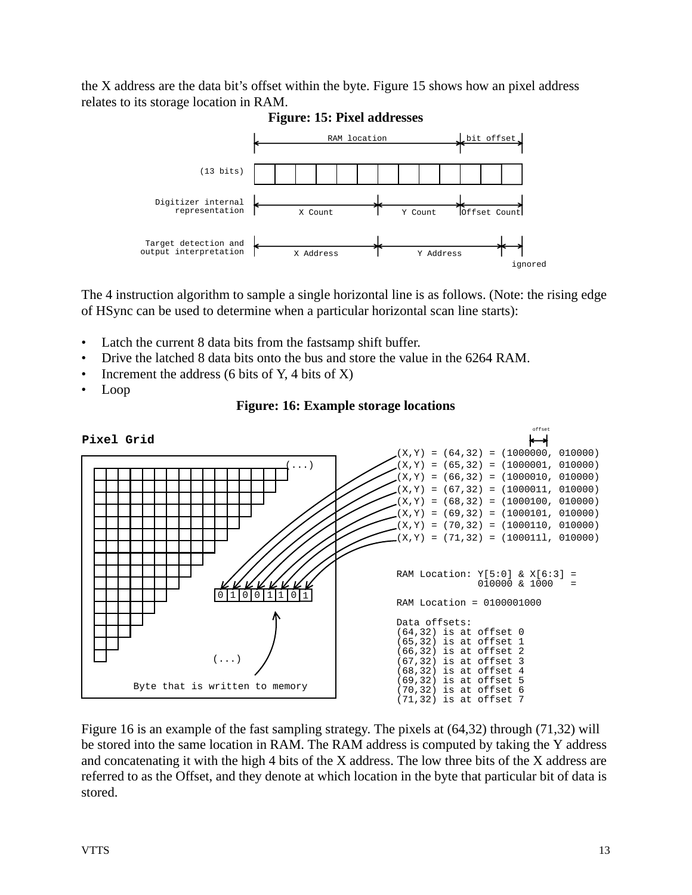the X address are the data bit's offset within the byte. Figure 15 shows how an pixel address relates to its storage location in RAM.

**Figure: 15: Pixel addresses**

```
                         |<------------ RAM location ----------->|<-- bit offset -->|
(13 bits)                [  ][  ][  ][  ][  ][  ][  ][  ][  ][  ][  ][  ][  ]
Digitizer internal       |<------ X Count ------>|<--- Y Count --->|<-Offset Count->|
representation
Target detection and     |<------ X Address ---->|<------ Y Address ------>|<->|
output interpretation                                                     ignored
```

The 4 instruction algorithm to sample a single horizontal line is as follows. (Note: the rising edge of HSync can be used to determine when a particular horizontal scan line starts):

- Latch the current 8 data bits from the fastsamp shift buffer.
- Drive the latched 8 data bits onto the bus and store the value in the 6264 RAM.
- Increment the address (6 bits of Y, 4 bits of X)
- Loop

**Figure: 16: Example storage locations**

```
Pixel Grid                                         offset
                                    (X,Y) = (64,32) = (1000000, 010000)
                                    (X,Y) = (65,32) = (1000001, 010000)
                                    (X,Y) = (66,32) = (1000010, 010000)
                                    (X,Y) = (67,32) = (1000011, 010000)
                                    (X,Y) = (68,32) = (1000100, 010000)
                                    (X,Y) = (69,32) = (1000101, 010000)
                                    (X,Y) = (70,32) = (1000110, 010000)
                                    (X,Y) = (71,32) = (1000111, 010000)

         (...)                      RAM Location: Y[5:0] & X[6:3] =
                                                  010000 & 1000   =
   0 1 0 0 1 1 0 1
                                    RAM Location = 0100001000

                                    Data offsets:
                                    (64,32) is at offset 0
                                    (65,32) is at offset 1
                                    (66,32) is at offset 2
         (...)                      (67,32) is at offset 3
                                    (68,32) is at offset 4
                                    (69,32) is at offset 5
Byte that is written to memory      (70,32) is at offset 6
                                    (71,32) is at offset 7
```

Figure 16 is an example of the fast sampling strategy. The pixels at (64,32) through (71,32) will be stored into the same location in RAM. The RAM address is computed by taking the Y address and concatenating it with the high 4 bits of the X address. The low three bits of the X address are referred to as the Offset, and they denote at which location in the byte that particular bit of data is stored.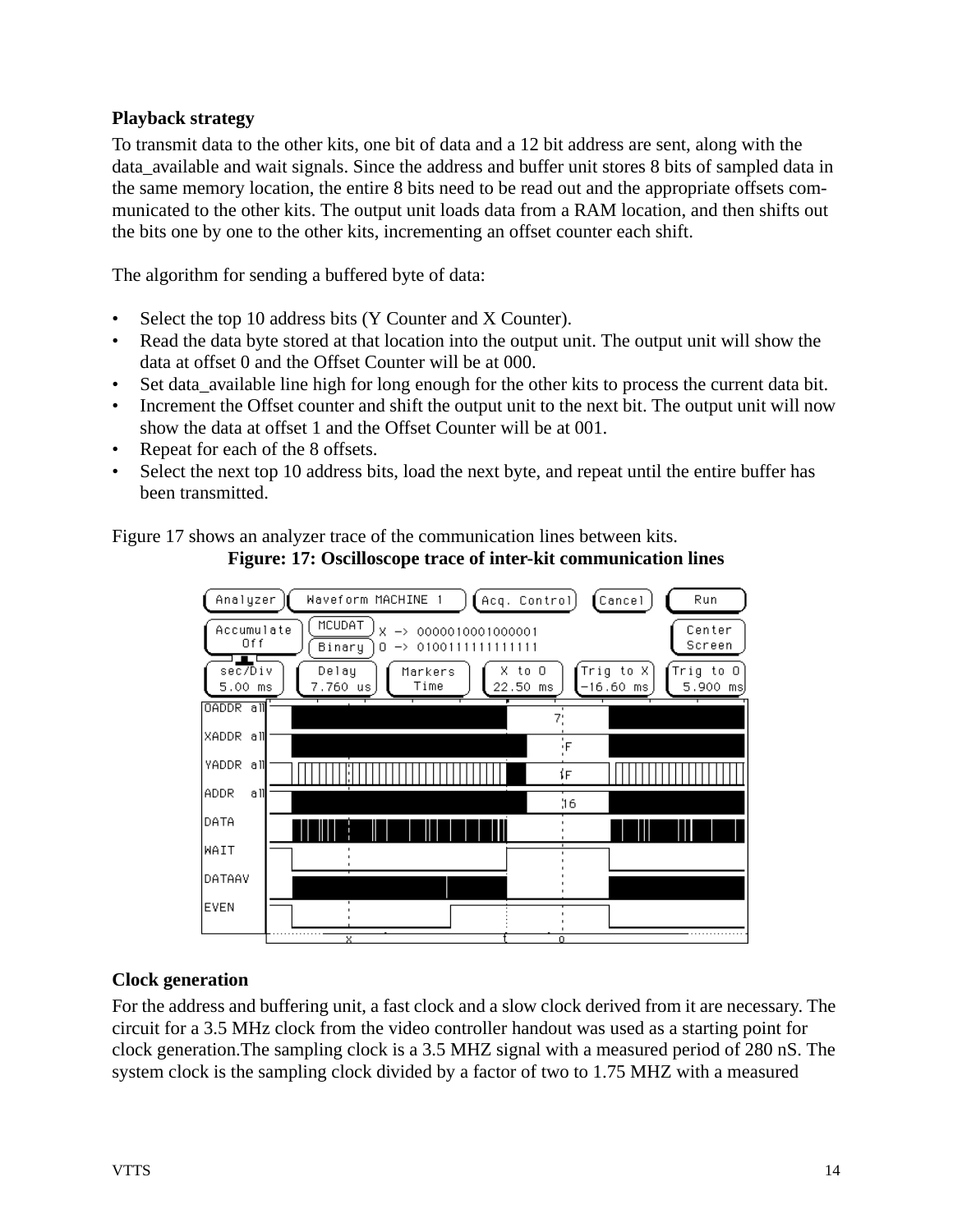### Playback strategy

To transmit data to the other kits, one bit of data and a 12 bit address are sent, along with the data_available and wait signals. Since the address and buffer unit stores 8 bits of sampled data in the same memory location, the entire 8 bits need to be read out and the appropriate offsets communicated to the other kits. The output unit loads data from a RAM location, and then shifts out the bits one by one to the other kits, incrementing an offset counter each shift.

The algorithm for sending a buffered byte of data:

- Select the top 10 address bits (Y Counter and X Counter).
- Read the data byte stored at that location into the output unit. The output unit will show the data at offset 0 and the Offset Counter will be at 000.
- Set data_available line high for long enough for the other kits to process the current data bit.
- Increment the Offset counter and shift the output unit to the next bit. The output unit will now show the data at offset 1 and the Offset Counter will be at 001.
- Repeat for each of the 8 offsets.
- Select the next top 10 address bits, load the next byte, and repeat until the entire buffer has been transmitted.

Figure 17 shows an analyzer trace of the communication lines between kits.

**Figure: 17: Oscilloscope trace of inter-kit communication lines**

### Clock generation

For the address and buffering unit, a fast clock and a slow clock derived from it are necessary. The circuit for a 3.5 MHz clock from the video controller handout was used as a starting point for clock generation.The sampling clock is a 3.5 MHZ signal with a measured period of 280 nS. The system clock is the sampling clock divided by a factor of two to 1.75 MHZ with a measured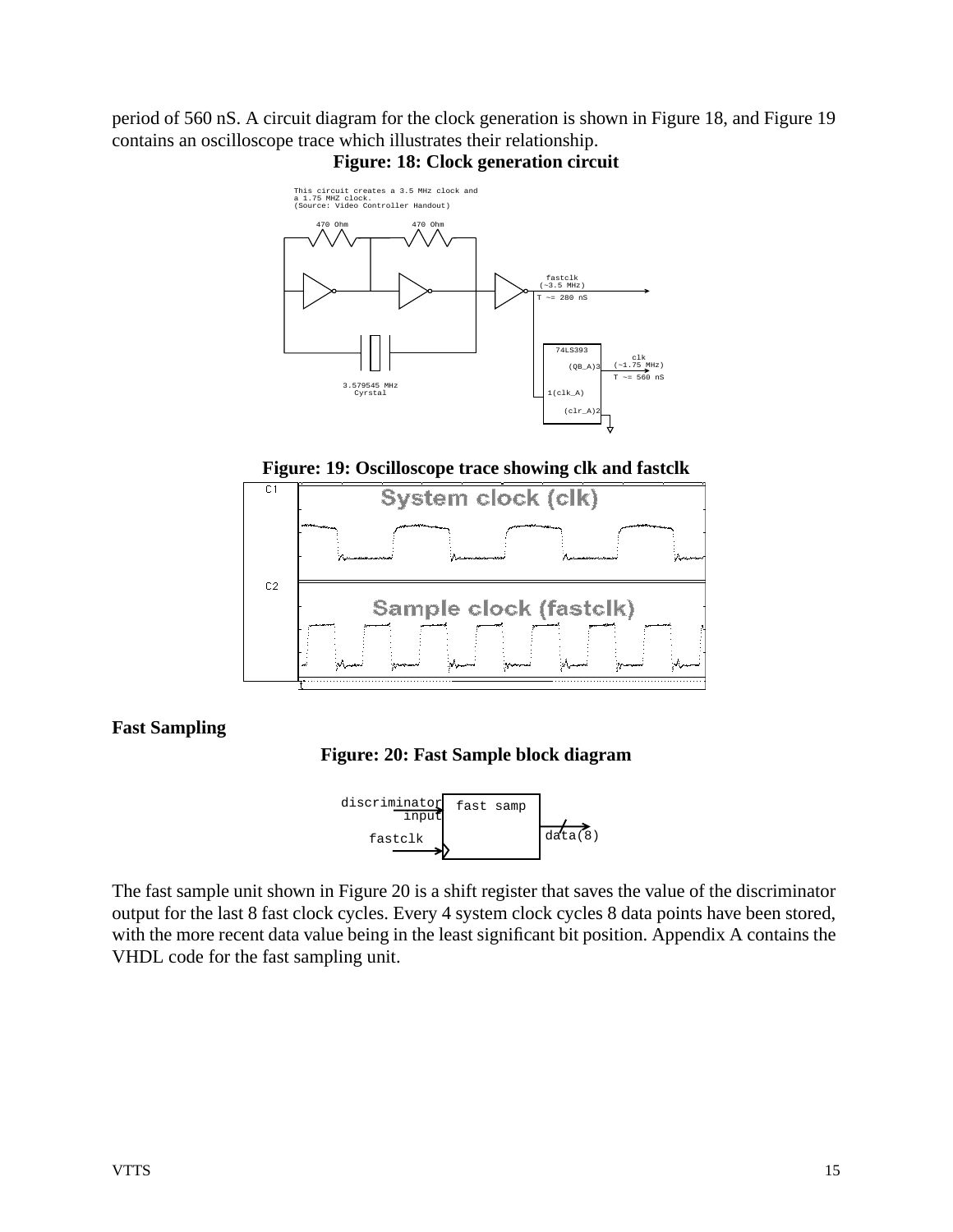period of 560 nS. A circuit diagram for the clock generation is shown in Figure 18, and Figure 19 contains an oscilloscope trace which illustrates their relationship.

**Figure: 18: Clock generation circuit**

**Figure: 19: Oscilloscope trace showing clk and fastclk**

### Fast Sampling

**Figure: 20: Fast Sample block diagram**

The fast sample unit shown in Figure 20 is a shift register that saves the value of the discriminator output for the last 8 fast clock cycles. Every 4 system clock cycles 8 data points have been stored, with the more recent data value being in the least significant bit position. Appendix A contains the VHDL code for the fast sampling unit.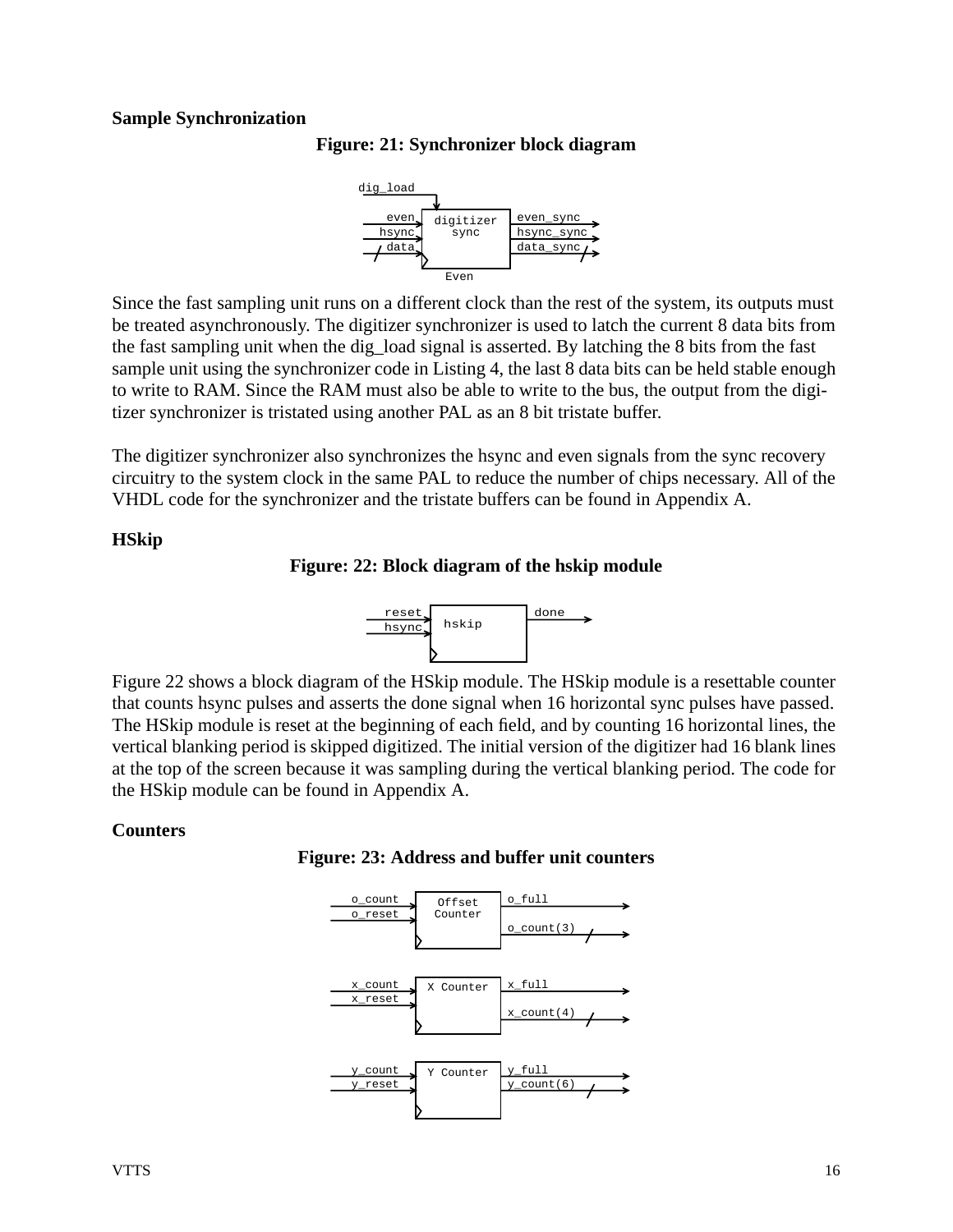**Sample Synchronization**

**Figure: 21: Synchronizer block diagram**

Since the fast sampling unit runs on a different clock than the rest of the system, its outputs must be treated asynchronously. The digitizer synchronizer is used to latch the current 8 data bits from the fast sampling unit when the dig_load signal is asserted. By latching the 8 bits from the fast sample unit using the synchronizer code in Listing 4, the last 8 data bits can be held stable enough to write to RAM. Since the RAM must also be able to write to the bus, the output from the digitizer synchronizer is tristated using another PAL as an 8 bit tristate buffer.

The digitizer synchronizer also synchronizes the hsync and even signals from the sync recovery circuitry to the system clock in the same PAL to reduce the number of chips necessary. All of the VHDL code for the synchronizer and the tristate buffers can be found in Appendix A.

**HSkip**

**Figure: 22: Block diagram of the hskip module**

Figure 22 shows a block diagram of the HSkip module. The HSkip module is a resettable counter that counts hsync pulses and asserts the done signal when 16 horizontal sync pulses have passed. The HSkip module is reset at the beginning of each field, and by counting 16 horizontal lines, the vertical blanking period is skipped digitized. The initial version of the digitizer had 16 blank lines at the top of the screen because it was sampling during the vertical blanking period. The code for the HSkip module can be found in Appendix A.

**Counters**

**Figure: 23: Address and buffer unit counters**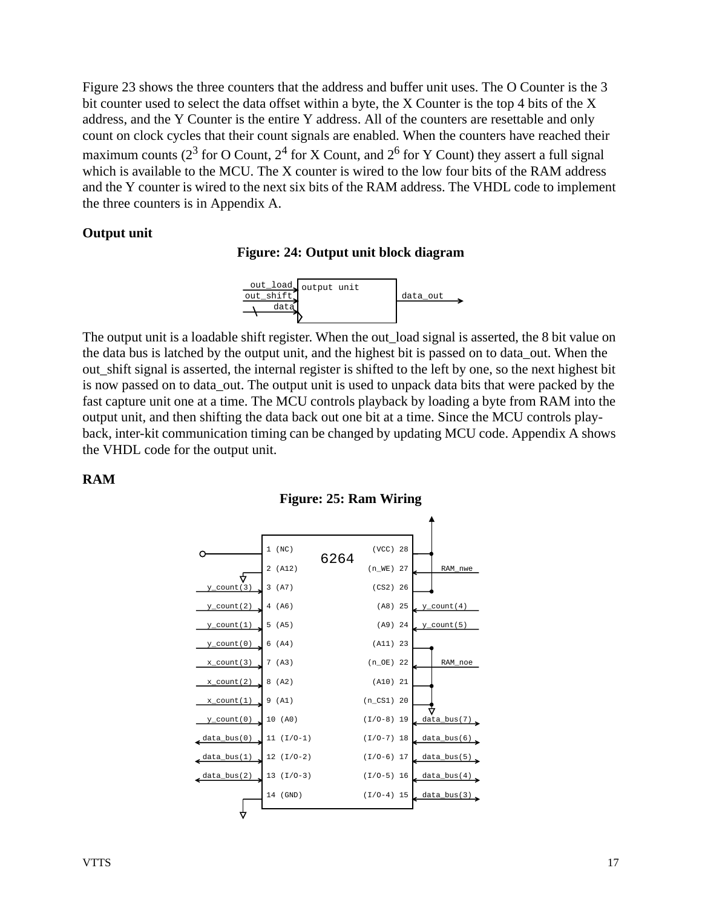Figure 23 shows the three counters that the address and buffer unit uses. The O Counter is the 3 bit counter used to select the data offset within a byte, the X Counter is the top 4 bits of the X address, and the Y Counter is the entire Y address. All of the counters are resettable and only count on clock cycles that their count signals are enabled. When the counters have reached their maximum counts ($2^3$ for O Count, $2^4$ for X Count, and $2^6$ for Y Count) they assert a full signal which is available to the MCU. The X counter is wired to the low four bits of the RAM address and the Y counter is wired to the next six bits of the RAM address. The VHDL code to implement the three counters is in Appendix A.

**Output unit**

**Figure: 24: Output unit block diagram**

out_load, out_shift, data → output unit → data_out

The output unit is a loadable shift register. When the out_load signal is asserted, the 8 bit value on the data bus is latched by the output unit, and the highest bit is passed on to data_out. When the out_shift signal is asserted, the internal register is shifted to the left by one, so the next highest bit is now passed on to data_out. The output unit is used to unpack data bits that were packed by the fast capture unit one at a time. The MCU controls playback by loading a byte from RAM into the output unit, and then shifting the data back out one bit at a time. Since the MCU controls play-back, inter-kit communication timing can be changed by updating MCU code. Appendix A shows the VHDL code for the output unit.

**RAM**

**Figure: 25: Ram Wiring**

6264

| Signal | Pin | Pin | Signal |
|---|---|---|---|
| (pull-up) | 1 (NC) | (VCC) 28 | VCC |
| GND | 2 (A12) | (n_WE) 27 | RAM_nwe |
| y_count(3) | 3 (A7) | (CS2) 26 | VCC |
| y_count(2) | 4 (A6) | (A8) 25 | y_count(4) |
| y_count(1) | 5 (A5) | (A9) 24 | y_count(5) |
| y_count(0) | 6 (A4) | (A11) 23 | GND |
| x_count(3) | 7 (A3) | (n_OE) 22 | RAM_noe |
| x_count(2) | 8 (A2) | (A10) 21 | GND |
| x_count(1) | 9 (A1) | (n_CS1) 20 | GND |
| y_count(0) | 10 (A0) | (I/O-8) 19 | data_bus(7) |
| data_bus(0) | 11 (I/O-1) | (I/O-7) 18 | data_bus(6) |
| data_bus(1) | 12 (I/O-2) | (I/O-6) 17 | data_bus(5) |
| data_bus(2) | 13 (I/O-3) | (I/O-5) 16 | data_bus(4) |
| GND | 14 (GND) | (I/O-4) 15 | data_bus(3) |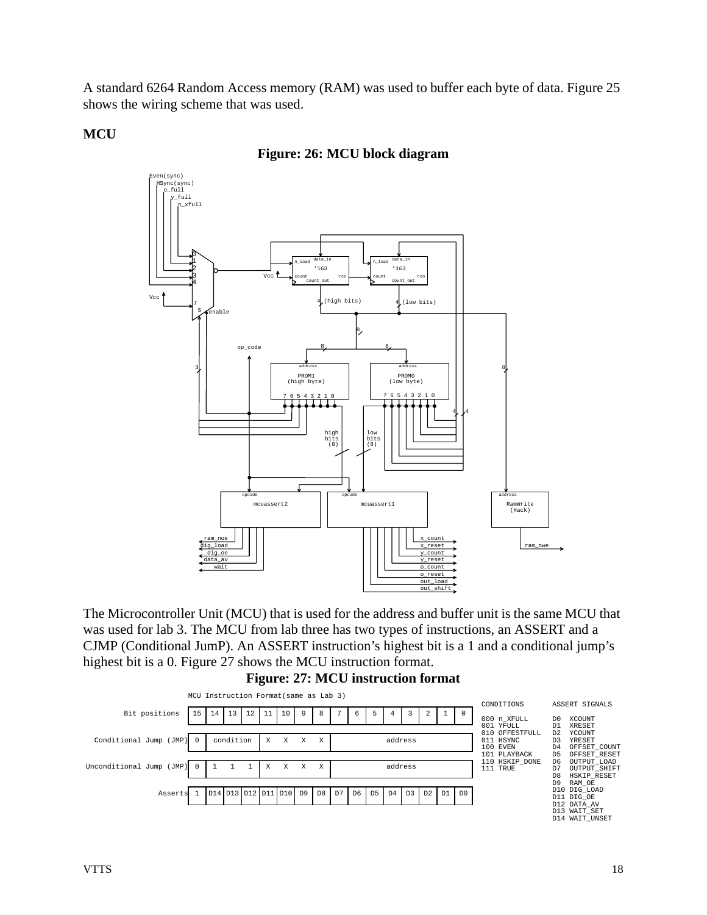A standard 6264 Random Access memory (RAM) was used to buffer each byte of data. Figure 25 shows the wiring scheme that was used.

**MCU**

**Figure: 26: MCU block diagram**

The Microcontroller Unit (MCU) that is used for the address and buffer unit is the same MCU that was used for lab 3. The MCU from lab three has two types of instructions, an ASSERT and a CJMP (Conditional JumP). An ASSERT instruction's highest bit is a 1 and a conditional jump's highest bit is a 0. Figure 27 shows the MCU instruction format.

**Figure: 27: MCU instruction format**

MCU Instruction Format(same as Lab 3)

| Bit positions | 15 | 14 | 13 | 12 | 11 | 10 | 9 | 8 | 7 | 6 | 5 | 4 | 3 | 2 | 1 | 0 |
|---|---|---|---|---|---|---|---|---|---|---|---|---|---|---|---|---|
| Conditional Jump (JMP) | 0 | condition | | | X | X | X | X | address | | | | | | | |
| Unconditional Jump (JMP) | 0 | 1 | 1 | 1 | X | X | X | X | address | | | | | | | |
| Asserts | 1 | D14 | D13 | D12 | D11 | D10 | D9 | D8 | D7 | D6 | D5 | D4 | D3 | D2 | D1 | D0 |

| CONDITIONS | ASSERT SIGNALS |
|---|---|
| 000 n_XFULL | D0 XCOUNT |
| 001 YFULL | D1 XRESET |
| 010 OFFESTFULL | D2 YCOUNT |
| 011 HSYNC | D3 YRESET |
| 100 EVEN | D4 OFFSET_COUNT |
| 101 PLAYBACK | D5 OFFSET_RESET |
| 110 HSKIP_DONE | D6 OUTPUT_LOAD |
| 111 TRUE | D7 OUTPUT_SHIFT |
| | D8 HSKIP_RESET |
| | D9 RAM_OE |
| | D10 DIG_LOAD |
| | D11 DIG_OE |
| | D12 DATA_AV |
| | D13 WAIT_SET |
| | D14 WAIT_UNSET |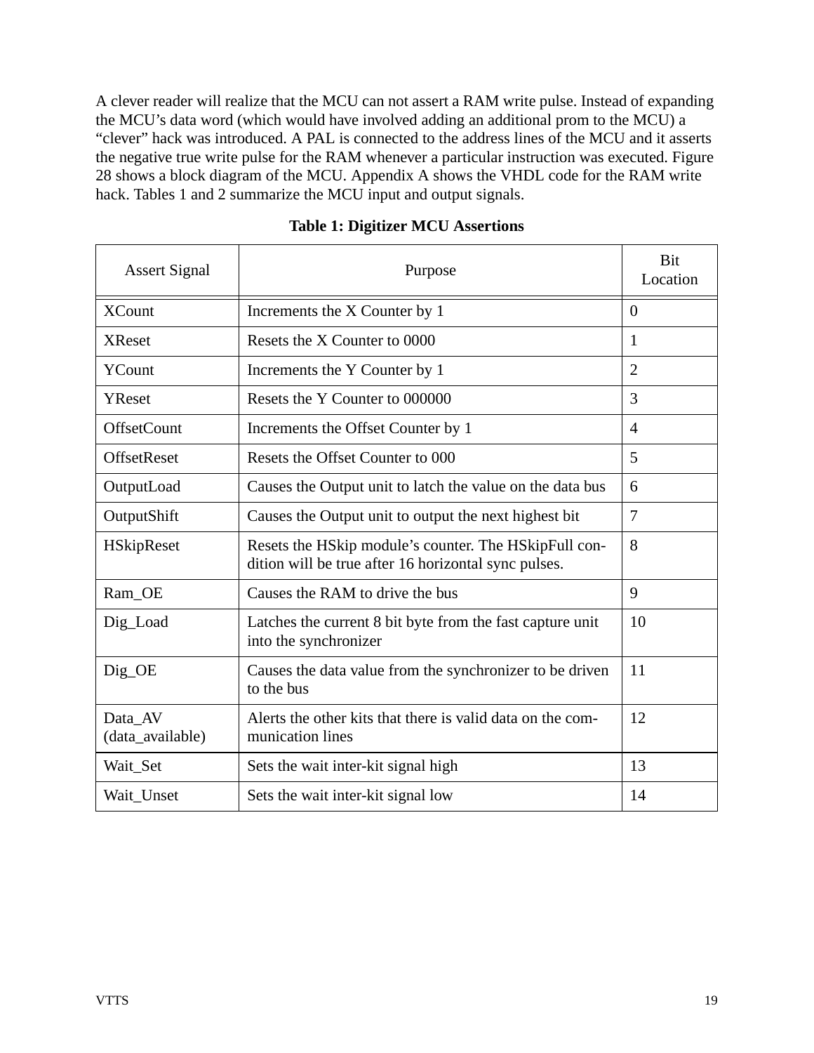A clever reader will realize that the MCU can not assert a RAM write pulse. Instead of expanding the MCU's data word (which would have involved adding an additional prom to the MCU) a "clever" hack was introduced. A PAL is connected to the address lines of the MCU and it asserts the negative true write pulse for the RAM whenever a particular instruction was executed. Figure 28 shows a block diagram of the MCU. Appendix A shows the VHDL code for the RAM write hack. Tables 1 and 2 summarize the MCU input and output signals.

**Table 1: Digitizer MCU Assertions**

| Assert Signal | Purpose | Bit Location |
|---|---|---|
| XCount | Increments the X Counter by 1 | 0 |
| XReset | Resets the X Counter to 0000 | 1 |
| YCount | Increments the Y Counter by 1 | 2 |
| YReset | Resets the Y Counter to 000000 | 3 |
| OffsetCount | Increments the Offset Counter by 1 | 4 |
| OffsetReset | Resets the Offset Counter to 000 | 5 |
| OutputLoad | Causes the Output unit to latch the value on the data bus | 6 |
| OutputShift | Causes the Output unit to output the next highest bit | 7 |
| HSkipReset | Resets the HSkip module's counter. The HSkipFull condition will be true after 16 horizontal sync pulses. | 8 |
| Ram_OE | Causes the RAM to drive the bus | 9 |
| Dig_Load | Latches the current 8 bit byte from the fast capture unit into the synchronizer | 10 |
| Dig_OE | Causes the data value from the synchronizer to be driven to the bus | 11 |
| Data_AV (data_available) | Alerts the other kits that there is valid data on the communication lines | 12 |
| Wait_Set | Sets the wait inter-kit signal high | 13 |
| Wait_Unset | Sets the wait inter-kit signal low | 14 |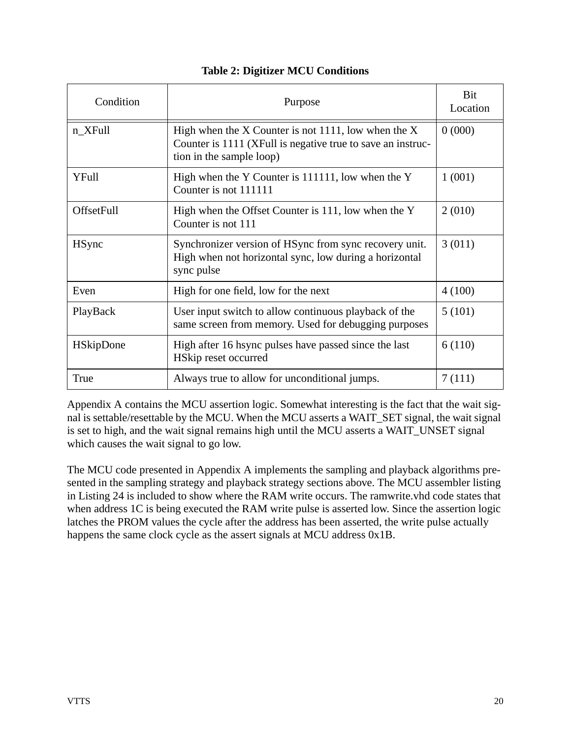**Table 2: Digitizer MCU Conditions**

| Condition | Purpose | Bit Location |
|---|---|---|
| n_XFull | High when the X Counter is not 1111, low when the X Counter is 1111 (XFull is negative true to save an instruction in the sample loop) | 0 (000) |
| YFull | High when the Y Counter is 111111, low when the Y Counter is not 111111 | 1 (001) |
| OffsetFull | High when the Offset Counter is 111, low when the Y Counter is not 111 | 2 (010) |
| HSync | Synchronizer version of HSync from sync recovery unit. High when not horizontal sync, low during a horizontal sync pulse | 3 (011) |
| Even | High for one field, low for the next | 4 (100) |
| PlayBack | User input switch to allow continuous playback of the same screen from memory. Used for debugging purposes | 5 (101) |
| HSkipDone | High after 16 hsync pulses have passed since the last HSkip reset occurred | 6 (110) |
| True | Always true to allow for unconditional jumps. | 7 (111) |

Appendix A contains the MCU assertion logic. Somewhat interesting is the fact that the wait signal is settable/resettable by the MCU. When the MCU asserts a WAIT_SET signal, the wait signal is set to high, and the wait signal remains high until the MCU asserts a WAIT_UNSET signal which causes the wait signal to go low.

The MCU code presented in Appendix A implements the sampling and playback algorithms presented in the sampling strategy and playback strategy sections above. The MCU assembler listing in Listing 24 is included to show where the RAM write occurs. The ramwrite.vhd code states that when address 1C is being executed the RAM write pulse is asserted low. Since the assertion logic latches the PROM values the cycle after the address has been asserted, the write pulse actually happens the same clock cycle as the assert signals at MCU address 0x1B.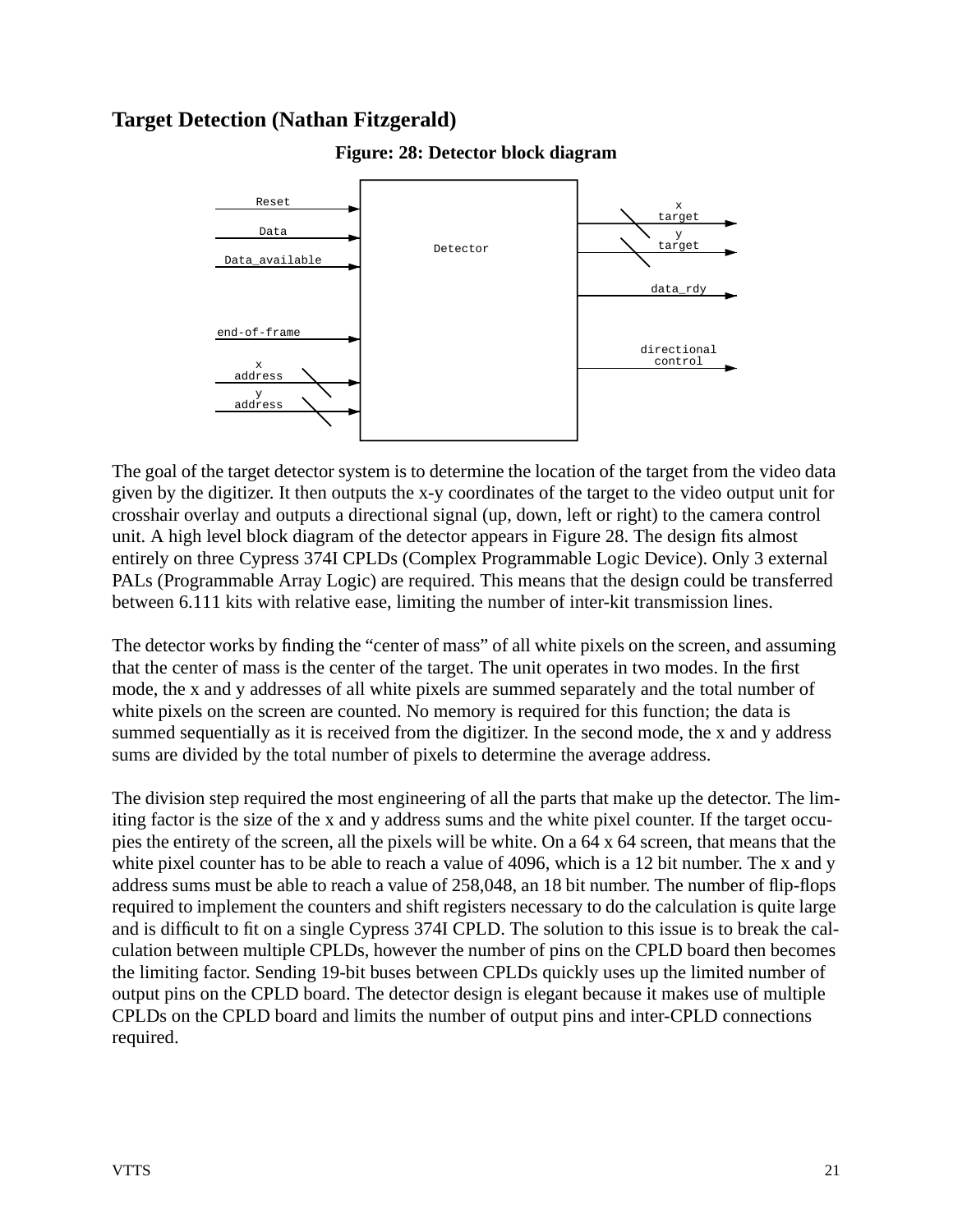## Target Detection (Nathan Fitzgerald)

**Figure: 28: Detector block diagram**

The goal of the target detector system is to determine the location of the target from the video data given by the digitizer. It then outputs the x-y coordinates of the target to the video output unit for crosshair overlay and outputs a directional signal (up, down, left or right) to the camera control unit. A high level block diagram of the detector appears in Figure 28. The design fits almost entirely on three Cypress 374I CPLDs (Complex Programmable Logic Device). Only 3 external PALs (Programmable Array Logic) are required. This means that the design could be transferred between 6.111 kits with relative ease, limiting the number of inter-kit transmission lines.

The detector works by finding the “center of mass” of all white pixels on the screen, and assuming that the center of mass is the center of the target. The unit operates in two modes. In the first mode, the x and y addresses of all white pixels are summed separately and the total number of white pixels on the screen are counted. No memory is required for this function; the data is summed sequentially as it is received from the digitizer. In the second mode, the x and y address sums are divided by the total number of pixels to determine the average address.

The division step required the most engineering of all the parts that make up the detector. The limiting factor is the size of the x and y address sums and the white pixel counter. If the target occupies the entirety of the screen, all the pixels will be white. On a 64 x 64 screen, that means that the white pixel counter has to be able to reach a value of 4096, which is a 12 bit number. The x and y address sums must be able to reach a value of 258,048, an 18 bit number. The number of flip-flops required to implement the counters and shift registers necessary to do the calculation is quite large and is difficult to fit on a single Cypress 374I CPLD. The solution to this issue is to break the calculation between multiple CPLDs, however the number of pins on the CPLD board then becomes the limiting factor. Sending 19-bit buses between CPLDs quickly uses up the limited number of output pins on the CPLD board. The detector design is elegant because it makes use of multiple CPLDs on the CPLD board and limits the number of output pins and inter-CPLD connections required.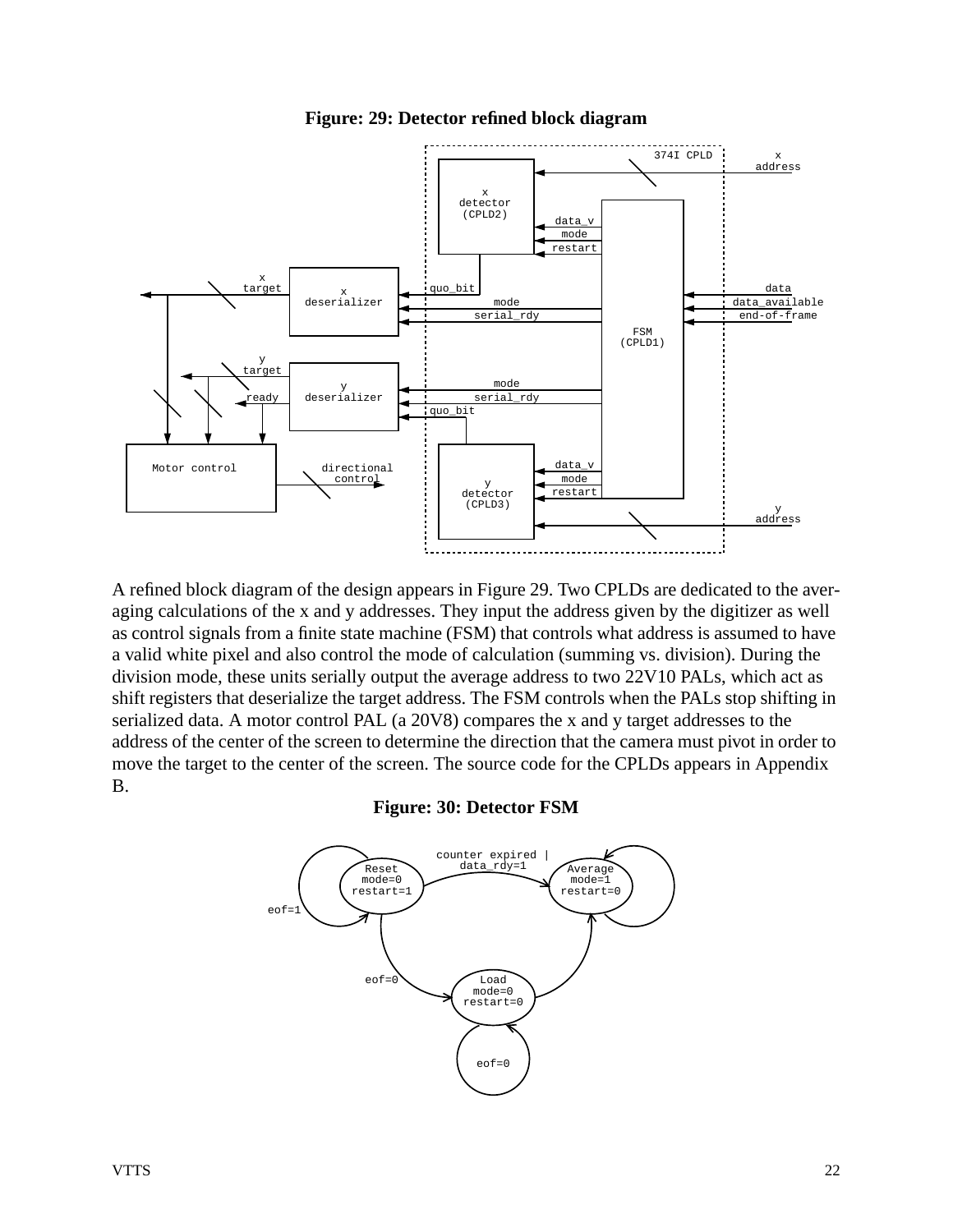**Figure: 29: Detector refined block diagram**

A refined block diagram of the design appears in Figure 29. Two CPLDs are dedicated to the averaging calculations of the x and y addresses. They input the address given by the digitizer as well as control signals from a finite state machine (FSM) that controls what address is assumed to have a valid white pixel and also control the mode of calculation (summing vs. division). During the division mode, these units serially output the average address to two 22V10 PALs, which act as shift registers that deserialize the target address. The FSM controls when the PALs stop shifting in serialized data. A motor control PAL (a 20V8) compares the x and y target addresses to the address of the center of the screen to determine the direction that the camera must pivot in order to move the target to the center of the screen. The source code for the CPLDs appears in Appendix B.

**Figure: 30: Detector FSM**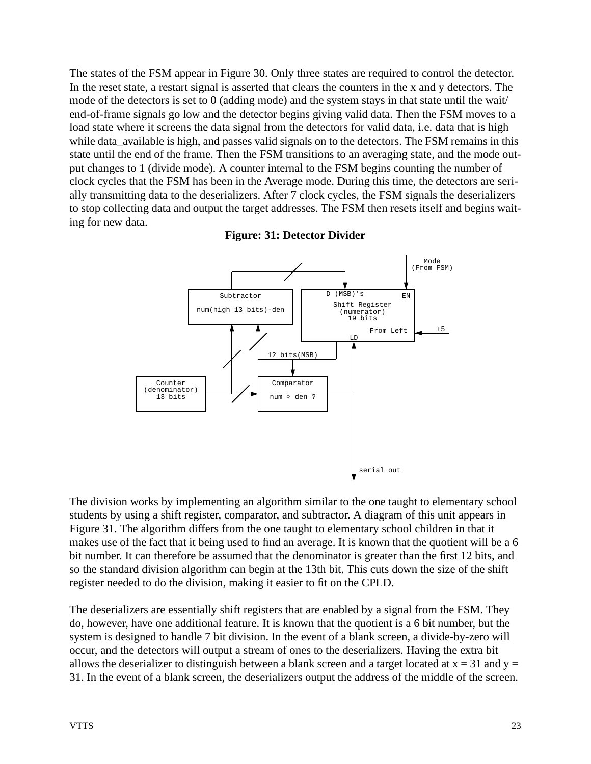The states of the FSM appear in Figure 30. Only three states are required to control the detector. In the reset state, a restart signal is asserted that clears the counters in the x and y detectors. The mode of the detectors is set to 0 (adding mode) and the system stays in that state until the wait/end-of-frame signals go low and the detector begins giving valid data. Then the FSM moves to a load state where it screens the data signal from the detectors for valid data, i.e. data that is high while data_available is high, and passes valid signals on to the detectors. The FSM remains in this state until the end of the frame. Then the FSM transitions to an averaging state, and the mode output changes to 1 (divide mode). A counter internal to the FSM begins counting the number of clock cycles that the FSM has been in the Average mode. During this time, the detectors are serially transmitting data to the deserializers. After 7 clock cycles, the FSM signals the deserializers to stop collecting data and output the target addresses. The FSM then resets itself and begins waiting for new data.

**Figure: 31: Detector Divider**

The division works by implementing an algorithm similar to the one taught to elementary school students by using a shift register, comparator, and subtractor. A diagram of this unit appears in Figure 31. The algorithm differs from the one taught to elementary school children in that it makes use of the fact that it being used to find an average. It is known that the quotient will be a 6 bit number. It can therefore be assumed that the denominator is greater than the first 12 bits, and so the standard division algorithm can begin at the 13th bit. This cuts down the size of the shift register needed to do the division, making it easier to fit on the CPLD.

The deserializers are essentially shift registers that are enabled by a signal from the FSM. They do, however, have one additional feature. It is known that the quotient is a 6 bit number, but the system is designed to handle 7 bit division. In the event of a blank screen, a divide-by-zero will occur, and the detectors will output a stream of ones to the deserializers. Having the extra bit allows the deserializer to distinguish between a blank screen and a target located at x = 31 and y = 31. In the event of a blank screen, the deserializers output the address of the middle of the screen.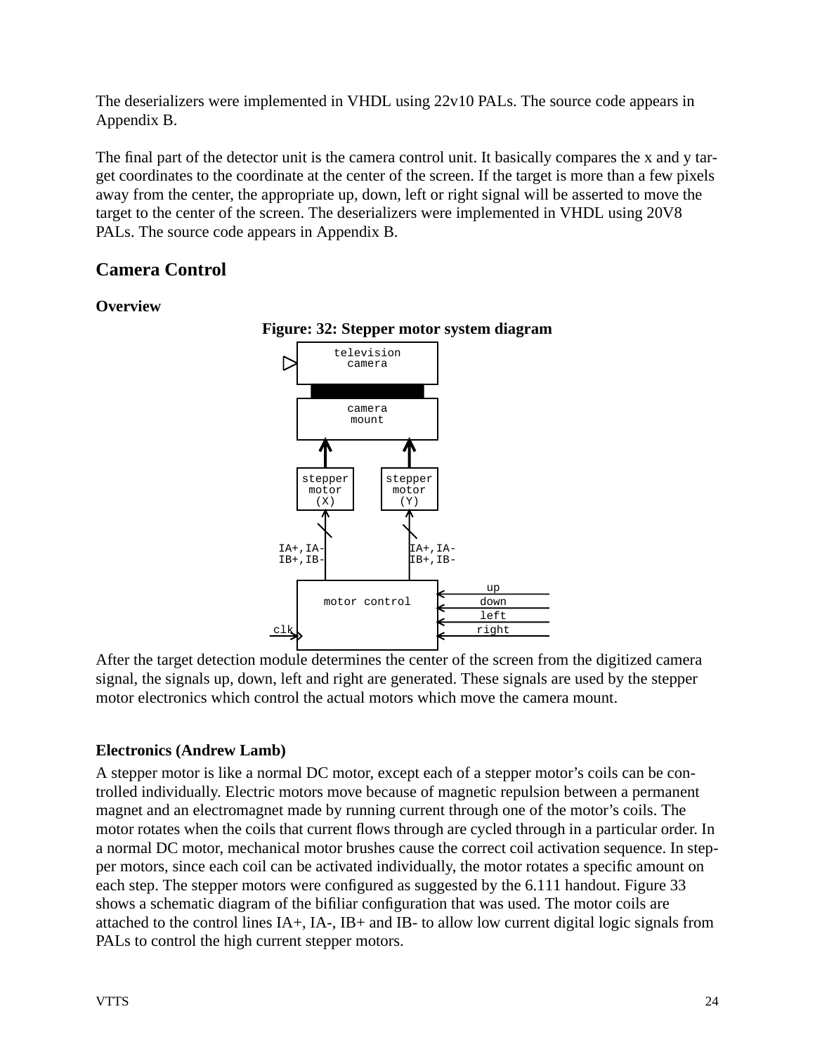The deserializers were implemented in VHDL using 22v10 PALs. The source code appears in Appendix B.

The final part of the detector unit is the camera control unit. It basically compares the x and y target coordinates to the coordinate at the center of the screen. If the target is more than a few pixels away from the center, the appropriate up, down, left or right signal will be asserted to move the target to the center of the screen. The deserializers were implemented in VHDL using 20V8 PALs. The source code appears in Appendix B.

## Camera Control

### Overview

**Figure: 32: Stepper motor system diagram**

After the target detection module determines the center of the screen from the digitized camera signal, the signals up, down, left and right are generated. These signals are used by the stepper motor electronics which control the actual motors which move the camera mount.

### Electronics (Andrew Lamb)

A stepper motor is like a normal DC motor, except each of a stepper motor's coils can be controlled individually. Electric motors move because of magnetic repulsion between a permanent magnet and an electromagnet made by running current through one of the motor's coils. The motor rotates when the coils that current flows through are cycled through in a particular order. In a normal DC motor, mechanical motor brushes cause the correct coil activation sequence. In stepper motors, since each coil can be activated individually, the motor rotates a specific amount on each step. The stepper motors were configured as suggested by the 6.111 handout. Figure 33 shows a schematic diagram of the bifiliar configuration that was used. The motor coils are attached to the control lines IA+, IA-, IB+ and IB- to allow low current digital logic signals from PALs to control the high current stepper motors.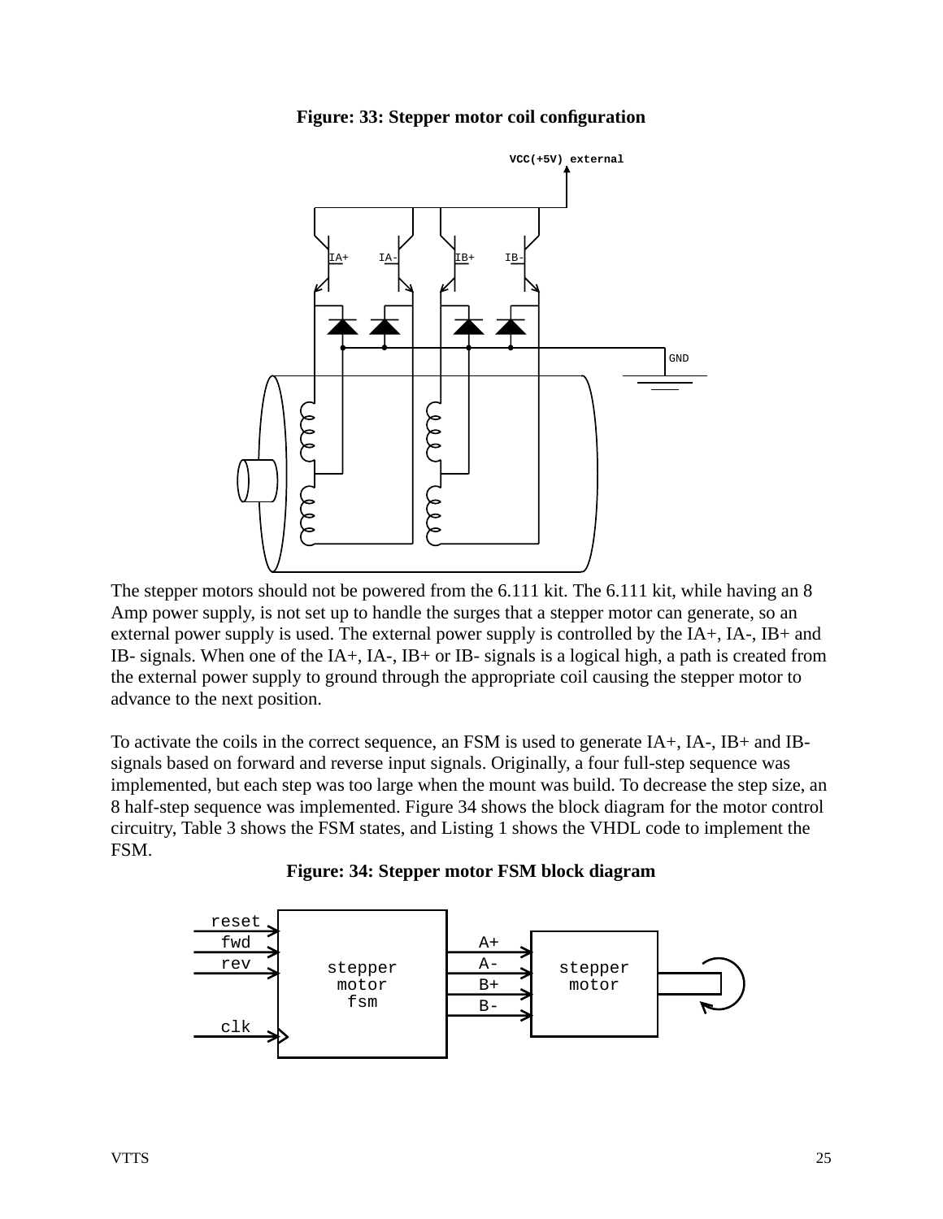**Figure: 33: Stepper motor coil configuration**

The stepper motors should not be powered from the 6.111 kit. The 6.111 kit, while having an 8 Amp power supply, is not set up to handle the surges that a stepper motor can generate, so an external power supply is used. The external power supply is controlled by the IA+, IA-, IB+ and IB- signals. When one of the IA+, IA-, IB+ or IB- signals is a logical high, a path is created from the external power supply to ground through the appropriate coil causing the stepper motor to advance to the next position.

To activate the coils in the correct sequence, an FSM is used to generate IA+, IA-, IB+ and IB- signals based on forward and reverse input signals. Originally, a four full-step sequence was implemented, but each step was too large when the mount was build. To decrease the step size, an 8 half-step sequence was implemented. Figure 34 shows the block diagram for the motor control circuitry, Table 3 shows the FSM states, and Listing 1 shows the VHDL code to implement the FSM.

**Figure: 34: Stepper motor FSM block diagram**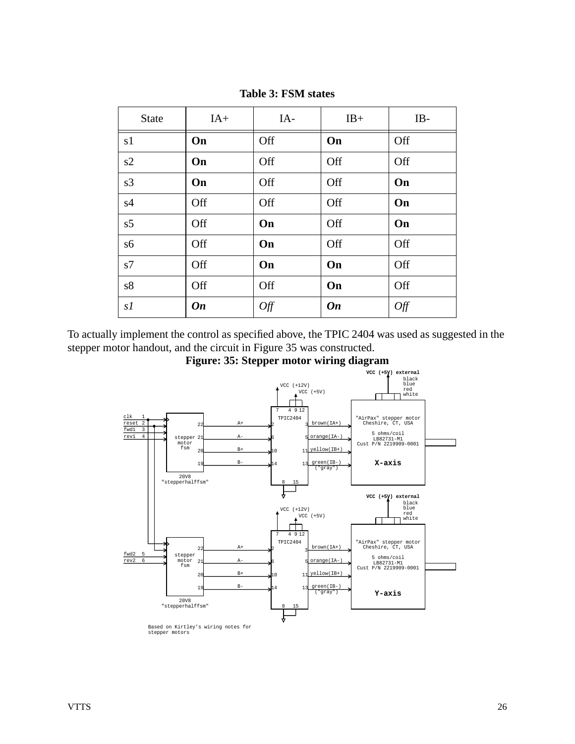**Table 3: FSM states**

| State | IA+ | IA- | IB+ | IB- |
|---|---|---|---|---|
| s1 | **On** | Off | **On** | Off |
| s2 | **On** | Off | Off | Off |
| s3 | **On** | Off | Off | **On** |
| s4 | Off | Off | Off | **On** |
| s5 | Off | **On** | Off | **On** |
| s6 | Off | **On** | Off | Off |
| s7 | Off | **On** | **On** | Off |
| s8 | Off | Off | **On** | Off |
| *s1* | ***On*** | *Off* | ***On*** | *Off* |

To actually implement the control as specified above, the TPIC 2404 was used as suggested in the stepper motor handout, and the circuit in Figure 35 was constructed.

**Figure: 35: Stepper motor wiring diagram**

VCC (+5V) external, black, blue, red, white, VCC (+12V), VCC (+5V), 7, 4, 9, 12, TPIC2404, clk 1, reset 2, fwd1 3, rev1 4, 22, A+, 2, 3, brown(IA+), stepper motor fsm, 21, A-, 6, 5, orange(IA-), 20, B+, 10, 11, yellow(IB+), 19, B-, 14, 13, green(IB-) ("gray"), 20V8 "stepperhalffsm", 8, 15, "AirPax" stepper motor Cheshire, CT, USA, 5 ohms/coil, LB82731-M1, Cust P/N 2219909-0001, X-axis

VCC (+5V) external, black, blue, red, white, VCC (+12V), VCC (+5V), 7, 4, 9, 12, TPIC2404, 22, A+, 2, 3, brown(IA+), fwd2 5, rev2 6, stepper motor fsm, 21, A-, 6, 5, orange(IA-), 20, B+, 10, 11, yellow(IB+), 19, B-, 14, 13, green(IB-) ("gray"), 20V8 "stepperhalffsm", 8, 15, "AirPax" stepper motor Cheshire, CT, USA, 5 ohms/coil, LB82731-M1, Cust P/N 2219909-0001, Y-axis

Based on Kirtley's wiring notes for stepper motors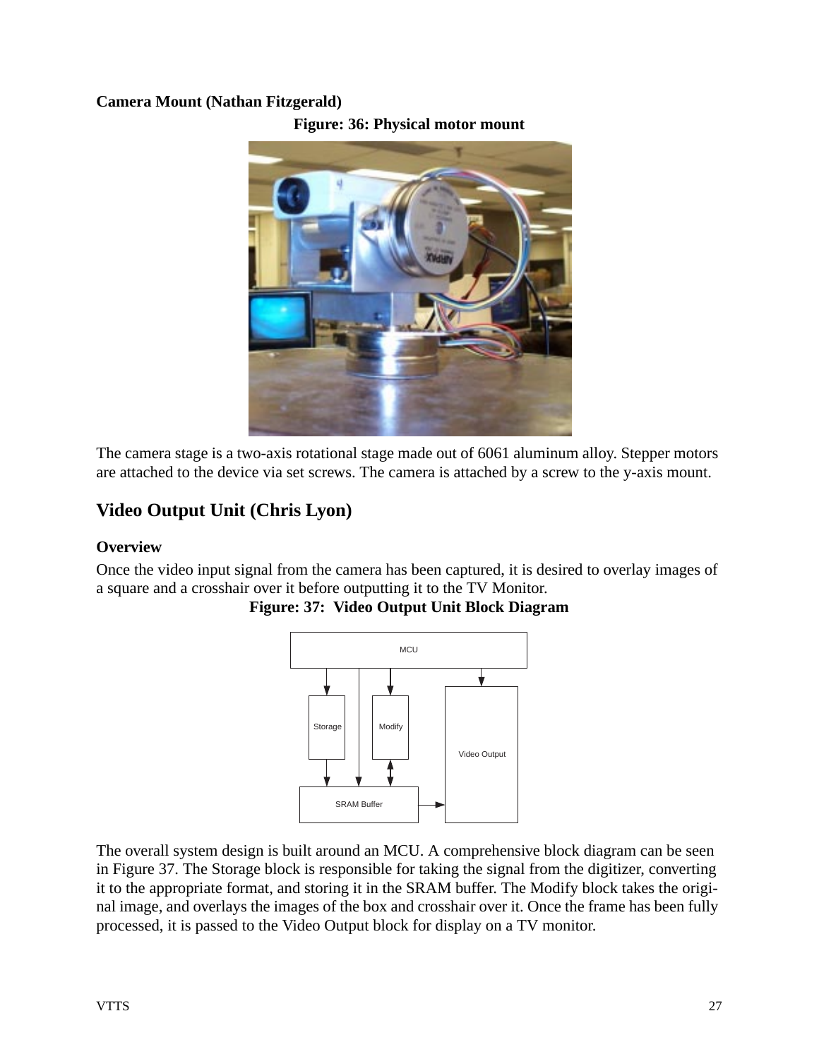**Camera Mount (Nathan Fitzgerald)**

**Figure: 36: Physical motor mount**

The camera stage is a two-axis rotational stage made out of 6061 aluminum alloy. Stepper motors are attached to the device via set screws. The camera is attached by a screw to the y-axis mount.

## Video Output Unit (Chris Lyon)

### Overview

Once the video input signal from the camera has been captured, it is desired to overlay images of a square and a crosshair over it before outputting it to the TV Monitor.

**Figure: 37: Video Output Unit Block Diagram**

The overall system design is built around an MCU. A comprehensive block diagram can be seen in Figure 37. The Storage block is responsible for taking the signal from the digitizer, converting it to the appropriate format, and storing it in the SRAM buffer. The Modify block takes the original image, and overlays the images of the box and crosshair over it. Once the frame has been fully processed, it is passed to the Video Output block for display on a TV monitor.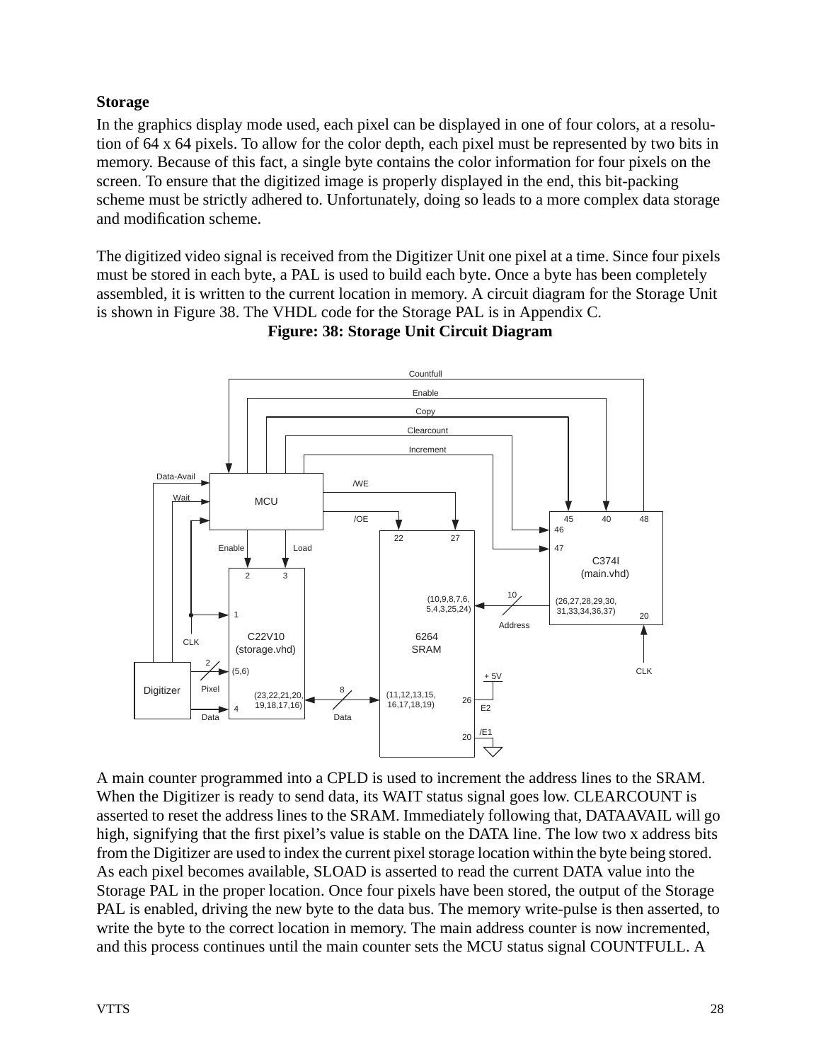**Storage**

In the graphics display mode used, each pixel can be displayed in one of four colors, at a resolution of 64 x 64 pixels. To allow for the color depth, each pixel must be represented by two bits in memory. Because of this fact, a single byte contains the color information for four pixels on the screen. To ensure that the digitized image is properly displayed in the end, this bit-packing scheme must be strictly adhered to. Unfortunately, doing so leads to a more complex data storage and modification scheme.

The digitized video signal is received from the Digitizer Unit one pixel at a time. Since four pixels must be stored in each byte, a PAL is used to build each byte. Once a byte has been completely assembled, it is written to the current location in memory. A circuit diagram for the Storage Unit is shown in Figure 38. The VHDL code for the Storage PAL is in Appendix C.

**Figure: 38: Storage Unit Circuit Diagram**

A main counter programmed into a CPLD is used to increment the address lines to the SRAM. When the Digitizer is ready to send data, its WAIT status signal goes low. CLEARCOUNT is asserted to reset the address lines to the SRAM. Immediately following that, DATAAVAIL will go high, signifying that the first pixel's value is stable on the DATA line. The low two x address bits from the Digitizer are used to index the current pixel storage location within the byte being stored. As each pixel becomes available, SLOAD is asserted to read the current DATA value into the Storage PAL in the proper location. Once four pixels have been stored, the output of the Storage PAL is enabled, driving the new byte to the data bus. The memory write-pulse is then asserted, to write the byte to the correct location in memory. The main address counter is now incremented, and this process continues until the main counter sets the MCU status signal COUNTFULL. A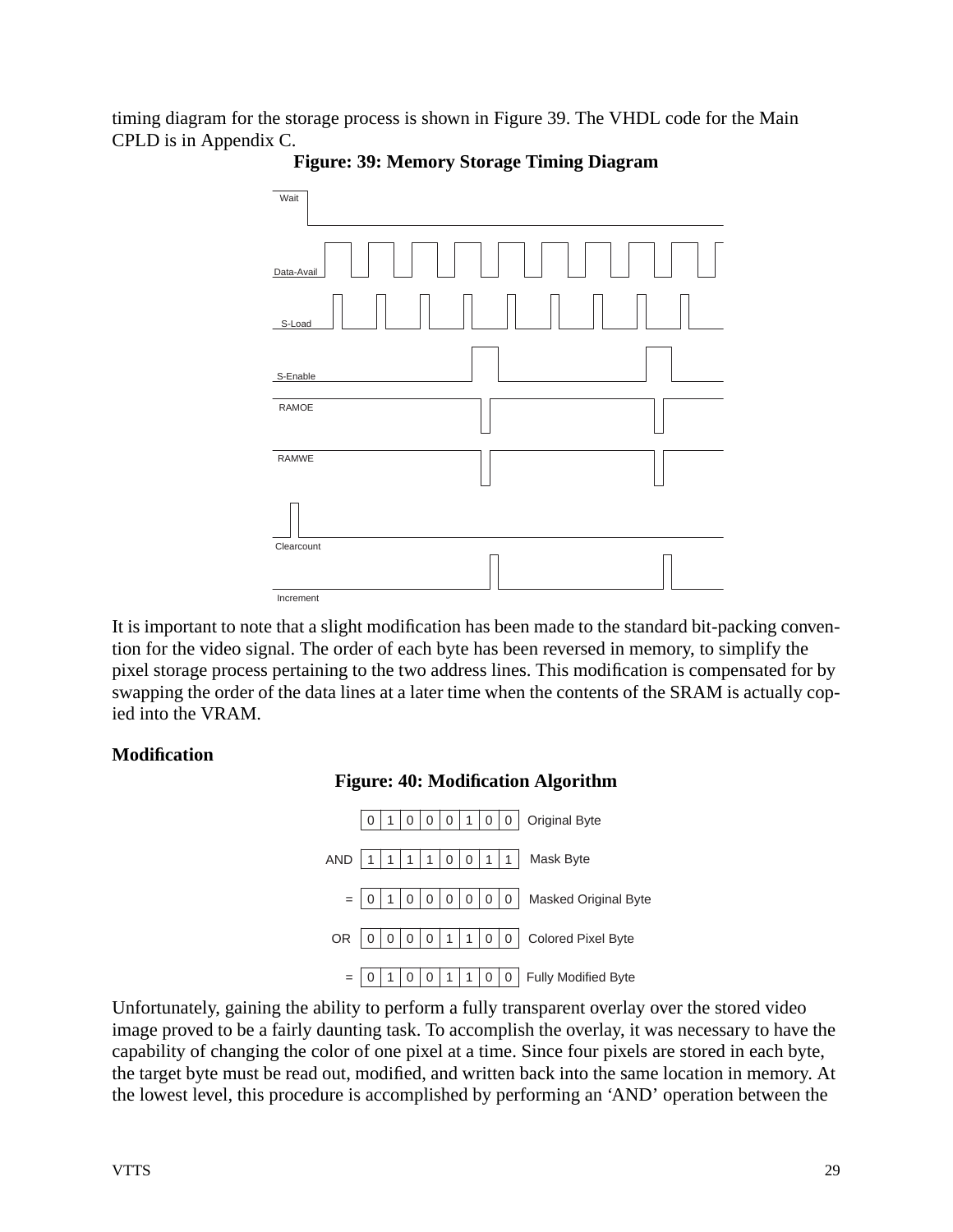timing diagram for the storage process is shown in Figure 39. The VHDL code for the Main CPLD is in Appendix C.

**Figure: 39: Memory Storage Timing Diagram**

It is important to note that a slight modification has been made to the standard bit-packing convention for the video signal. The order of each byte has been reversed in memory, to simplify the pixel storage process pertaining to the two address lines. This modification is compensated for by swapping the order of the data lines at a later time when the contents of the SRAM is actually copied into the VRAM.

**Modification**

**Figure: 40: Modification Algorithm**

| | | | | | | | | | |
|---|---|---|---|---|---|---|---|---|---|
| | 0 | 1 | 0 | 0 | 0 | 1 | 0 | 0 | Original Byte |
| AND | 1 | 1 | 1 | 1 | 0 | 0 | 1 | 1 | Mask Byte |
| = | 0 | 1 | 0 | 0 | 0 | 0 | 0 | 0 | Masked Original Byte |
| OR | 0 | 0 | 0 | 0 | 1 | 1 | 0 | 0 | Colored Pixel Byte |
| = | 0 | 1 | 0 | 0 | 1 | 1 | 0 | 0 | Fully Modified Byte |

Unfortunately, gaining the ability to perform a fully transparent overlay over the stored video image proved to be a fairly daunting task. To accomplish the overlay, it was necessary to have the capability of changing the color of one pixel at a time. Since four pixels are stored in each byte, the target byte must be read out, modified, and written back into the same location in memory. At the lowest level, this procedure is accomplished by performing an 'AND' operation between the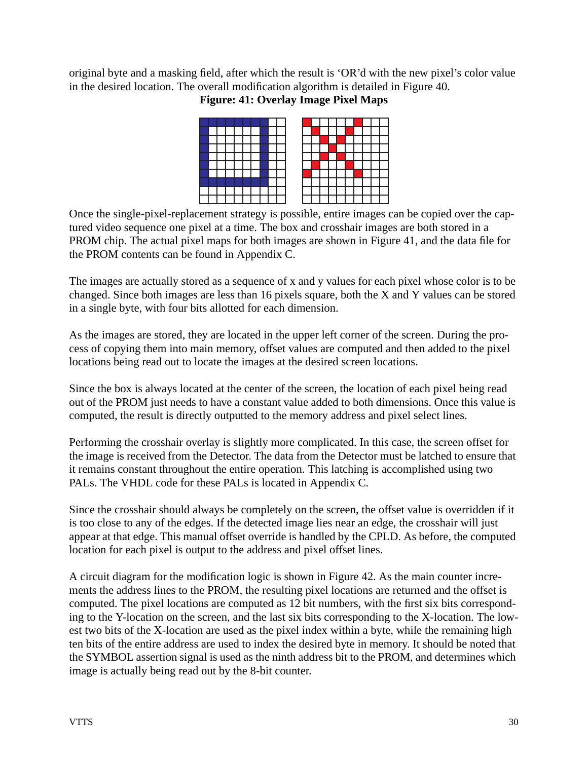original byte and a masking field, after which the result is 'OR'd with the new pixel's color value in the desired location. The overall modification algorithm is detailed in Figure 40.

**Figure: 41: Overlay Image Pixel Maps**

Once the single-pixel-replacement strategy is possible, entire images can be copied over the captured video sequence one pixel at a time. The box and crosshair images are both stored in a PROM chip. The actual pixel maps for both images are shown in Figure 41, and the data file for the PROM contents can be found in Appendix C.

The images are actually stored as a sequence of x and y values for each pixel whose color is to be changed. Since both images are less than 16 pixels square, both the X and Y values can be stored in a single byte, with four bits allotted for each dimension.

As the images are stored, they are located in the upper left corner of the screen. During the process of copying them into main memory, offset values are computed and then added to the pixel locations being read out to locate the images at the desired screen locations.

Since the box is always located at the center of the screen, the location of each pixel being read out of the PROM just needs to have a constant value added to both dimensions. Once this value is computed, the result is directly outputted to the memory address and pixel select lines.

Performing the crosshair overlay is slightly more complicated. In this case, the screen offset for the image is received from the Detector. The data from the Detector must be latched to ensure that it remains constant throughout the entire operation. This latching is accomplished using two PALs. The VHDL code for these PALs is located in Appendix C.

Since the crosshair should always be completely on the screen, the offset value is overridden if it is too close to any of the edges. If the detected image lies near an edge, the crosshair will just appear at that edge. This manual offset override is handled by the CPLD. As before, the computed location for each pixel is output to the address and pixel offset lines.

A circuit diagram for the modification logic is shown in Figure 42. As the main counter increments the address lines to the PROM, the resulting pixel locations are returned and the offset is computed. The pixel locations are computed as 12 bit numbers, with the first six bits corresponding to the Y-location on the screen, and the last six bits corresponding to the X-location. The lowest two bits of the X-location are used as the pixel index within a byte, while the remaining high ten bits of the entire address are used to index the desired byte in memory. It should be noted that the SYMBOL assertion signal is used as the ninth address bit to the PROM, and determines which image is actually being read out by the 8-bit counter.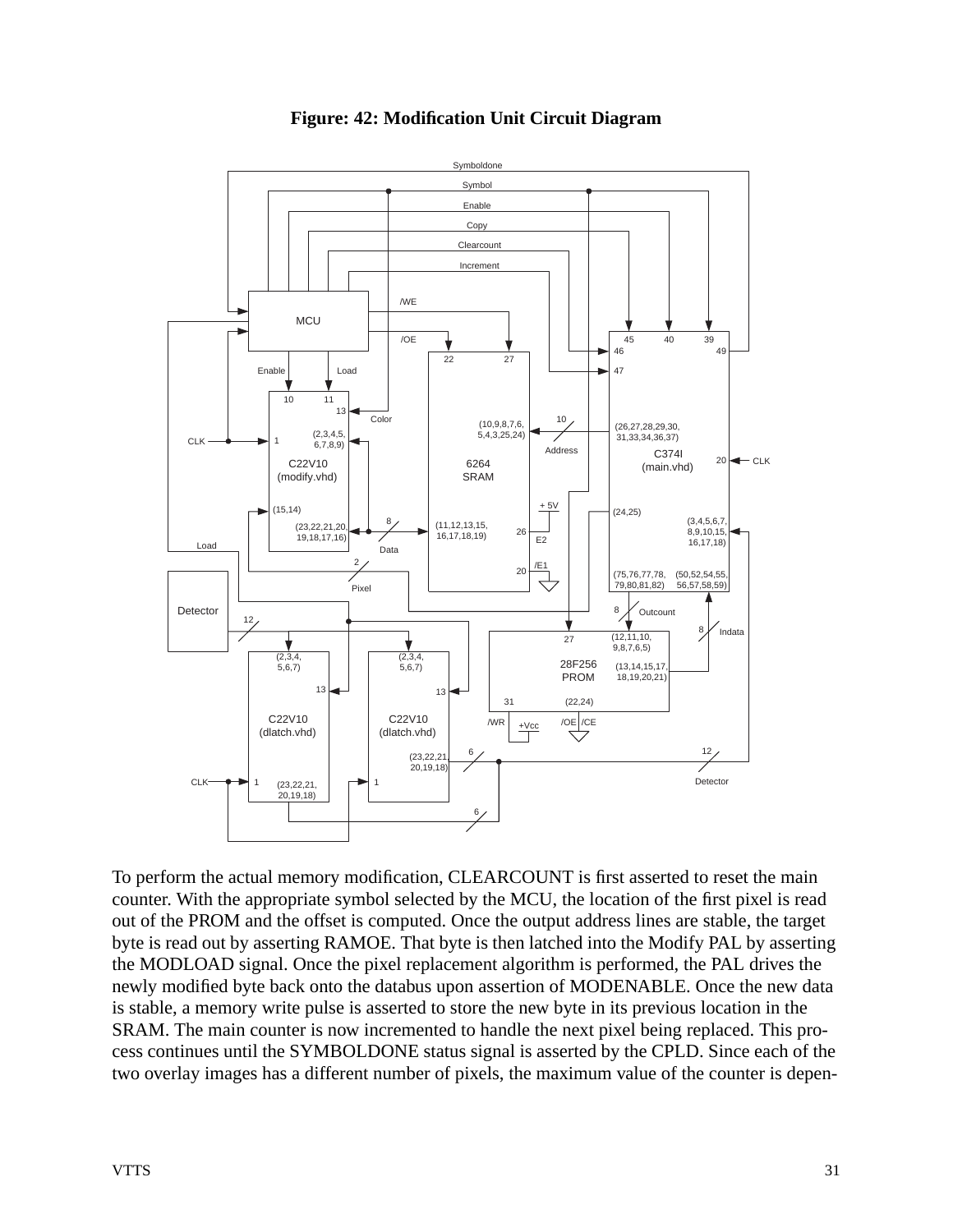**Figure: 42: Modification Unit Circuit Diagram**

To perform the actual memory modification, CLEARCOUNT is first asserted to reset the main counter. With the appropriate symbol selected by the MCU, the location of the first pixel is read out of the PROM and the offset is computed. Once the output address lines are stable, the target byte is read out by asserting RAMOE. That byte is then latched into the Modify PAL by asserting the MODLOAD signal. Once the pixel replacement algorithm is performed, the PAL drives the newly modified byte back onto the databus upon assertion of MODENABLE. Once the new data is stable, a memory write pulse is asserted to store the new byte in its previous location in the SRAM. The main counter is now incremented to handle the next pixel being replaced. This process continues until the SYMBOLDONE status signal is asserted by the CPLD. Since each of the two overlay images has a different number of pixels, the maximum value of the counter is depen-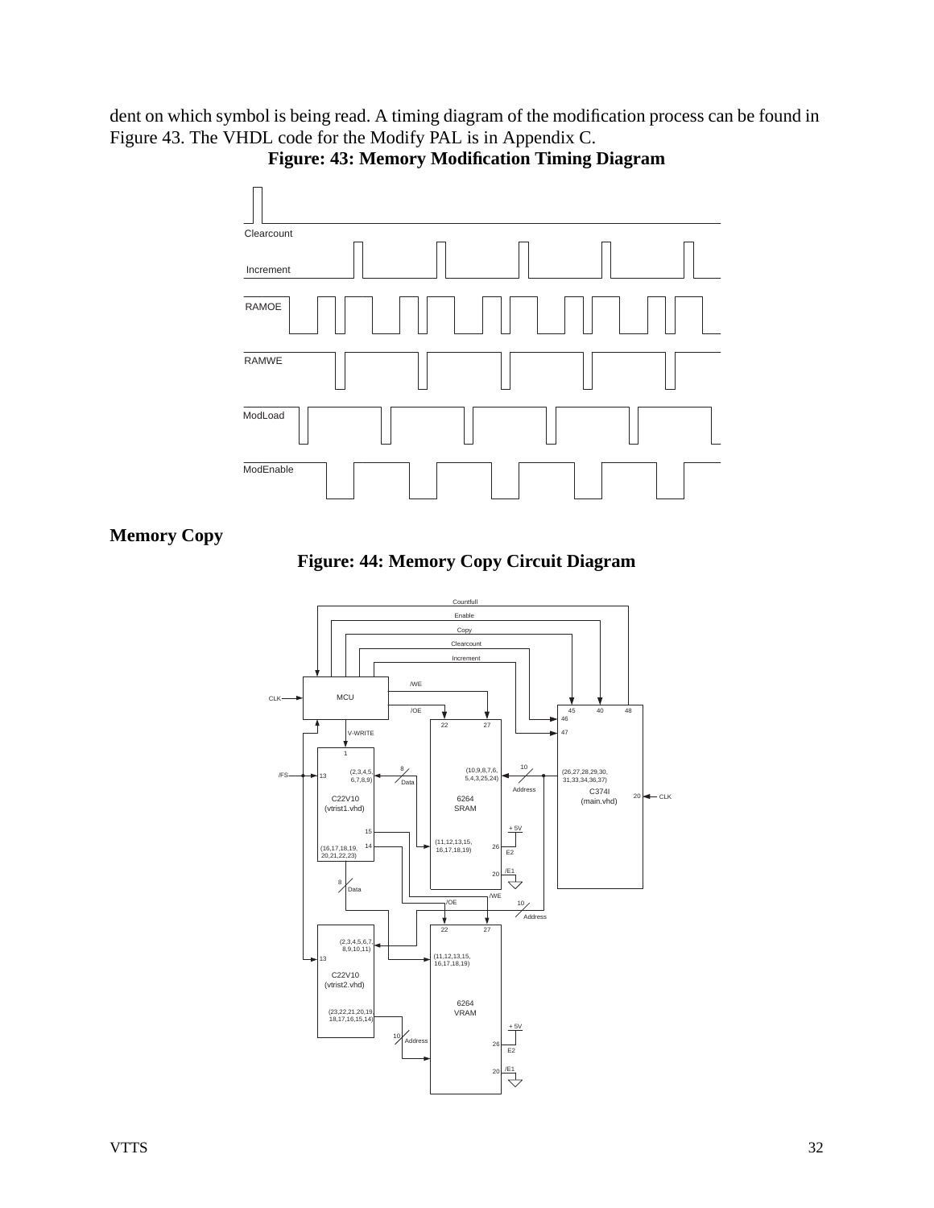dent on which symbol is being read. A timing diagram of the modification process can be found in Figure 43. The VHDL code for the Modify PAL is in Appendix C.

**Figure: 43: Memory Modification Timing Diagram**

### Memory Copy

**Figure: 44: Memory Copy Circuit Diagram**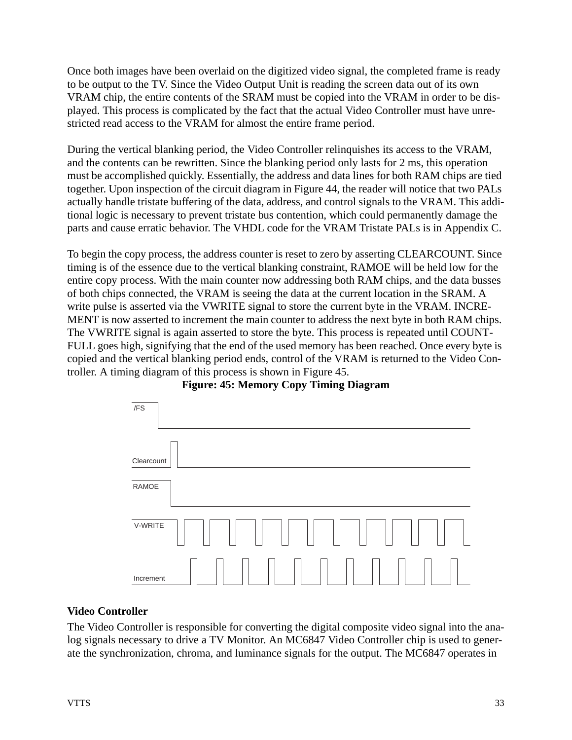Once both images have been overlaid on the digitized video signal, the completed frame is ready to be output to the TV. Since the Video Output Unit is reading the screen data out of its own VRAM chip, the entire contents of the SRAM must be copied into the VRAM in order to be displayed. This process is complicated by the fact that the actual Video Controller must have unrestricted read access to the VRAM for almost the entire frame period.

During the vertical blanking period, the Video Controller relinquishes its access to the VRAM, and the contents can be rewritten. Since the blanking period only lasts for 2 ms, this operation must be accomplished quickly. Essentially, the address and data lines for both RAM chips are tied together. Upon inspection of the circuit diagram in Figure 44, the reader will notice that two PALs actually handle tristate buffering of the data, address, and control signals to the VRAM. This additional logic is necessary to prevent tristate bus contention, which could permanently damage the parts and cause erratic behavior. The VHDL code for the VRAM Tristate PALs is in Appendix C.

To begin the copy process, the address counter is reset to zero by asserting CLEARCOUNT. Since timing is of the essence due to the vertical blanking constraint, RAMOE will be held low for the entire copy process. With the main counter now addressing both RAM chips, and the data busses of both chips connected, the VRAM is seeing the data at the current location in the SRAM. A write pulse is asserted via the VWRITE signal to store the current byte in the VRAM. INCREMENT is now asserted to increment the main counter to address the next byte in both RAM chips. The VWRITE signal is again asserted to store the byte. This process is repeated until COUNTFULL goes high, signifying that the end of the used memory has been reached. Once every byte is copied and the vertical blanking period ends, control of the VRAM is returned to the Video Controller. A timing diagram of this process is shown in Figure 45.

**Figure: 45: Memory Copy Timing Diagram**

/FS

Clearcount

RAMOE

V-WRITE

Increment

**Video Controller**

The Video Controller is responsible for converting the digital composite video signal into the analog signals necessary to drive a TV Monitor. An MC6847 Video Controller chip is used to generate the synchronization, chroma, and luminance signals for the output. The MC6847 operates in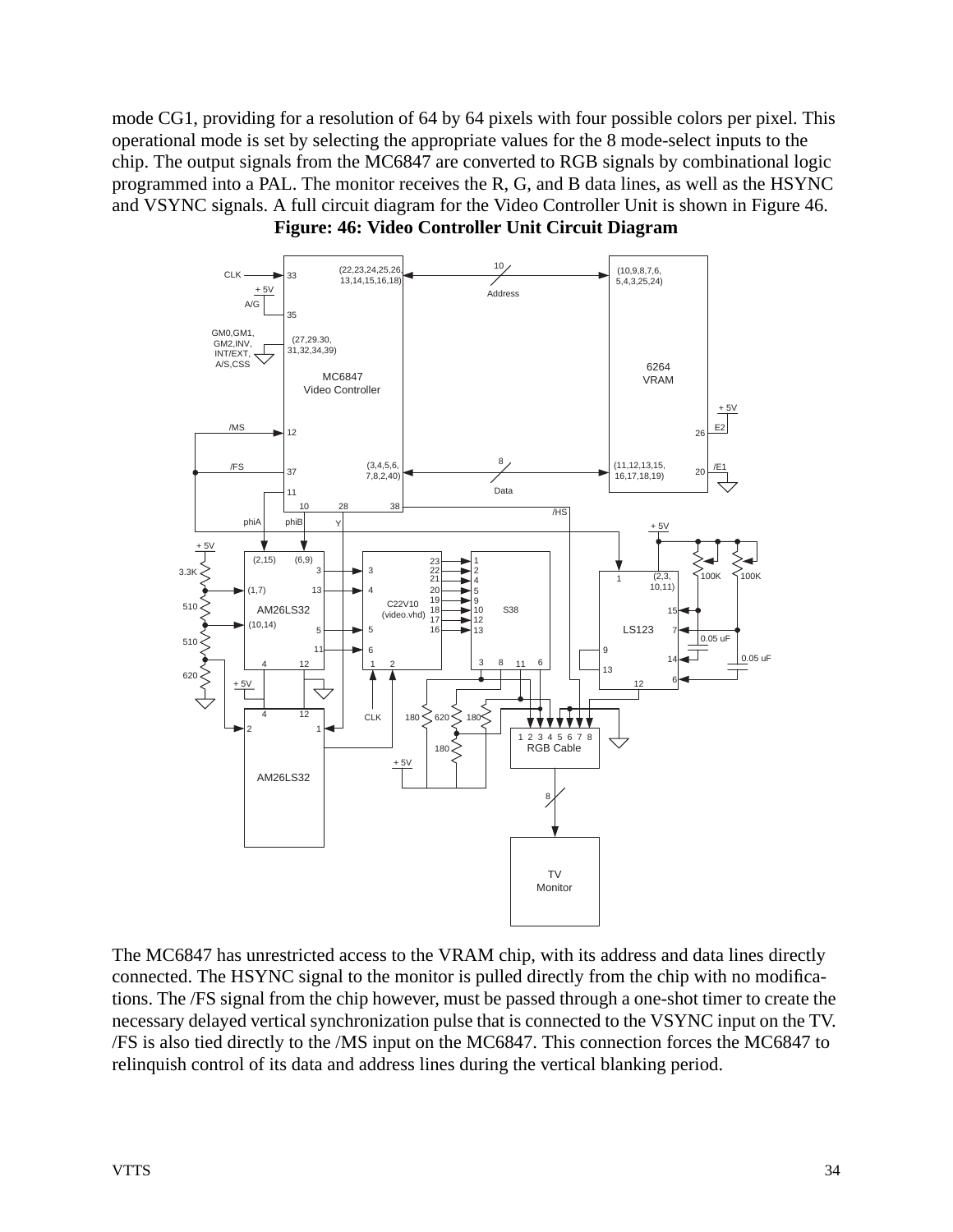mode CG1, providing for a resolution of 64 by 64 pixels with four possible colors per pixel. This operational mode is set by selecting the appropriate values for the 8 mode-select inputs to the chip. The output signals from the MC6847 are converted to RGB signals by combinational logic programmed into a PAL. The monitor receives the R, G, and B data lines, as well as the HSYNC and VSYNC signals. A full circuit diagram for the Video Controller Unit is shown in Figure 46.

**Figure: 46: Video Controller Unit Circuit Diagram**

The MC6847 has unrestricted access to the VRAM chip, with its address and data lines directly connected. The HSYNC signal to the monitor is pulled directly from the chip with no modifications. The /FS signal from the chip however, must be passed through a one-shot timer to create the necessary delayed vertical synchronization pulse that is connected to the VSYNC input on the TV. /FS is also tied directly to the /MS input on the MC6847. This connection forces the MC6847 to relinquish control of its data and address lines during the vertical blanking period.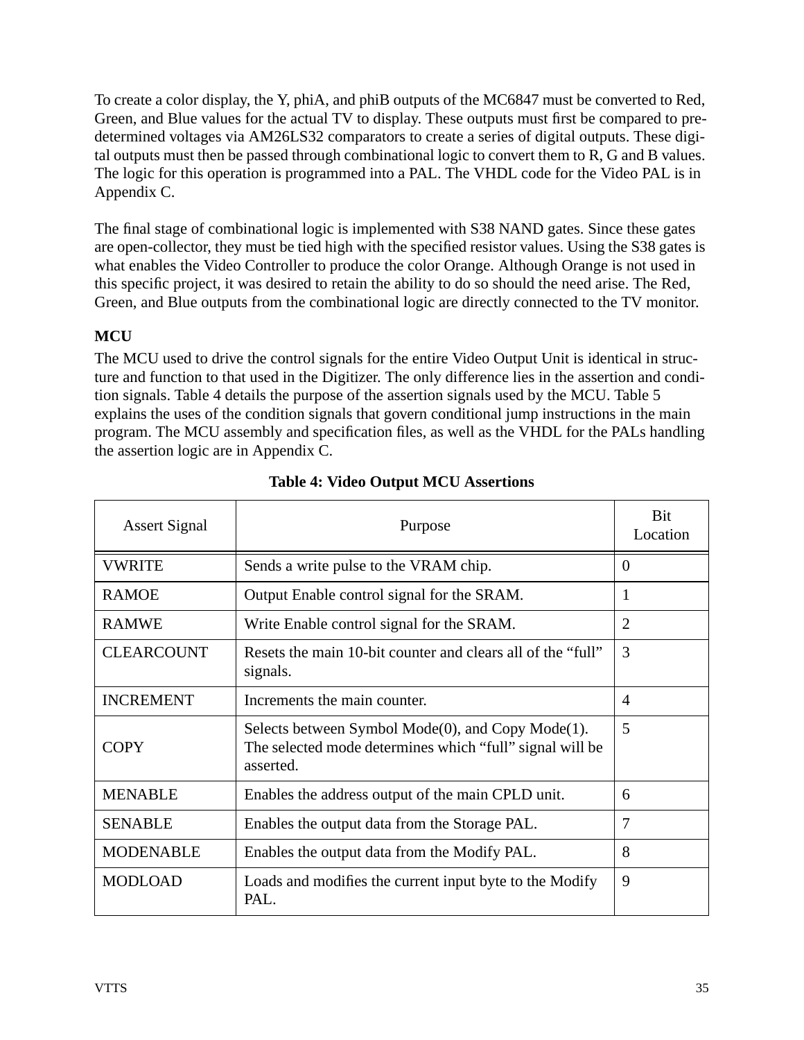To create a color display, the Y, phiA, and phiB outputs of the MC6847 must be converted to Red, Green, and Blue values for the actual TV to display. These outputs must first be compared to predetermined voltages via AM26LS32 comparators to create a series of digital outputs. These digital outputs must then be passed through combinational logic to convert them to R, G and B values. The logic for this operation is programmed into a PAL. The VHDL code for the Video PAL is in Appendix C.

The final stage of combinational logic is implemented with S38 NAND gates. Since these gates are open-collector, they must be tied high with the specified resistor values. Using the S38 gates is what enables the Video Controller to produce the color Orange. Although Orange is not used in this specific project, it was desired to retain the ability to do so should the need arise. The Red, Green, and Blue outputs from the combinational logic are directly connected to the TV monitor.

**MCU**

The MCU used to drive the control signals for the entire Video Output Unit is identical in structure and function to that used in the Digitizer. The only difference lies in the assertion and condition signals. Table 4 details the purpose of the assertion signals used by the MCU. Table 5 explains the uses of the condition signals that govern conditional jump instructions in the main program. The MCU assembly and specification files, as well as the VHDL for the PALs handling the assertion logic are in Appendix C.

**Table 4: Video Output MCU Assertions**

| Assert Signal | Purpose | Bit Location |
|---|---|---|
| VWRITE | Sends a write pulse to the VRAM chip. | 0 |
| RAMOE | Output Enable control signal for the SRAM. | 1 |
| RAMWE | Write Enable control signal for the SRAM. | 2 |
| CLEARCOUNT | Resets the main 10-bit counter and clears all of the “full” signals. | 3 |
| INCREMENT | Increments the main counter. | 4 |
| COPY | Selects between Symbol Mode(0), and Copy Mode(1). The selected mode determines which “full” signal will be asserted. | 5 |
| MENABLE | Enables the address output of the main CPLD unit. | 6 |
| SENABLE | Enables the output data from the Storage PAL. | 7 |
| MODENABLE | Enables the output data from the Modify PAL. | 8 |
| MODLOAD | Loads and modifies the current input byte to the Modify PAL. | 9 |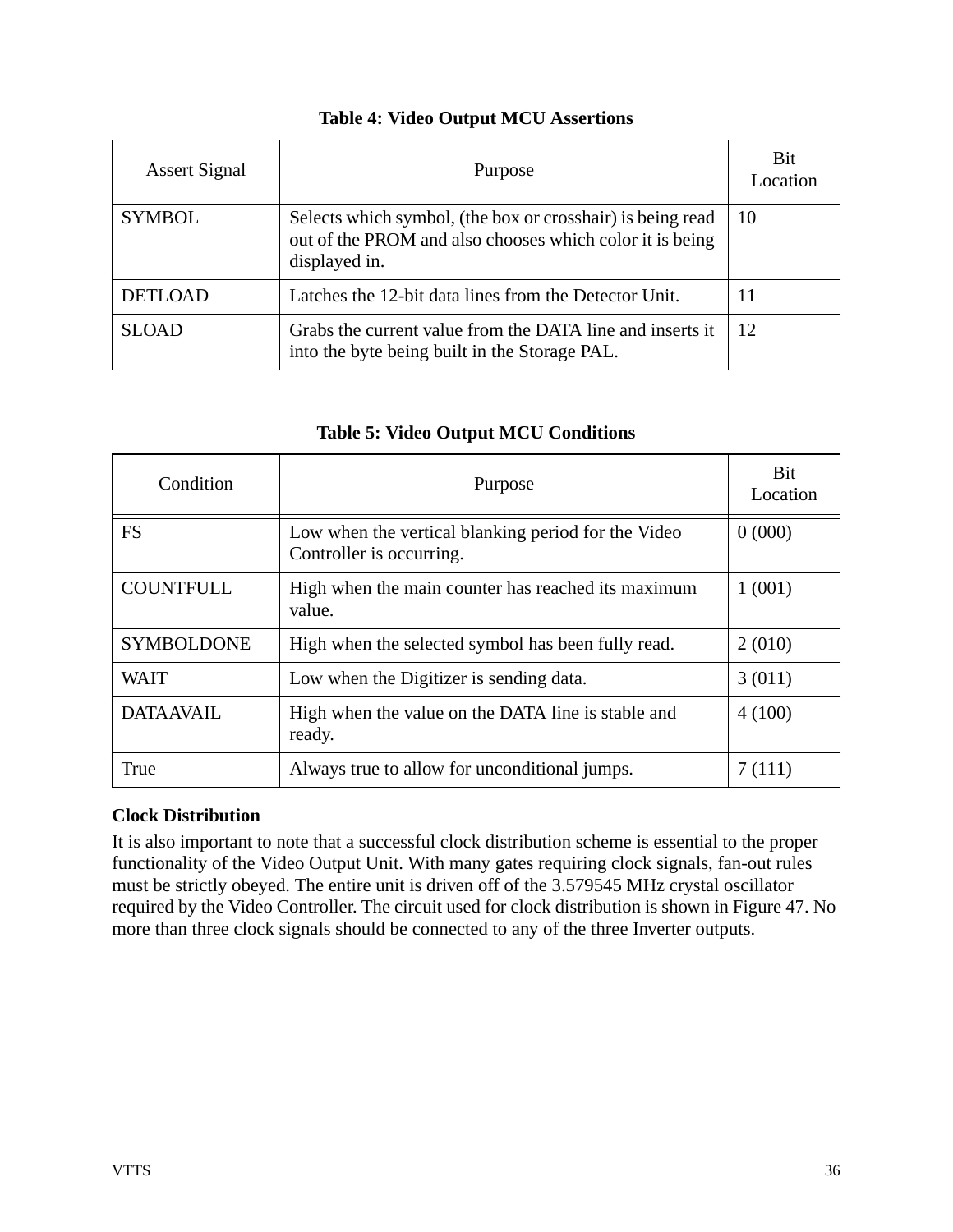**Table 4: Video Output MCU Assertions**

| Assert Signal | Purpose | Bit Location |
| --- | --- | --- |
| SYMBOL | Selects which symbol, (the box or crosshair) is being read out of the PROM and also chooses which color it is being displayed in. | 10 |
| DETLOAD | Latches the 12-bit data lines from the Detector Unit. | 11 |
| SLOAD | Grabs the current value from the DATA line and inserts it into the byte being built in the Storage PAL. | 12 |

**Table 5: Video Output MCU Conditions**

| Condition | Purpose | Bit Location |
| --- | --- | --- |
| FS | Low when the vertical blanking period for the Video Controller is occurring. | 0 (000) |
| COUNTFULL | High when the main counter has reached its maximum value. | 1 (001) |
| SYMBOLDONE | High when the selected symbol has been fully read. | 2 (010) |
| WAIT | Low when the Digitizer is sending data. | 3 (011) |
| DATAAVAIL | High when the value on the DATA line is stable and ready. | 4 (100) |
| True | Always true to allow for unconditional jumps. | 7 (111) |

**Clock Distribution**

It is also important to note that a successful clock distribution scheme is essential to the proper functionality of the Video Output Unit. With many gates requiring clock signals, fan-out rules must be strictly obeyed. The entire unit is driven off of the 3.579545 MHz crystal oscillator required by the Video Controller. The circuit used for clock distribution is shown in Figure 47. No more than three clock signals should be connected to any of the three Inverter outputs.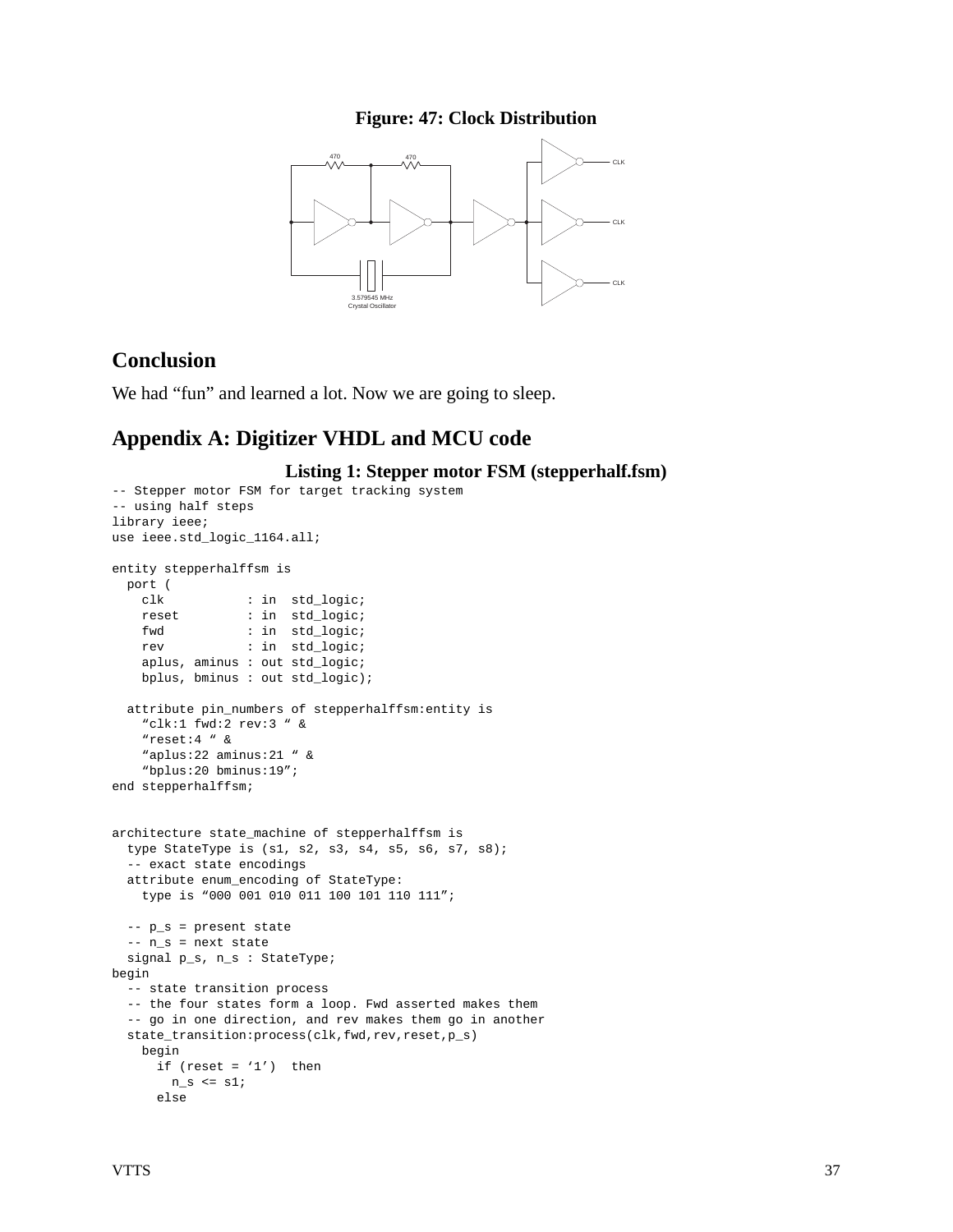**Figure: 47: Clock Distribution**

## Conclusion

We had “fun” and learned a lot. Now we are going to sleep.

## Appendix A: Digitizer VHDL and MCU code

**Listing 1: Stepper motor FSM (stepperhalf.fsm)**

```
-- Stepper motor FSM for target tracking system
-- using half steps
library ieee;
use ieee.std_logic_1164.all;

entity stepperhalffsm is
  port (
    clk          : in  std_logic;
    reset        : in  std_logic;
    fwd          : in  std_logic;
    rev          : in  std_logic;
    aplus, aminus : out std_logic;
    bplus, bminus : out std_logic);

  attribute pin_numbers of stepperhalffsm:entity is
    “clk:1 fwd:2 rev:3 “ &
    “reset:4 “ &
    “aplus:22 aminus:21 “ &
    “bplus:20 bminus:19”;
end stepperhalffsm;


architecture state_machine of stepperhalffsm is
  type StateType is (s1, s2, s3, s4, s5, s6, s7, s8);
  -- exact state encodings
  attribute enum_encoding of StateType:
    type is “000 001 010 011 100 101 110 111”;

  -- p_s = present state
  -- n_s = next state
  signal p_s, n_s : StateType;
begin
  -- state transition process
  -- the four states form a loop. Fwd asserted makes them
  -- go in one direction, and rev makes them go in another
  state_transition:process(clk,fwd,rev,reset,p_s)
    begin
      if (reset = ‘1’)  then
        n_s <= s1;
      else
```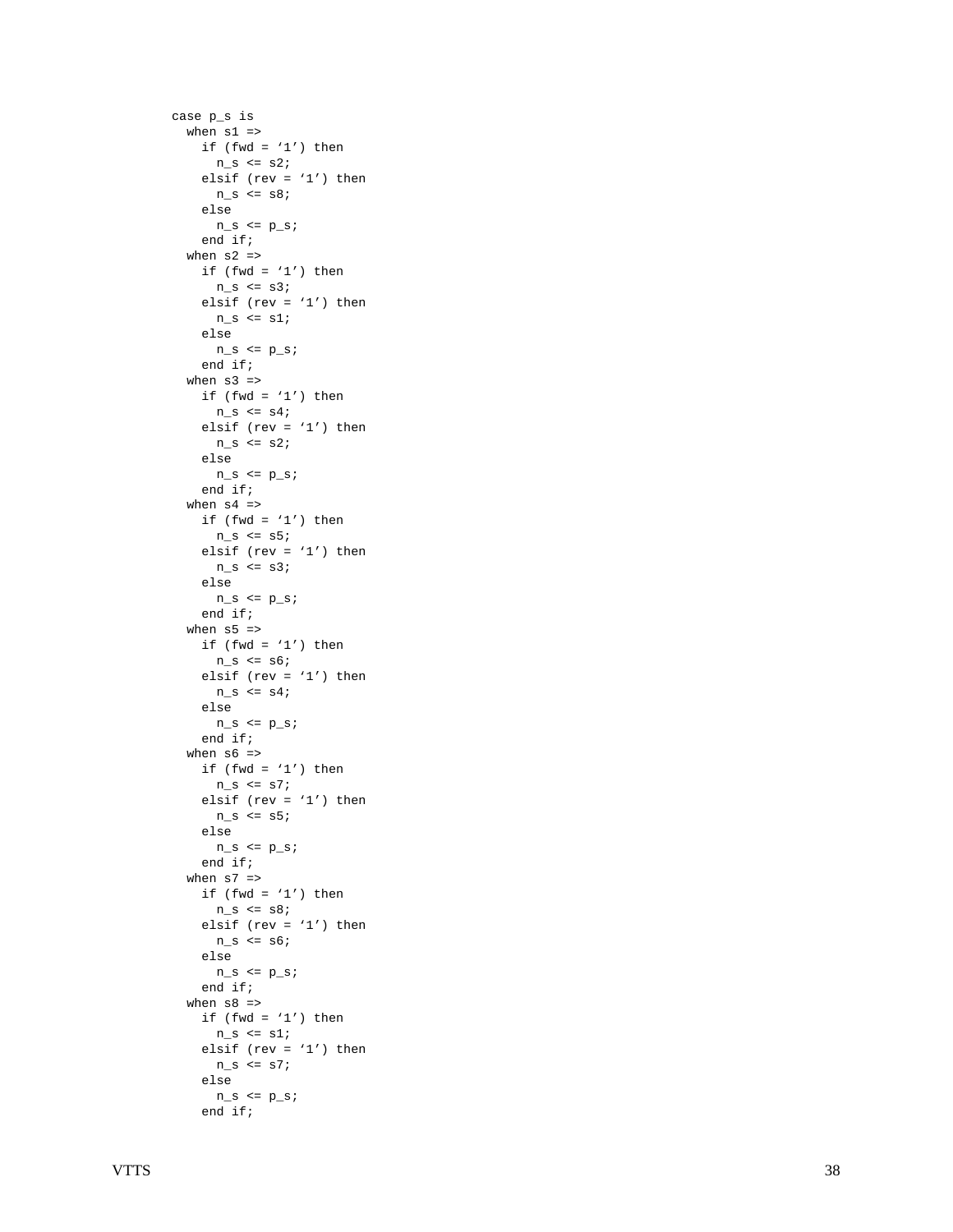```
case p_s is
  when s1 =>
    if (fwd = ‘1’) then
      n_s <= s2;
    elsif (rev = ‘1’) then
      n_s <= s8;
    else
      n_s <= p_s;
    end if;
  when s2 =>
    if (fwd = ‘1’) then
      n_s <= s3;
    elsif (rev = ‘1’) then
      n_s <= s1;
    else
      n_s <= p_s;
    end if;
  when s3 =>
    if (fwd = ‘1’) then
      n_s <= s4;
    elsif (rev = ‘1’) then
      n_s <= s2;
    else
      n_s <= p_s;
    end if;
  when s4 =>
    if (fwd = ‘1’) then
      n_s <= s5;
    elsif (rev = ‘1’) then
      n_s <= s3;
    else
      n_s <= p_s;
    end if;
  when s5 =>
    if (fwd = ‘1’) then
      n_s <= s6;
    elsif (rev = ‘1’) then
      n_s <= s4;
    else
      n_s <= p_s;
    end if;
  when s6 =>
    if (fwd = ‘1’) then
      n_s <= s7;
    elsif (rev = ‘1’) then
      n_s <= s5;
    else
      n_s <= p_s;
    end if;
  when s7 =>
    if (fwd = ‘1’) then
      n_s <= s8;
    elsif (rev = ‘1’) then
      n_s <= s6;
    else
      n_s <= p_s;
    end if;
  when s8 =>
    if (fwd = ‘1’) then
      n_s <= s1;
    elsif (rev = ‘1’) then
      n_s <= s7;
    else
      n_s <= p_s;
    end if;
```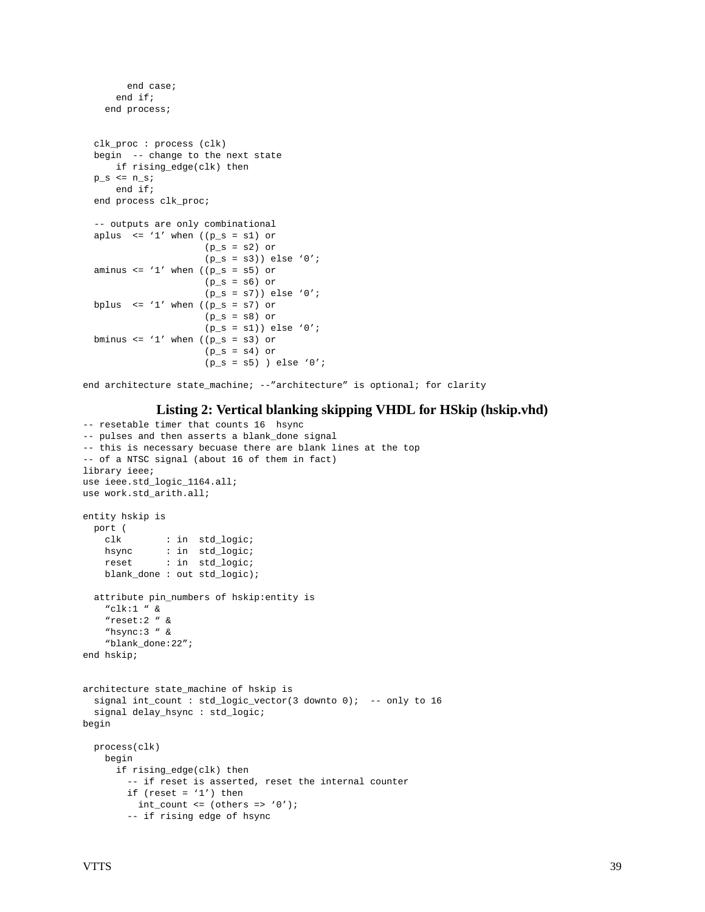```
        end case;
      end if;
    end process;


  clk_proc : process (clk)
  begin  -- change to the next state
      if rising_edge(clk) then
  p_s <= n_s;
      end if;
  end process clk_proc;

  -- outputs are only combinational
  aplus  <= '1' when ((p_s = s1) or
                      (p_s = s2) or
                      (p_s = s3)) else '0';
  aminus <= '1' when ((p_s = s5) or
                      (p_s = s6) or
                      (p_s = s7)) else '0';
  bplus  <= '1' when ((p_s = s7) or
                      (p_s = s8) or
                      (p_s = s1)) else '0';
  bminus <= '1' when ((p_s = s3) or
                      (p_s = s4) or
                      (p_s = s5) ) else '0';

end architecture state_machine; --"architecture" is optional; for clarity
```

**Listing 2: Vertical blanking skipping VHDL for HSkip (hskip.vhd)**

```
-- resetable timer that counts 16  hsync
-- pulses and then asserts a blank_done signal
-- this is necessary becuase there are blank lines at the top
-- of a NTSC signal (about 16 of them in fact)
library ieee;
use ieee.std_logic_1164.all;
use work.std_arith.all;

entity hskip is
  port (
    clk        : in  std_logic;
    hsync      : in  std_logic;
    reset      : in  std_logic;
    blank_done : out std_logic);

  attribute pin_numbers of hskip:entity is
    "clk:1 " &
    "reset:2 " &
    "hsync:3 " &
    "blank_done:22";
end hskip;


architecture state_machine of hskip is
  signal int_count : std_logic_vector(3 downto 0);  -- only to 16
  signal delay_hsync : std_logic;
begin

  process(clk)
    begin
      if rising_edge(clk) then
        -- if reset is asserted, reset the internal counter
        if (reset = '1') then
          int_count <= (others => '0');
        -- if rising edge of hsync
```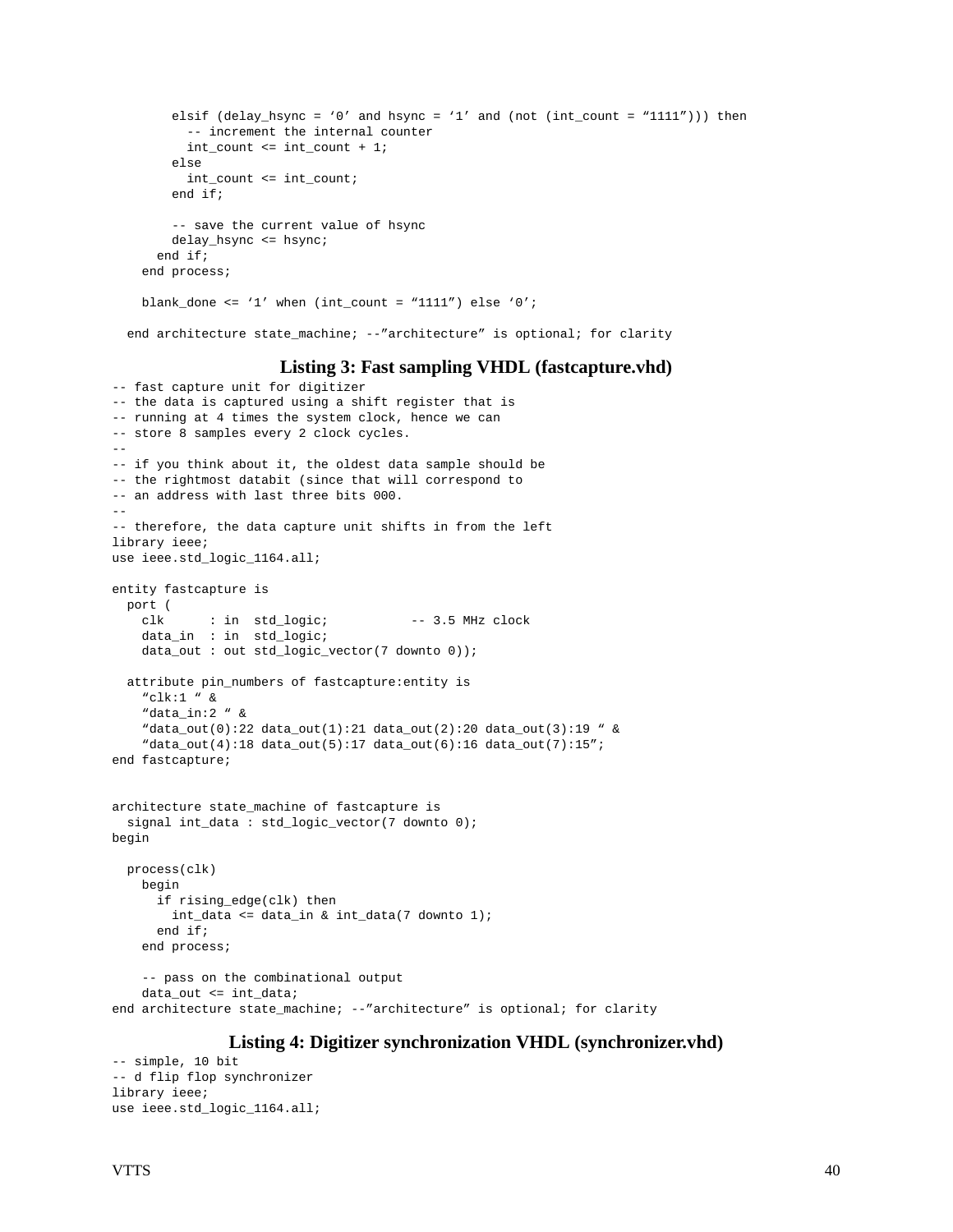```
        elsif (delay_hsync = '0' and hsync = '1' and (not (int_count = "1111"))) then
          -- increment the internal counter
          int_count <= int_count + 1;
        else
          int_count <= int_count;
        end if;

        -- save the current value of hsync
        delay_hsync <= hsync;
      end if;
    end process;

    blank_done <= '1' when (int_count = "1111") else '0';

  end architecture state_machine; --"architecture" is optional; for clarity
```

### Listing 3: Fast sampling VHDL (fastcapture.vhd)

```
-- fast capture unit for digitizer
-- the data is captured using a shift register that is
-- running at 4 times the system clock, hence we can
-- store 8 samples every 2 clock cycles.
--
-- if you think about it, the oldest data sample should be
-- the rightmost databit (since that will correspond to
-- an address with last three bits 000.
--
-- therefore, the data capture unit shifts in from the left
library ieee;
use ieee.std_logic_1164.all;

entity fastcapture is
  port (
    clk      : in  std_logic;           -- 3.5 MHz clock
    data_in  : in  std_logic;
    data_out : out std_logic_vector(7 downto 0));

  attribute pin_numbers of fastcapture:entity is
    "clk:1 " &
    "data_in:2 " &
    "data_out(0):22 data_out(1):21 data_out(2):20 data_out(3):19 " &
    "data_out(4):18 data_out(5):17 data_out(6):16 data_out(7):15";
end fastcapture;


architecture state_machine of fastcapture is
  signal int_data : std_logic_vector(7 downto 0);
begin

  process(clk)
    begin
      if rising_edge(clk) then
        int_data <= data_in & int_data(7 downto 1);
      end if;
    end process;

    -- pass on the combinational output
    data_out <= int_data;
end architecture state_machine; --"architecture" is optional; for clarity
```

### Listing 4: Digitizer synchronization VHDL (synchronizer.vhd)

```
-- simple, 10 bit
-- d flip flop synchronizer
library ieee;
use ieee.std_logic_1164.all;
```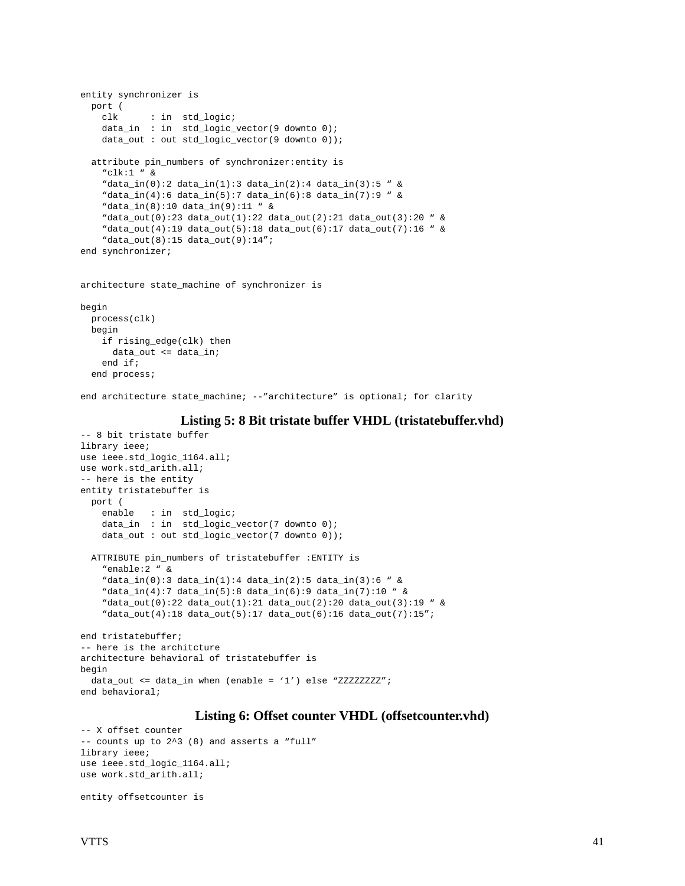```
entity synchronizer is
  port (
    clk      : in  std_logic;
    data_in  : in  std_logic_vector(9 downto 0);
    data_out : out std_logic_vector(9 downto 0));

  attribute pin_numbers of synchronizer:entity is
    "clk:1 " &
    "data_in(0):2 data_in(1):3 data_in(2):4 data_in(3):5 " &
    "data_in(4):6 data_in(5):7 data_in(6):8 data_in(7):9 " &
    "data_in(8):10 data_in(9):11 " &
    "data_out(0):23 data_out(1):22 data_out(2):21 data_out(3):20 " &
    "data_out(4):19 data_out(5):18 data_out(6):17 data_out(7):16 " &
    "data_out(8):15 data_out(9):14";
end synchronizer;


architecture state_machine of synchronizer is

begin
  process(clk)
  begin
    if rising_edge(clk) then
      data_out <= data_in;
    end if;
  end process;

end architecture state_machine; --"architecture" is optional; for clarity
```

**Listing 5: 8 Bit tristate buffer VHDL (tristatebuffer.vhd)**

```
-- 8 bit tristate buffer
library ieee;
use ieee.std_logic_1164.all;
use work.std_arith.all;
-- here is the entity
entity tristatebuffer is
  port (
    enable   : in  std_logic;
    data_in  : in  std_logic_vector(7 downto 0);
    data_out : out std_logic_vector(7 downto 0));

  ATTRIBUTE pin_numbers of tristatebuffer :ENTITY is
    "enable:2 " &
    "data_in(0):3 data_in(1):4 data_in(2):5 data_in(3):6 " &
    "data_in(4):7 data_in(5):8 data_in(6):9 data_in(7):10 " &
    "data_out(0):22 data_out(1):21 data_out(2):20 data_out(3):19 " &
    "data_out(4):18 data_out(5):17 data_out(6):16 data_out(7):15";

end tristatebuffer;
-- here is the architcture
architecture behavioral of tristatebuffer is
begin
  data_out <= data_in when (enable = '1') else "ZZZZZZZZ";
end behavioral;
```

**Listing 6: Offset counter VHDL (offsetcounter.vhd)**

```
-- X offset counter
-- counts up to 2^3 (8) and asserts a "full"
library ieee;
use ieee.std_logic_1164.all;
use work.std_arith.all;

entity offsetcounter is
```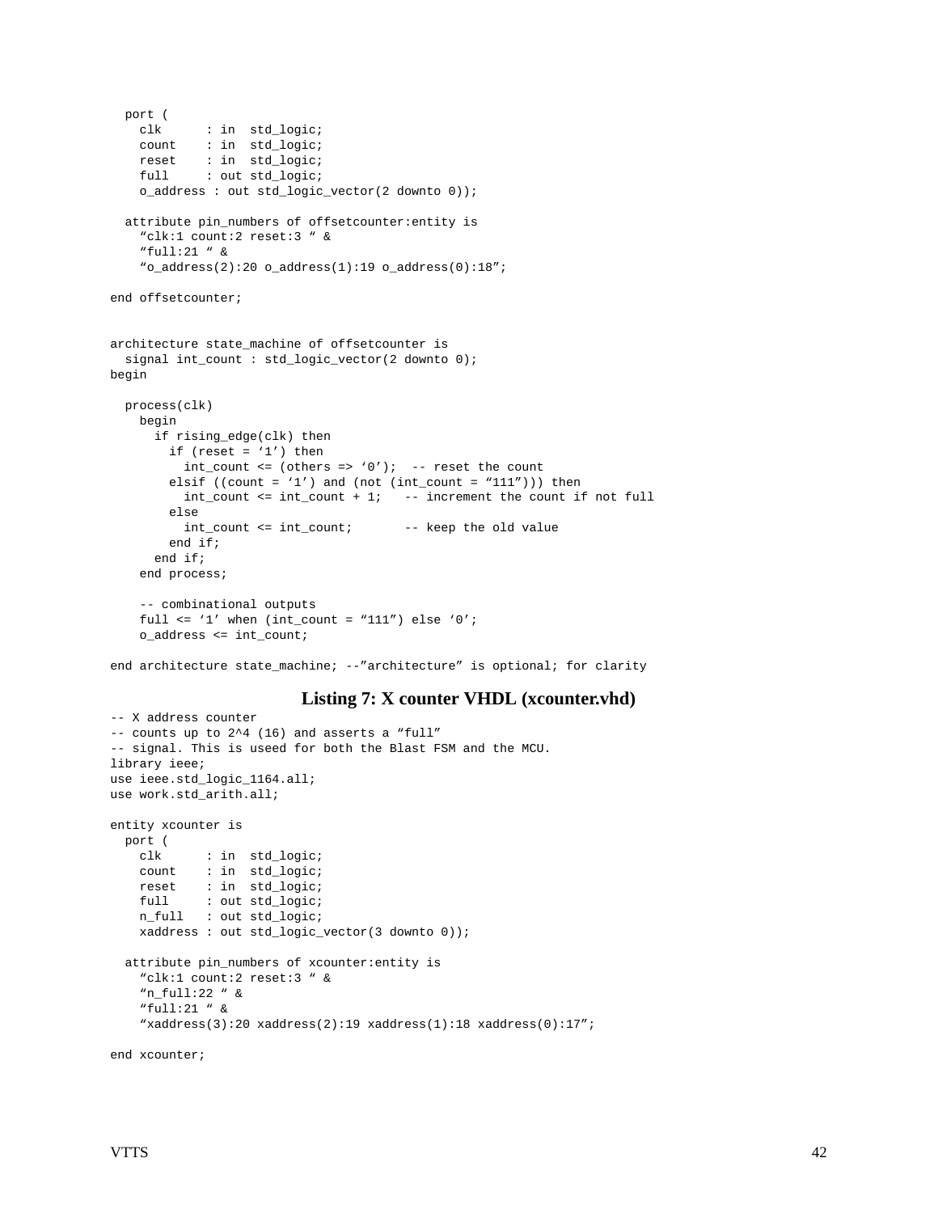```
  port (
    clk      : in  std_logic;
    count    : in  std_logic;
    reset    : in  std_logic;
    full     : out std_logic;
    o_address : out std_logic_vector(2 downto 0));

  attribute pin_numbers of offsetcounter:entity is
    "clk:1 count:2 reset:3 " &
    "full:21 " &
    "o_address(2):20 o_address(1):19 o_address(0):18";

end offsetcounter;


architecture state_machine of offsetcounter is
  signal int_count : std_logic_vector(2 downto 0);
begin

  process(clk)
    begin
      if rising_edge(clk) then
        if (reset = '1') then
          int_count <= (others => '0');  -- reset the count
        elsif ((count = '1') and (not (int_count = "111"))) then
          int_count <= int_count + 1;   -- increment the count if not full
        else
          int_count <= int_count;       -- keep the old value
        end if;
      end if;
    end process;

    -- combinational outputs
    full <= '1' when (int_count = "111") else '0';
    o_address <= int_count;

end architecture state_machine; --"architecture" is optional; for clarity
```

**Listing 7: X counter VHDL (xcounter.vhd)**

```
-- X address counter
-- counts up to 2^4 (16) and asserts a "full"
-- signal. This is useed for both the Blast FSM and the MCU.
library ieee;
use ieee.std_logic_1164.all;
use work.std_arith.all;

entity xcounter is
  port (
    clk      : in  std_logic;
    count    : in  std_logic;
    reset    : in  std_logic;
    full     : out std_logic;
    n_full   : out std_logic;
    xaddress : out std_logic_vector(3 downto 0));

  attribute pin_numbers of xcounter:entity is
    "clk:1 count:2 reset:3 " &
    "n_full:22 " &
    "full:21 " &
    "xaddress(3):20 xaddress(2):19 xaddress(1):18 xaddress(0):17";

end xcounter;
```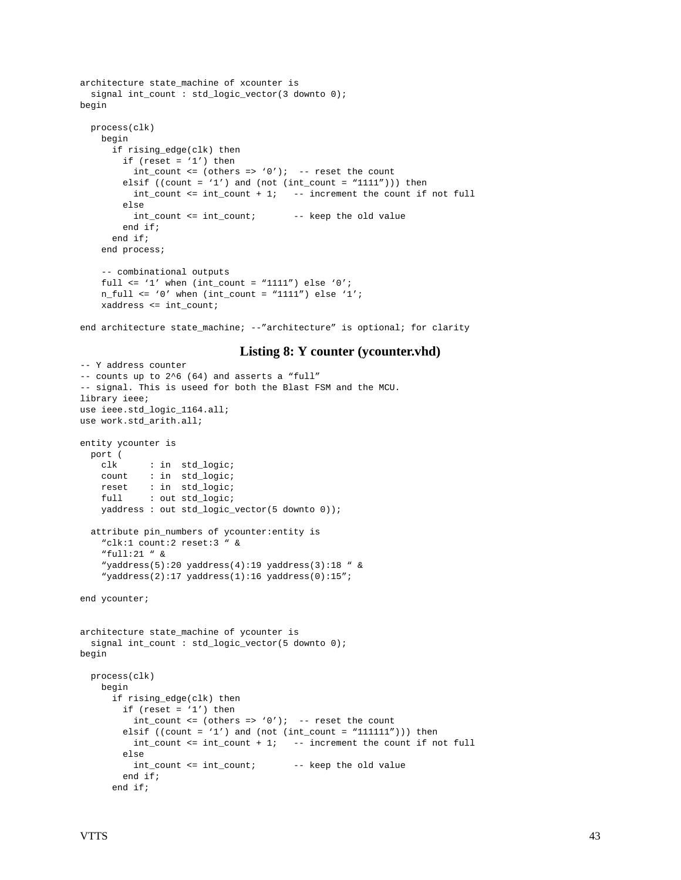```
architecture state_machine of xcounter is
  signal int_count : std_logic_vector(3 downto 0);
begin

  process(clk)
    begin
      if rising_edge(clk) then
        if (reset = ‘1’) then
          int_count <= (others => ‘0’);  -- reset the count
        elsif ((count = ‘1’) and (not (int_count = “1111”))) then
          int_count <= int_count + 1;   -- increment the count if not full
        else
          int_count <= int_count;       -- keep the old value
        end if;
      end if;
    end process;

    -- combinational outputs
    full <= ‘1’ when (int_count = “1111”) else ‘0’;
    n_full <= ‘0’ when (int_count = “1111”) else ‘1’;
    xaddress <= int_count;

end architecture state_machine; --”architecture” is optional; for clarity
```

### Listing 8: Y counter (ycounter.vhd)

```
-- Y address counter
-- counts up to 2^6 (64) and asserts a “full”
-- signal. This is useed for both the Blast FSM and the MCU.
library ieee;
use ieee.std_logic_1164.all;
use work.std_arith.all;

entity ycounter is
  port (
    clk      : in  std_logic;
    count    : in  std_logic;
    reset    : in  std_logic;
    full     : out std_logic;
    yaddress : out std_logic_vector(5 downto 0));

  attribute pin_numbers of ycounter:entity is
    “clk:1 count:2 reset:3 “ &
    “full:21 “ &
    “yaddress(5):20 yaddress(4):19 yaddress(3):18 “ &
    “yaddress(2):17 yaddress(1):16 yaddress(0):15”;

end ycounter;


architecture state_machine of ycounter is
  signal int_count : std_logic_vector(5 downto 0);
begin

  process(clk)
    begin
      if rising_edge(clk) then
        if (reset = ‘1’) then
          int_count <= (others => ‘0’);  -- reset the count
        elsif ((count = ‘1’) and (not (int_count = “111111”))) then
          int_count <= int_count + 1;   -- increment the count if not full
        else
          int_count <= int_count;       -- keep the old value
        end if;
      end if;
```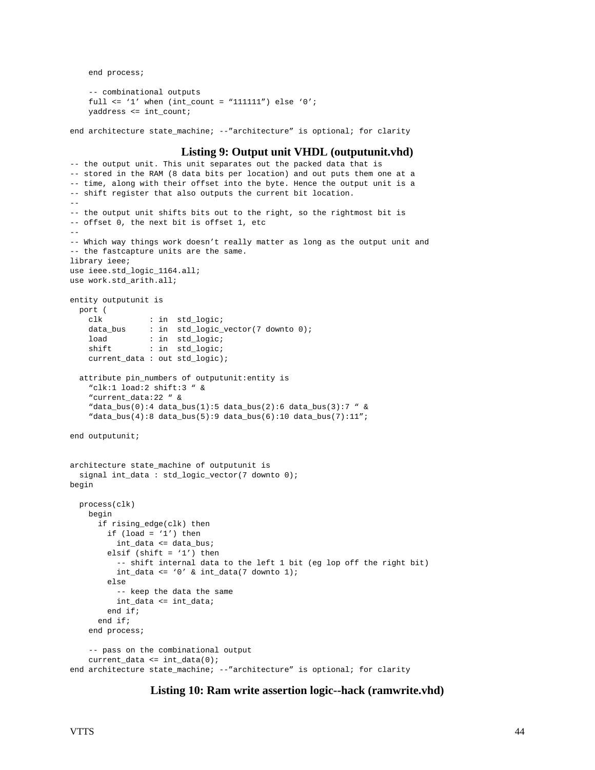```
    end process;

    -- combinational outputs
    full <= ‘1’ when (int_count = “111111”) else ‘0’;
    yaddress <= int_count;

end architecture state_machine; --”architecture” is optional; for clarity
```

### Listing 9: Output unit VHDL (outputunit.vhd)

```
-- the output unit. This unit separates out the packed data that is
-- stored in the RAM (8 data bits per location) and out puts them one at a
-- time, along with their offset into the byte. Hence the output unit is a
-- shift register that also outputs the current bit location.
--
-- the output unit shifts bits out to the right, so the rightmost bit is
-- offset 0, the next bit is offset 1, etc
--
-- Which way things work doesn’t really matter as long as the output unit and
-- the fastcapture units are the same.
library ieee;
use ieee.std_logic_1164.all;
use work.std_arith.all;

entity outputunit is
  port (
    clk          : in  std_logic;
    data_bus     : in  std_logic_vector(7 downto 0);
    load         : in  std_logic;
    shift        : in  std_logic;
    current_data : out std_logic);

  attribute pin_numbers of outputunit:entity is
    “clk:1 load:2 shift:3 “ &
    “current_data:22 “ &
    “data_bus(0):4 data_bus(1):5 data_bus(2):6 data_bus(3):7 “ &
    “data_bus(4):8 data_bus(5):9 data_bus(6):10 data_bus(7):11”;

end outputunit;


architecture state_machine of outputunit is
  signal int_data : std_logic_vector(7 downto 0);
begin

  process(clk)
    begin
      if rising_edge(clk) then
        if (load = ‘1’) then
          int_data <= data_bus;
        elsif (shift = ‘1’) then
          -- shift internal data to the left 1 bit (eg lop off the right bit)
          int_data <= ‘0’ & int_data(7 downto 1);
        else
          -- keep the data the same
          int_data <= int_data;
        end if;
      end if;
    end process;

    -- pass on the combinational output
    current_data <= int_data(0);
end architecture state_machine; --”architecture” is optional; for clarity
```

### Listing 10: Ram write assertion logic--hack (ramwrite.vhd)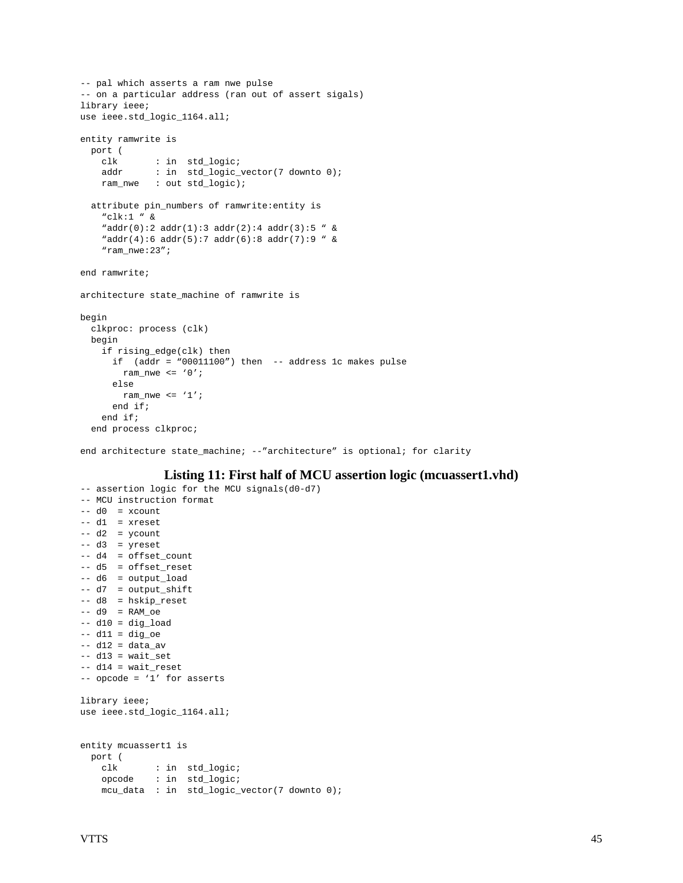```
-- pal which asserts a ram nwe pulse
-- on a particular address (ran out of assert sigals)
library ieee;
use ieee.std_logic_1164.all;

entity ramwrite is
  port (
    clk       : in  std_logic;
    addr      : in  std_logic_vector(7 downto 0);
    ram_nwe   : out std_logic);

  attribute pin_numbers of ramwrite:entity is
    "clk:1 " &
    "addr(0):2 addr(1):3 addr(2):4 addr(3):5 " &
    "addr(4):6 addr(5):7 addr(6):8 addr(7):9 " &
    "ram_nwe:23";

end ramwrite;

architecture state_machine of ramwrite is

begin
  clkproc: process (clk)
  begin
    if rising_edge(clk) then
      if  (addr = "00011100") then  -- address 1c makes pulse
        ram_nwe <= '0';
      else
        ram_nwe <= '1';
      end if;
    end if;
  end process clkproc;

end architecture state_machine; --"architecture" is optional; for clarity
```

**Listing 11: First half of MCU assertion logic (mcuassert1.vhd)**

```
-- assertion logic for the MCU signals(d0-d7)
-- MCU instruction format
-- d0  = xcount
-- d1  = xreset
-- d2  = ycount
-- d3  = yreset
-- d4  = offset_count
-- d5  = offset_reset
-- d6  = output_load
-- d7  = output_shift
-- d8  = hskip_reset
-- d9  = RAM_oe
-- d10 = dig_load
-- d11 = dig_oe
-- d12 = data_av
-- d13 = wait_set
-- d14 = wait_reset
-- opcode = '1' for asserts

library ieee;
use ieee.std_logic_1164.all;


entity mcuassert1 is
  port (
    clk       : in  std_logic;
    opcode    : in  std_logic;
    mcu_data  : in  std_logic_vector(7 downto 0);
```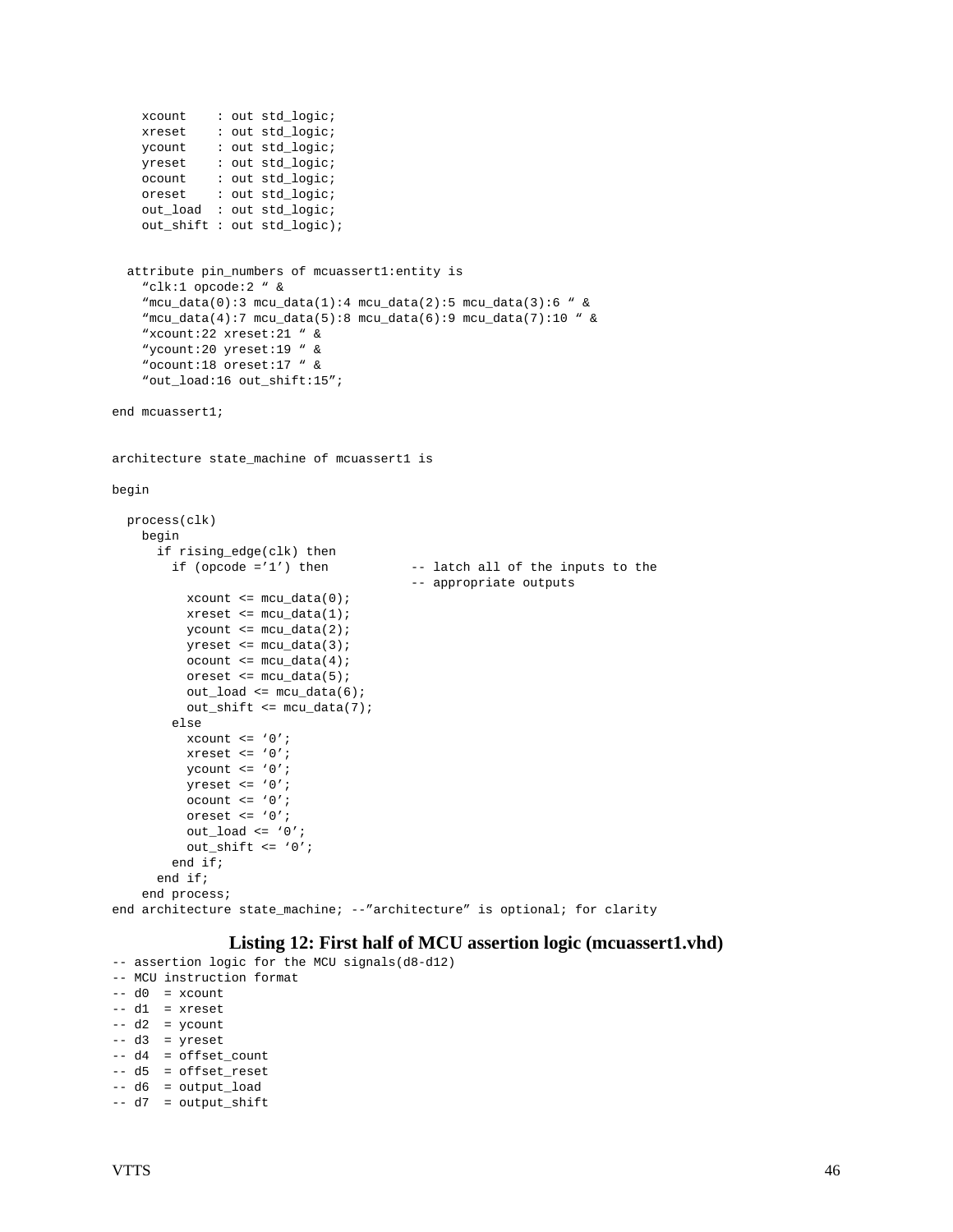```
    xcount    : out std_logic;
    xreset    : out std_logic;
    ycount    : out std_logic;
    yreset    : out std_logic;
    ocount    : out std_logic;
    oreset    : out std_logic;
    out_load  : out std_logic;
    out_shift : out std_logic);


  attribute pin_numbers of mcuassert1:entity is
    "clk:1 opcode:2 " &
    "mcu_data(0):3 mcu_data(1):4 mcu_data(2):5 mcu_data(3):6 " &
    "mcu_data(4):7 mcu_data(5):8 mcu_data(6):9 mcu_data(7):10 " &
    "xcount:22 xreset:21 " &
    "ycount:20 yreset:19 " &
    "ocount:18 oreset:17 " &
    "out_load:16 out_shift:15";

end mcuassert1;


architecture state_machine of mcuassert1 is

begin

  process(clk)
    begin
      if rising_edge(clk) then
        if (opcode ='1') then           -- latch all of the inputs to the
                                        -- appropriate outputs
          xcount <= mcu_data(0);
          xreset <= mcu_data(1);
          ycount <= mcu_data(2);
          yreset <= mcu_data(3);
          ocount <= mcu_data(4);
          oreset <= mcu_data(5);
          out_load <= mcu_data(6);
          out_shift <= mcu_data(7);
        else
          xcount <= '0';
          xreset <= '0';
          ycount <= '0';
          yreset <= '0';
          ocount <= '0';
          oreset <= '0';
          out_load <= '0';
          out_shift <= '0';
        end if;
      end if;
    end process;
end architecture state_machine; --"architecture" is optional; for clarity
```

**Listing 12: First half of MCU assertion logic (mcuassert1.vhd)**

```
-- assertion logic for the MCU signals(d8-d12)
-- MCU instruction format
-- d0  = xcount
-- d1  = xreset
-- d2  = ycount
-- d3  = yreset
-- d4  = offset_count
-- d5  = offset_reset
-- d6  = output_load
-- d7  = output_shift
```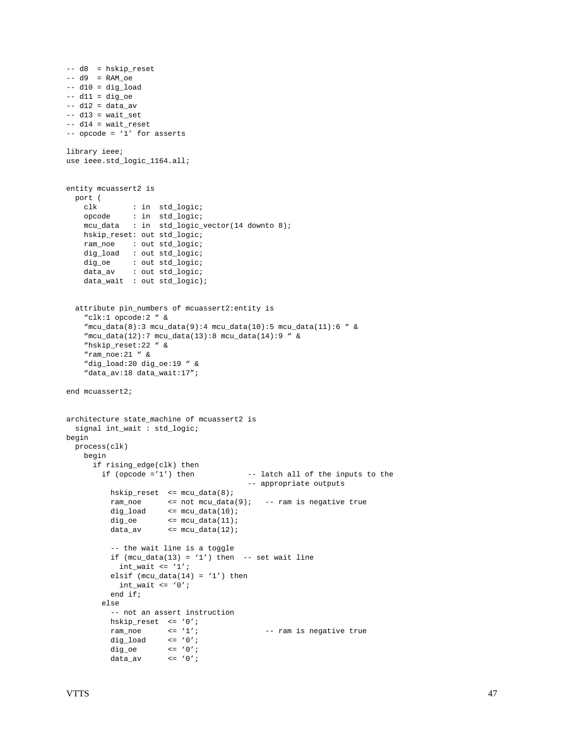```
-- d8  = hskip_reset
-- d9  = RAM_oe
-- d10 = dig_load
-- d11 = dig_oe
-- d12 = data_av
-- d13 = wait_set
-- d14 = wait_reset
-- opcode = '1' for asserts

library ieee;
use ieee.std_logic_1164.all;


entity mcuassert2 is
  port (
    clk        : in  std_logic;
    opcode     : in  std_logic;
    mcu_data   : in  std_logic_vector(14 downto 8);
    hskip_reset: out std_logic;
    ram_noe    : out std_logic;
    dig_load   : out std_logic;
    dig_oe     : out std_logic;
    data_av    : out std_logic;
    data_wait  : out std_logic);


  attribute pin_numbers of mcuassert2:entity is
    "clk:1 opcode:2 " &
    "mcu_data(8):3 mcu_data(9):4 mcu_data(10):5 mcu_data(11):6 " &
    "mcu_data(12):7 mcu_data(13):8 mcu_data(14):9 " &
    "hskip_reset:22 " &
    "ram_noe:21 " &
    "dig_load:20 dig_oe:19 " &
    "data_av:18 data_wait:17";

end mcuassert2;


architecture state_machine of mcuassert2 is
  signal int_wait : std_logic;
begin
  process(clk)
    begin
      if rising_edge(clk) then
        if (opcode ='1') then            -- latch all of the inputs to the
                                         -- appropriate outputs
          hskip_reset  <= mcu_data(8);
          ram_noe      <= not mcu_data(9);   -- ram is negative true
          dig_load     <= mcu_data(10);
          dig_oe       <= mcu_data(11);
          data_av      <= mcu_data(12);

          -- the wait line is a toggle
          if (mcu_data(13) = '1') then  -- set wait line
            int_wait <= '1';
          elsif (mcu_data(14) = '1') then
            int_wait <= '0';
          end if;
        else
          -- not an assert instruction
          hskip_reset  <= '0';
          ram_noe      <= '1';               -- ram is negative true
          dig_load     <= '0';
          dig_oe       <= '0';
          data_av      <= '0';
```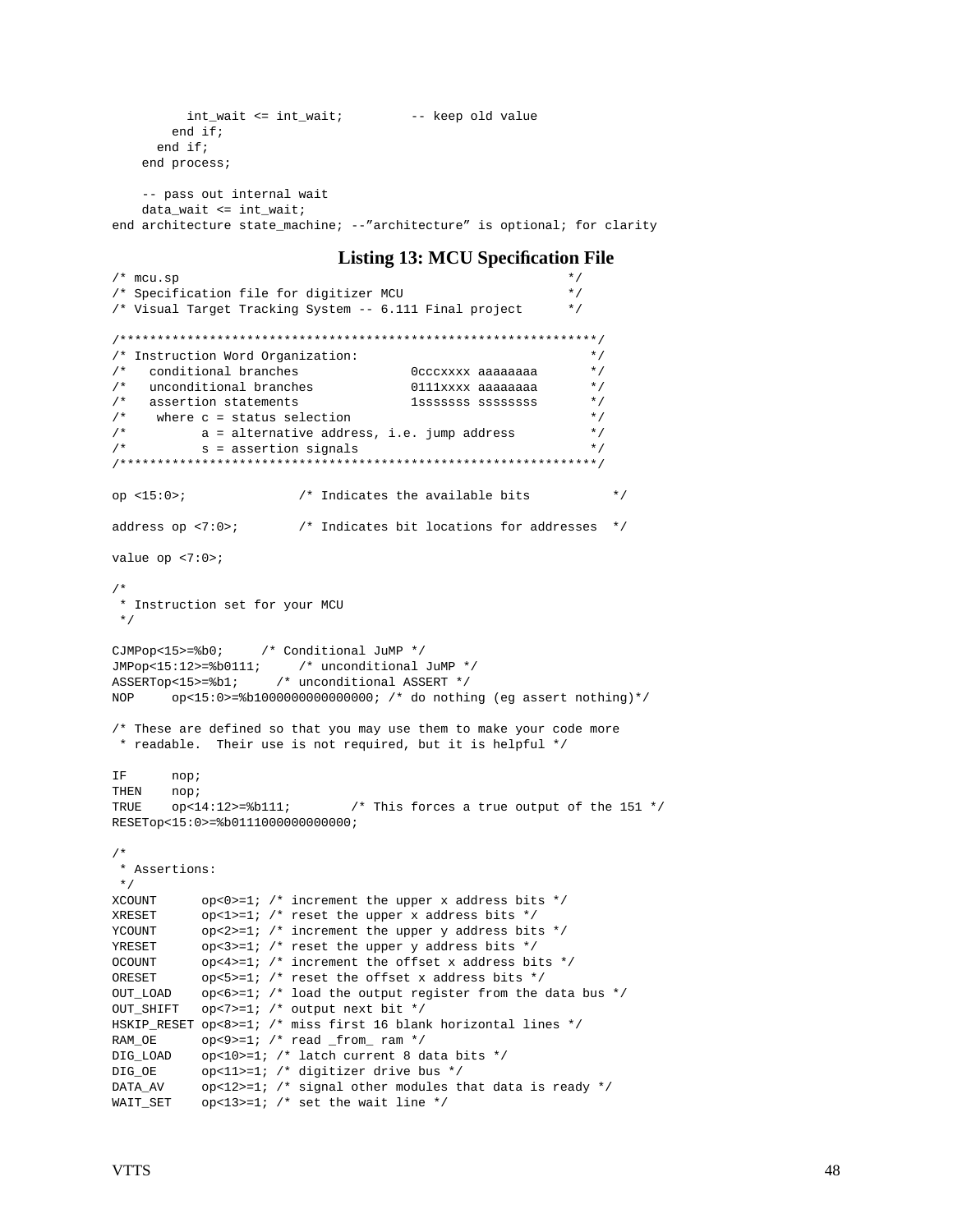```
          int_wait <= int_wait;         -- keep old value
        end if;
      end if;
    end process;

    -- pass out internal wait
    data_wait <= int_wait;
end architecture state_machine; --"architecture" is optional; for clarity
```

### Listing 13: MCU Specification File

```
/* mcu.sp                                                      */
/* Specification file for digitizer MCU                        */
/* Visual Target Tracking System -- 6.111 Final project        */

/****************************************************************/
/* Instruction Word Organization:                              */
/*   conditional branches              0cccxxxx aaaaaaaa       */
/*   unconditional branches            0111xxxx aaaaaaaa       */
/*   assertion statements              1sssssss ssssssss       */
/*    where c = status selection                               */
/*          a = alternative address, i.e. jump address         */
/*          s = assertion signals                              */
/****************************************************************/

op <15:0>;              /* Indicates the available bits          */

address op <7:0>;       /* Indicates bit locations for addresses  */

value op <7:0>;

/*
 * Instruction set for your MCU
 */

CJMPop<15>=%b0;     /* Conditional JuMP */
JMPop<15:12>=%b0111;     /* unconditional JuMP */
ASSERTop<15>=%b1;     /* unconditional ASSERT */
NOP     op<15:0>=%b1000000000000000; /* do nothing (eg assert nothing)*/

/* These are defined so that you may use them to make your code more
 * readable.  Their use is not required, but it is helpful */

IF      nop;
THEN    nop;
TRUE    op<14:12>=%b111;        /* This forces a true output of the 151 */
RESETop<15:0>=%b0111000000000000;

/*
 * Assertions:
 */
XCOUNT      op<0>=1; /* increment the upper x address bits */
XRESET      op<1>=1; /* reset the upper x address bits */
YCOUNT      op<2>=1; /* increment the upper y address bits */
YRESET      op<3>=1; /* reset the upper y address bits */
OCOUNT      op<4>=1; /* increment the offset x address bits */
ORESET      op<5>=1; /* reset the offset x address bits */
OUT_LOAD    op<6>=1; /* load the output register from the data bus */
OUT_SHIFT   op<7>=1; /* output next bit */
HSKIP_RESET op<8>=1; /* miss first 16 blank horizontal lines */
RAM_OE      op<9>=1; /* read _from_ ram */
DIG_LOAD    op<10>=1; /* latch current 8 data bits */
DIG_OE      op<11>=1; /* digitizer drive bus */
DATA_AV     op<12>=1; /* signal other modules that data is ready */
WAIT_SET    op<13>=1; /* set the wait line */
```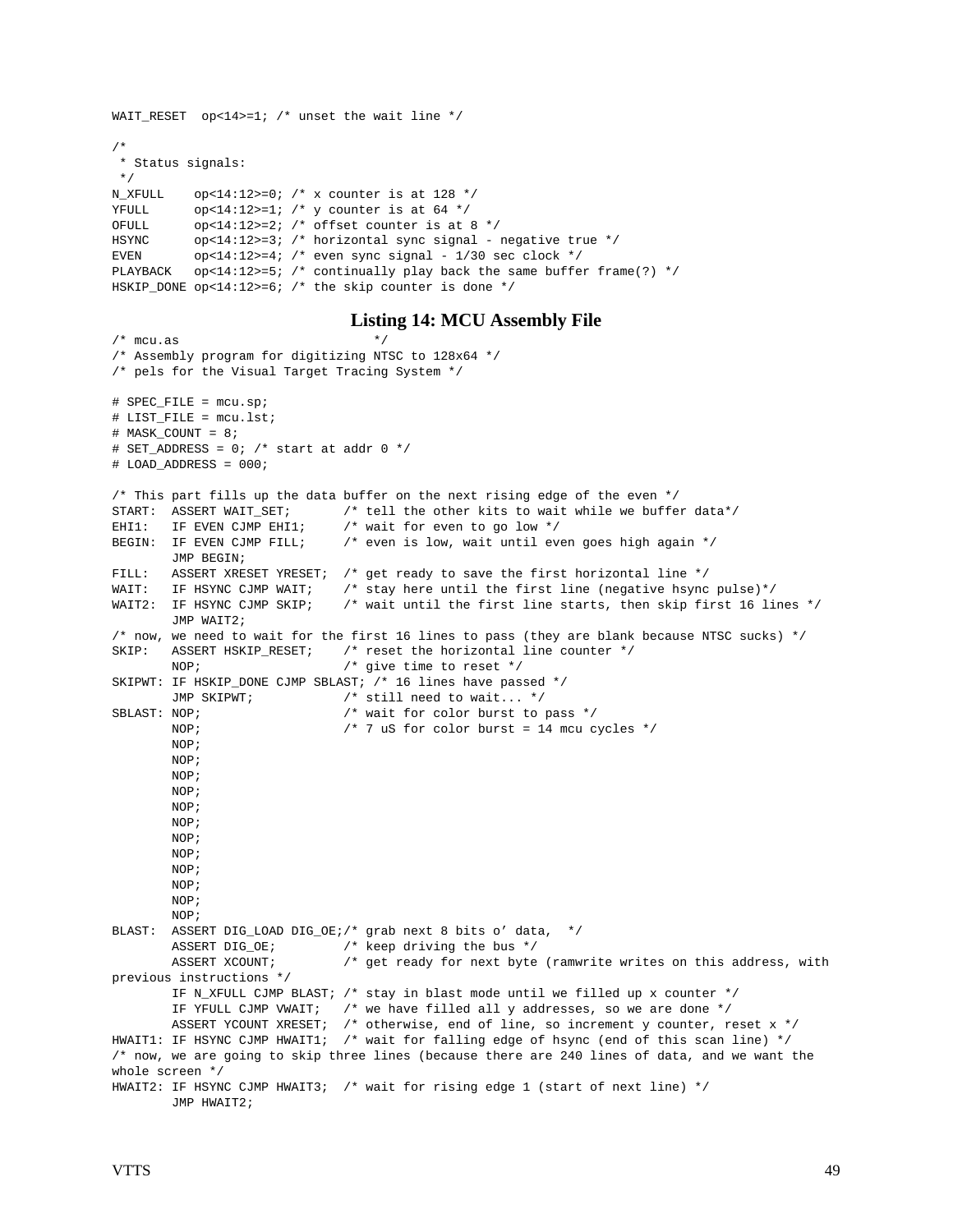```
WAIT_RESET  op<14>=1; /* unset the wait line */

/*
 * Status signals:
 */
N_XFULL    op<14:12>=0; /* x counter is at 128 */
YFULL      op<14:12>=1; /* y counter is at 64 */
OFULL      op<14:12>=2; /* offset counter is at 8 */
HSYNC      op<14:12>=3; /* horizontal sync signal - negative true */
EVEN       op<14:12>=4; /* even sync signal - 1/30 sec clock */
PLAYBACK   op<14:12>=5; /* continually play back the same buffer frame(?) */
HSKIP_DONE op<14:12>=6; /* the skip counter is done */
```

## Listing 14: MCU Assembly File

```
/* mcu.as                         */
/* Assembly program for digitizing NTSC to 128x64 */
/* pels for the Visual Target Tracing System */

# SPEC_FILE = mcu.sp;
# LIST_FILE = mcu.lst;
# MASK_COUNT = 8;
# SET_ADDRESS = 0; /* start at addr 0 */
# LOAD_ADDRESS = 000;

/* This part fills up the data buffer on the next rising edge of the even */
START:  ASSERT WAIT_SET;       /* tell the other kits to wait while we buffer data*/
EHI1:   IF EVEN CJMP EHI1;     /* wait for even to go low */
BEGIN:  IF EVEN CJMP FILL;     /* even is low, wait until even goes high again */
        JMP BEGIN;
FILL:   ASSERT XRESET YRESET;  /* get ready to save the first horizontal line */
WAIT:   IF HSYNC CJMP WAIT;    /* stay here until the first line (negative hsync pulse)*/
WAIT2:  IF HSYNC CJMP SKIP;    /* wait until the first line starts, then skip first 16 lines */
        JMP WAIT2;
/* now, we need to wait for the first 16 lines to pass (they are blank because NTSC sucks) */
SKIP:   ASSERT HSKIP_RESET;    /* reset the horizontal line counter */
        NOP;                   /* give time to reset */
SKIPWT: IF HSKIP_DONE CJMP SBLAST; /* 16 lines have passed */
        JMP SKIPWT;            /* still need to wait... */
SBLAST: NOP;                   /* wait for color burst to pass */
        NOP;                   /* 7 uS for color burst = 14 mcu cycles */
        NOP;
        NOP;
        NOP;
        NOP;
        NOP;
        NOP;
        NOP;
        NOP;
        NOP;
        NOP;
        NOP;
        NOP;
BLAST:  ASSERT DIG_LOAD DIG_OE;/* grab next 8 bits o' data,  */
        ASSERT DIG_OE;         /* keep driving the bus */
        ASSERT XCOUNT;         /* get ready for next byte (ramwrite writes on this address, with
previous instructions */
        IF N_XFULL CJMP BLAST; /* stay in blast mode until we filled up x counter */
        IF YFULL CJMP VWAIT;   /* we have filled all y addresses, so we are done */
        ASSERT YCOUNT XRESET;  /* otherwise, end of line, so increment y counter, reset x */
HWAIT1: IF HSYNC CJMP HWAIT1;  /* wait for falling edge of hsync (end of this scan line) */
/* now, we are going to skip three lines (because there are 240 lines of data, and we want the
whole screen */
HWAIT2: IF HSYNC CJMP HWAIT3;  /* wait for rising edge 1 (start of next line) */
        JMP HWAIT2;
```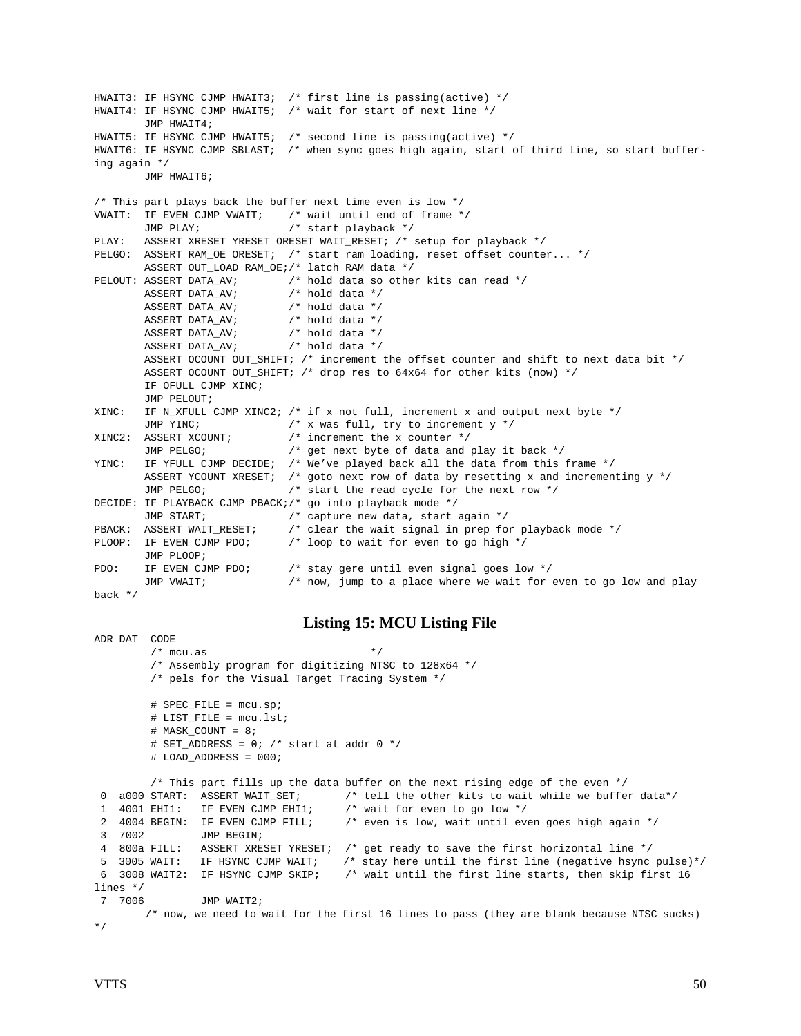```
HWAIT3: IF HSYNC CJMP HWAIT3;  /* first line is passing(active) */
HWAIT4: IF HSYNC CJMP HWAIT5;  /* wait for start of next line */
        JMP HWAIT4;
HWAIT5: IF HSYNC CJMP HWAIT5;  /* second line is passing(active) */
HWAIT6: IF HSYNC CJMP SBLAST;  /* when sync goes high again, start of third line, so start buffer-
ing again */
        JMP HWAIT6;

/* This part plays back the buffer next time even is low */
VWAIT:  IF EVEN CJMP VWAIT;    /* wait until end of frame */
        JMP PLAY;              /* start playback */
PLAY:   ASSERT XRESET YRESET ORESET WAIT_RESET; /* setup for playback */
PELGO:  ASSERT RAM_OE ORESET;  /* start ram loading, reset offset counter... */
        ASSERT OUT_LOAD RAM_OE;/* latch RAM data */
PELOUT: ASSERT DATA_AV;        /* hold data so other kits can read */
        ASSERT DATA_AV;        /* hold data */
        ASSERT DATA_AV;        /* hold data */
        ASSERT DATA_AV;        /* hold data */
        ASSERT DATA_AV;        /* hold data */
        ASSERT DATA_AV;        /* hold data */
        ASSERT OCOUNT OUT_SHIFT; /* increment the offset counter and shift to next data bit */
        ASSERT OCOUNT OUT_SHIFT; /* drop res to 64x64 for other kits (now) */
        IF OFULL CJMP XINC;
        JMP PELOUT;
XINC:   IF N_XFULL CJMP XINC2; /* if x not full, increment x and output next byte */
        JMP YINC;              /* x was full, try to increment y */
XINC2:  ASSERT XCOUNT;         /* increment the x counter */
        JMP PELGO;             /* get next byte of data and play it back */
YINC:   IF YFULL CJMP DECIDE;  /* We've played back all the data from this frame */
        ASSERT YCOUNT XRESET;  /* goto next row of data by resetting x and incrementing y */
        JMP PELGO;             /* start the read cycle for the next row */
DECIDE: IF PLAYBACK CJMP PBACK;/* go into playback mode */
        JMP START;             /* capture new data, start again */
PBACK:  ASSERT WAIT_RESET;     /* clear the wait signal in prep for playback mode */
PLOOP:  IF EVEN CJMP PDO;      /* loop to wait for even to go high */
        JMP PLOOP;
PDO:    IF EVEN CJMP PDO;      /* stay gere until even signal goes low */
        JMP VWAIT;             /* now, jump to a place where we wait for even to go low and play
back */
```

## Listing 15: MCU Listing File

```
ADR DAT  CODE
         /* mcu.as                          */
         /* Assembly program for digitizing NTSC to 128x64 */
         /* pels for the Visual Target Tracing System */

         # SPEC_FILE = mcu.sp;
         # LIST_FILE = mcu.lst;
         # MASK_COUNT = 8;
         # SET_ADDRESS = 0; /* start at addr 0 */
         # LOAD_ADDRESS = 000;

         /* This part fills up the data buffer on the next rising edge of the even */
 0  a000 START:  ASSERT WAIT_SET;       /* tell the other kits to wait while we buffer data*/
 1  4001 EHI1:   IF EVEN CJMP EHI1;     /* wait for even to go low */
 2  4004 BEGIN:  IF EVEN CJMP FILL;     /* even is low, wait until even goes high again */
 3  7002         JMP BEGIN;
 4  800a FILL:   ASSERT XRESET YRESET;  /* get ready to save the first horizontal line */
 5  3005 WAIT:   IF HSYNC CJMP WAIT;    /* stay here until the first line (negative hsync pulse)*/
 6  3008 WAIT2:  IF HSYNC CJMP SKIP;    /* wait until the first line starts, then skip first 16
lines */
 7  7006         JMP WAIT2;
        /* now, we need to wait for the first 16 lines to pass (they are blank because NTSC sucks)
*/
```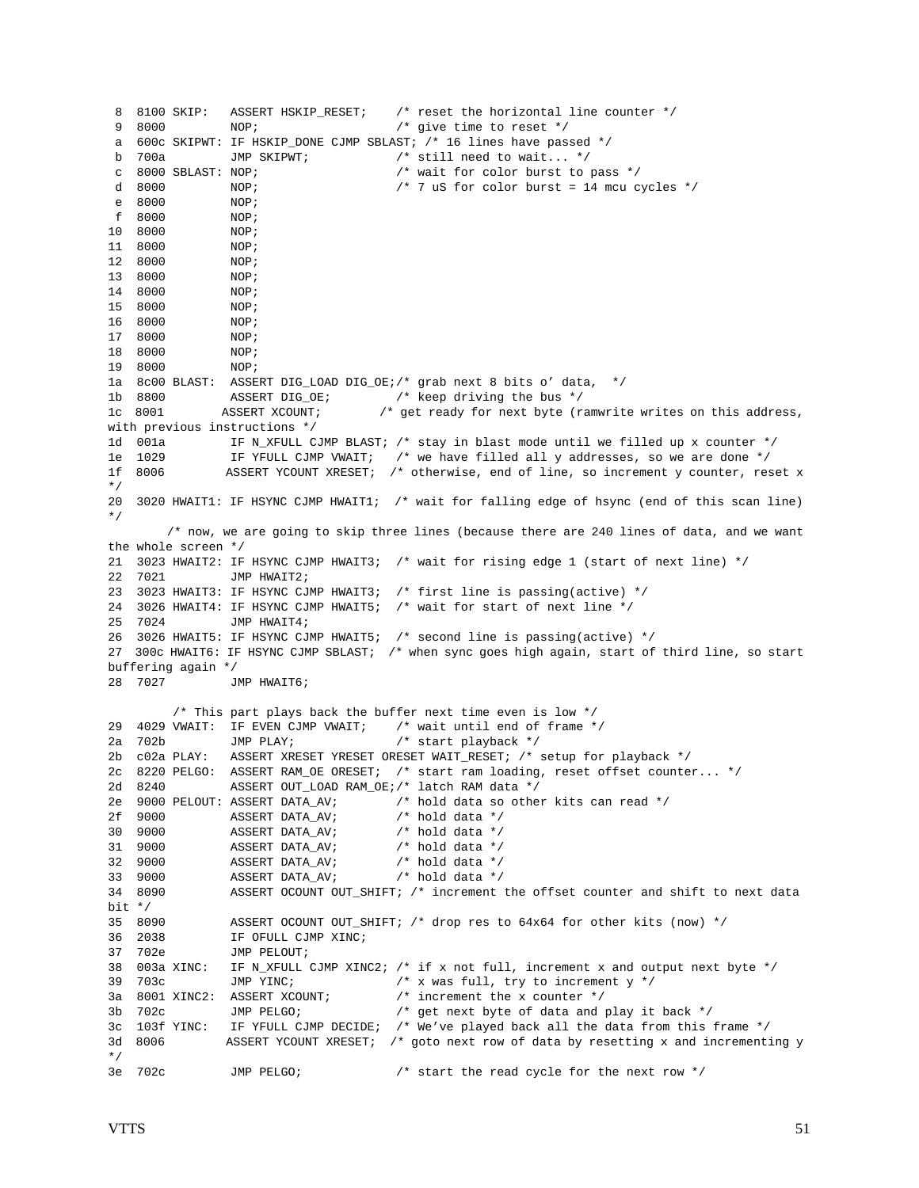```
 8  8100 SKIP:   ASSERT HSKIP_RESET;    /* reset the horizontal line counter */
 9  8000         NOP;                   /* give time to reset */
 a  600c SKIPWT: IF HSKIP_DONE CJMP SBLAST; /* 16 lines have passed */
 b  700a         JMP SKIPWT;            /* still need to wait... */
 c  8000 SBLAST: NOP;                   /* wait for color burst to pass */
 d  8000         NOP;                   /* 7 uS for color burst = 14 mcu cycles */
 e  8000         NOP;
 f  8000         NOP;
10  8000         NOP;
11  8000         NOP;
12  8000         NOP;
13  8000         NOP;
14  8000         NOP;
15  8000         NOP;
16  8000         NOP;
17  8000         NOP;
18  8000         NOP;
19  8000         NOP;
1a  8c00 BLAST:  ASSERT DIG_LOAD DIG_OE;/* grab next 8 bits o' data,  */
1b  8800         ASSERT DIG_OE;         /* keep driving the bus */
1c  8001        ASSERT XCOUNT;        /* get ready for next byte (ramwrite writes on this address, 
with previous instructions */
1d  001a         IF N_XFULL CJMP BLAST; /* stay in blast mode until we filled up x counter */
1e  1029         IF YFULL CJMP VWAIT;   /* we have filled all y addresses, so we are done */
1f  8006        ASSERT YCOUNT XRESET;  /* otherwise, end of line, so increment y counter, reset x 
*/
20  3020 HWAIT1: IF HSYNC CJMP HWAIT1;  /* wait for falling edge of hsync (end of this scan line) 
*/
        /* now, we are going to skip three lines (because there are 240 lines of data, and we want 
the whole screen */
21  3023 HWAIT2: IF HSYNC CJMP HWAIT3;  /* wait for rising edge 1 (start of next line) */
22  7021         JMP HWAIT2;
23  3023 HWAIT3: IF HSYNC CJMP HWAIT3;  /* first line is passing(active) */
24  3026 HWAIT4: IF HSYNC CJMP HWAIT5;  /* wait for start of next line */
25  7024         JMP HWAIT4;
26  3026 HWAIT5: IF HSYNC CJMP HWAIT5;  /* second line is passing(active) */
27  300c HWAIT6: IF HSYNC CJMP SBLAST;  /* when sync goes high again, start of third line, so start 
buffering again */
28  7027         JMP HWAIT6;

         /* This part plays back the buffer next time even is low */
29  4029 VWAIT:  IF EVEN CJMP VWAIT;    /* wait until end of frame */
2a  702b         JMP PLAY;              /* start playback */
2b  c02a PLAY:   ASSERT XRESET YRESET ORESET WAIT_RESET; /* setup for playback */
2c  8220 PELGO:  ASSERT RAM_OE ORESET;  /* start ram loading, reset offset counter... */
2d  8240         ASSERT OUT_LOAD RAM_OE;/* latch RAM data */
2e  9000 PELOUT: ASSERT DATA_AV;        /* hold data so other kits can read */
2f  9000         ASSERT DATA_AV;        /* hold data */
30  9000         ASSERT DATA_AV;        /* hold data */
31  9000         ASSERT DATA_AV;        /* hold data */
32  9000         ASSERT DATA_AV;        /* hold data */
33  9000         ASSERT DATA_AV;        /* hold data */
34  8090         ASSERT OCOUNT OUT_SHIFT; /* increment the offset counter and shift to next data 
bit */
35  8090         ASSERT OCOUNT OUT_SHIFT; /* drop res to 64x64 for other kits (now) */
36  2038         IF OFULL CJMP XINC;
37  702e         JMP PELOUT;
38  003a XINC:   IF N_XFULL CJMP XINC2; /* if x not full, increment x and output next byte */
39  703c         JMP YINC;              /* x was full, try to increment y */
3a  8001 XINC2:  ASSERT XCOUNT;         /* increment the x counter */
3b  702c         JMP PELGO;             /* get next byte of data and play it back */
3c  103f YINC:   IF YFULL CJMP DECIDE;  /* We've played back all the data from this frame */
3d  8006        ASSERT YCOUNT XRESET;  /* goto next row of data by resetting x and incrementing y 
*/
3e  702c         JMP PELGO;             /* start the read cycle for the next row */
```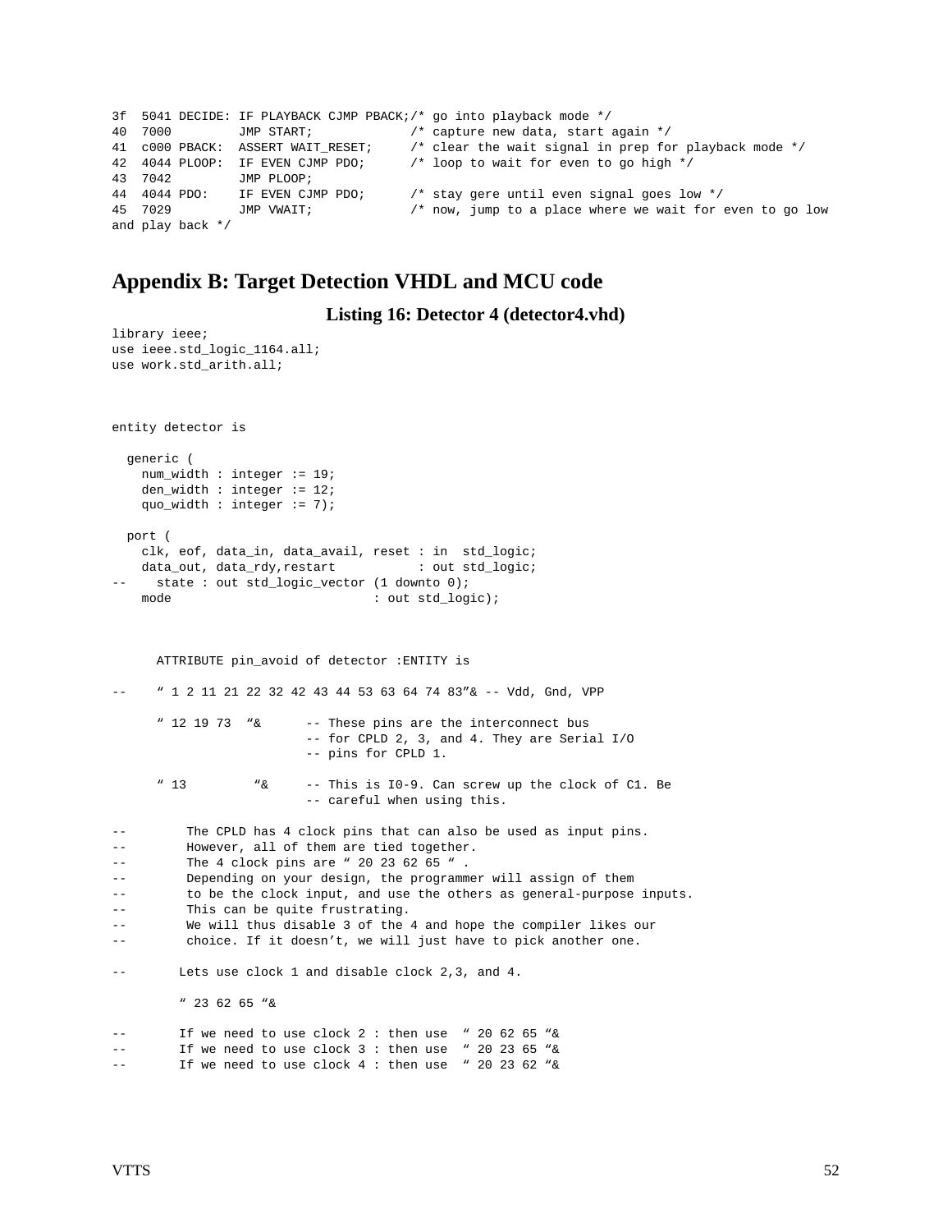```
3f  5041 DECIDE: IF PLAYBACK CJMP PBACK;/* go into playback mode */
40  7000         JMP START;            /* capture new data, start again */
41  c000 PBACK:  ASSERT WAIT_RESET;     /* clear the wait signal in prep for playback mode */
42  4044 PLOOP:  IF EVEN CJMP PDO;      /* loop to wait for even to go high */
43  7042         JMP PLOOP;
44  4044 PDO:    IF EVEN CJMP PDO;      /* stay gere until even signal goes low */
45  7029         JMP VWAIT;             /* now, jump to a place where we wait for even to go low
and play back */
```

## Appendix B: Target Detection VHDL and MCU code

**Listing 16: Detector 4 (detector4.vhd)**

```
library ieee;
use ieee.std_logic_1164.all;
use work.std_arith.all;



entity detector is

  generic (
    num_width : integer := 19;
    den_width : integer := 12;
    quo_width : integer := 7);

  port (
    clk, eof, data_in, data_avail, reset : in  std_logic;
    data_out, data_rdy,restart           : out std_logic;
--    state : out std_logic_vector (1 downto 0);
    mode                           : out std_logic);



      ATTRIBUTE pin_avoid of detector :ENTITY is

--    " 1 2 11 21 22 32 42 43 44 53 63 64 74 83"& -- Vdd, Gnd, VPP

      " 12 19 73  "&      -- These pins are the interconnect bus
                          -- for CPLD 2, 3, and 4. They are Serial I/O
                          -- pins for CPLD 1.

      " 13         "&     -- This is I0-9. Can screw up the clock of C1. Be
                          -- careful when using this.

--        The CPLD has 4 clock pins that can also be used as input pins.
--        However, all of them are tied together.
--        The 4 clock pins are " 20 23 62 65 " .
--        Depending on your design, the programmer will assign of them
--        to be the clock input, and use the others as general-purpose inputs.
--        This can be quite frustrating.
--        We will thus disable 3 of the 4 and hope the compiler likes our
--        choice. If it doesn't, we will just have to pick another one.

--       Lets use clock 1 and disable clock 2,3, and 4.

         " 23 62 65 "&

--       If we need to use clock 2 : then use  " 20 62 65 "&
--       If we need to use clock 3 : then use  " 20 23 65 "&
--       If we need to use clock 4 : then use  " 20 23 62 "&
```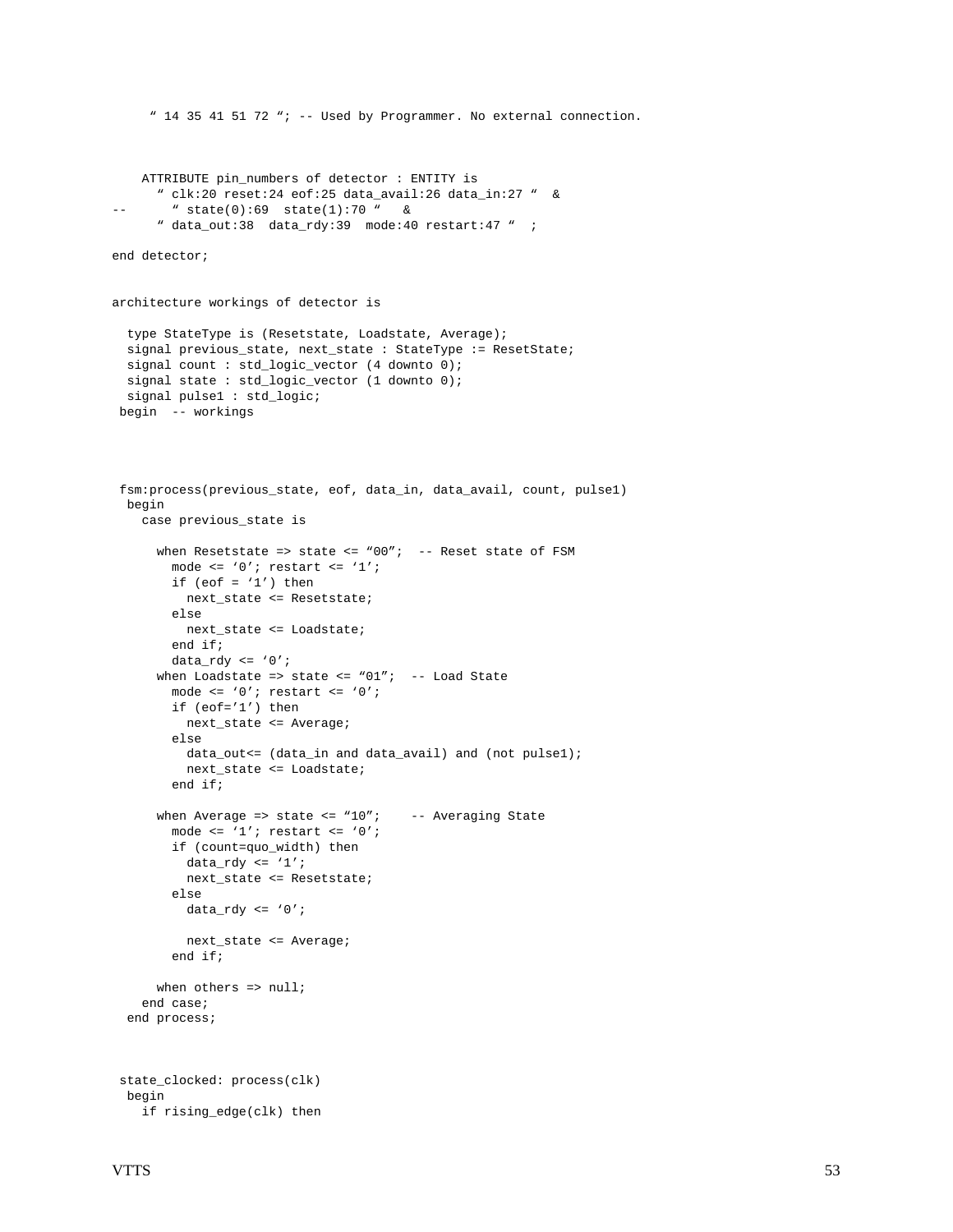```
     " 14 35 41 51 72 "; -- Used by Programmer. No external connection.



    ATTRIBUTE pin_numbers of detector : ENTITY is
      " clk:20 reset:24 eof:25 data_avail:26 data_in:27 "  &
--      " state(0):69  state(1):70 "   &
      " data_out:38  data_rdy:39  mode:40 restart:47 "  ;

end detector;


architecture workings of detector is

  type StateType is (Resetstate, Loadstate, Average);
  signal previous_state, next_state : StateType := ResetState;
  signal count : std_logic_vector (4 downto 0);
  signal state : std_logic_vector (1 downto 0);
  signal pulse1 : std_logic;
 begin  -- workings




 fsm:process(previous_state, eof, data_in, data_avail, count, pulse1)
  begin
    case previous_state is

      when Resetstate => state <= "00";  -- Reset state of FSM
        mode <= '0'; restart <= '1';
        if (eof = '1') then
          next_state <= Resetstate;
        else
          next_state <= Loadstate;
        end if;
        data_rdy <= '0';
      when Loadstate => state <= "01";  -- Load State
        mode <= '0'; restart <= '0';
        if (eof='1') then
          next_state <= Average;
        else
          data_out<= (data_in and data_avail) and (not pulse1);
          next_state <= Loadstate;
        end if;

      when Average => state <= "10";    -- Averaging State
        mode <= '1'; restart <= '0';
        if (count=quo_width) then
          data_rdy <= '1';
          next_state <= Resetstate;
        else
          data_rdy <= '0';

          next_state <= Average;
        end if;

      when others => null;
    end case;
  end process;



 state_clocked: process(clk)
  begin
    if rising_edge(clk) then
```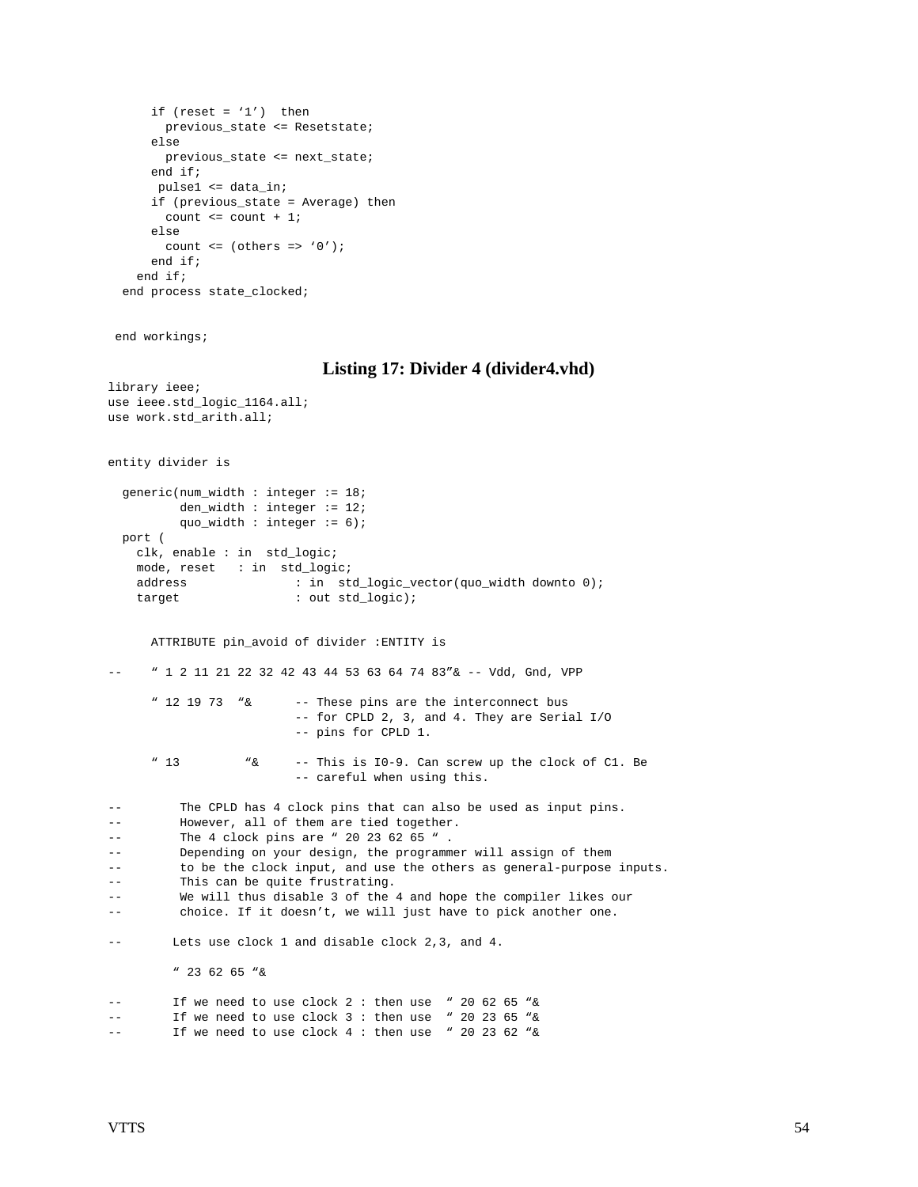```
      if (reset = '1')  then
        previous_state <= Resetstate;
      else
        previous_state <= next_state;
      end if;
       pulse1 <= data_in;
      if (previous_state = Average) then
        count <= count + 1;
      else
        count <= (others => '0');
      end if;
    end if;
  end process state_clocked;


 end workings;
```

### Listing 17: Divider 4 (divider4.vhd)

```
library ieee;
use ieee.std_logic_1164.all;
use work.std_arith.all;


entity divider is

  generic(num_width : integer := 18;
          den_width : integer := 12;
          quo_width : integer := 6);
  port (
    clk, enable : in  std_logic;
    mode, reset   : in  std_logic;
    address             : in  std_logic_vector(quo_width downto 0);
    target              : out std_logic);


      ATTRIBUTE pin_avoid of divider :ENTITY is

--    " 1 2 11 21 22 32 42 43 44 53 63 64 74 83"& -- Vdd, Gnd, VPP

      " 12 19 73  "&      -- These pins are the interconnect bus
                          -- for CPLD 2, 3, and 4. They are Serial I/O
                          -- pins for CPLD 1.

      " 13         "&     -- This is I0-9. Can screw up the clock of C1. Be
                          -- careful when using this.

--        The CPLD has 4 clock pins that can also be used as input pins.
--        However, all of them are tied together.
--        The 4 clock pins are " 20 23 62 65 " .
--        Depending on your design, the programmer will assign of them
--        to be the clock input, and use the others as general-purpose inputs.
--        This can be quite frustrating.
--        We will thus disable 3 of the 4 and hope the compiler likes our
--        choice. If it doesn't, we will just have to pick another one.

--       Lets use clock 1 and disable clock 2,3, and 4.

         " 23 62 65 "&

--       If we need to use clock 2 : then use  " 20 62 65 "&
--       If we need to use clock 3 : then use  " 20 23 65 "&
--       If we need to use clock 4 : then use  " 20 23 62 "&
```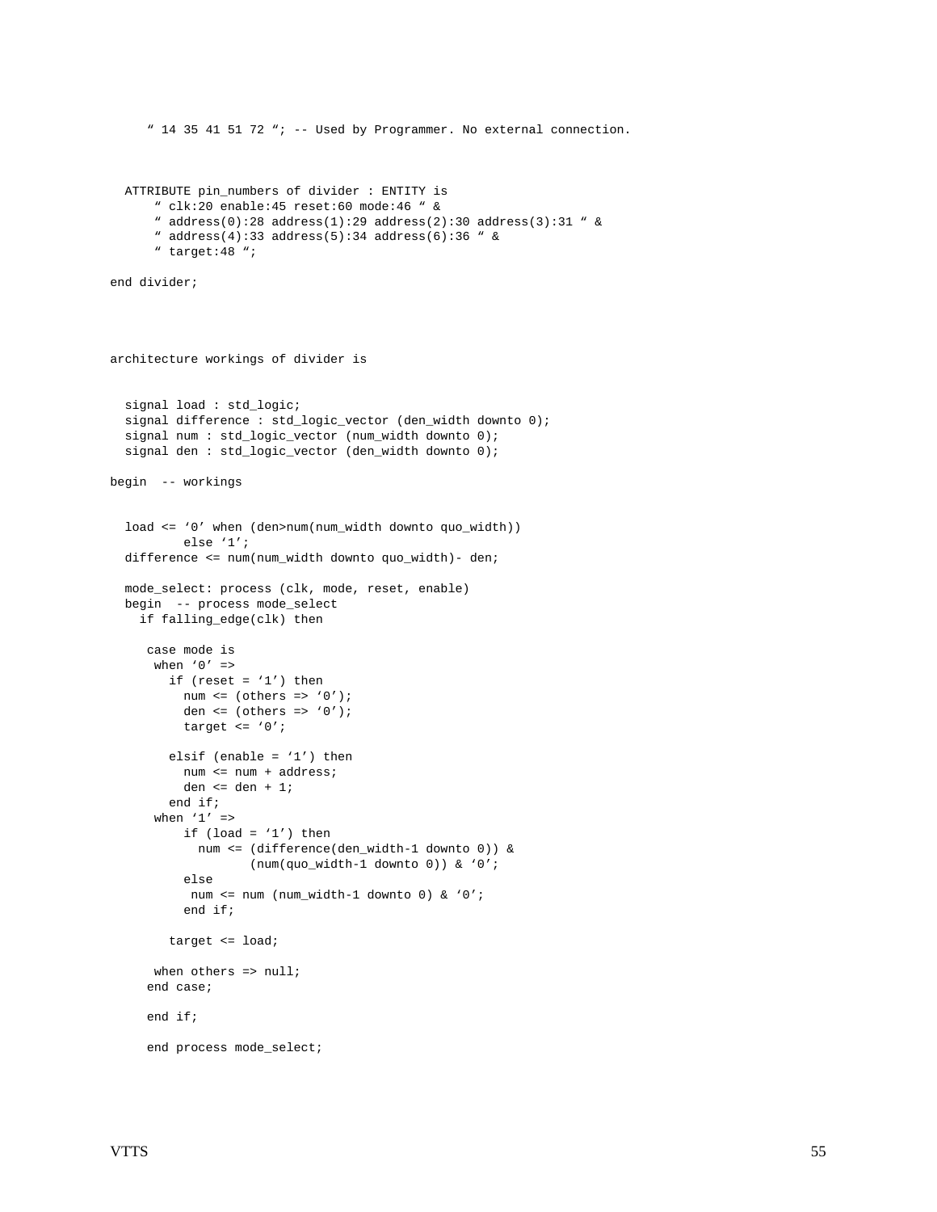```
     " 14 35 41 51 72 "; -- Used by Programmer. No external connection.



  ATTRIBUTE pin_numbers of divider : ENTITY is
      " clk:20 enable:45 reset:60 mode:46 " &
      " address(0):28 address(1):29 address(2):30 address(3):31 " &
      " address(4):33 address(5):34 address(6):36 " &
      " target:48 ";

end divider;




architecture workings of divider is


  signal load : std_logic;
  signal difference : std_logic_vector (den_width downto 0);
  signal num : std_logic_vector (num_width downto 0);
  signal den : std_logic_vector (den_width downto 0);

begin  -- workings


  load <= '0' when (den>num(num_width downto quo_width))
         else '1';
  difference <= num(num_width downto quo_width)- den;

  mode_select: process (clk, mode, reset, enable)
  begin  -- process mode_select
    if falling_edge(clk) then

     case mode is
      when '0' =>
        if (reset = '1') then
          num <= (others => '0');
          den <= (others => '0');
          target <= '0';

        elsif (enable = '1') then
          num <= num + address;
          den <= den + 1;
        end if;
      when '1' =>
          if (load = '1') then
            num <= (difference(den_width-1 downto 0)) &
                   (num(quo_width-1 downto 0)) & '0';
          else
           num <= num (num_width-1 downto 0) & '0';
          end if;

        target <= load;

      when others => null;
     end case;

     end if;

     end process mode_select;
```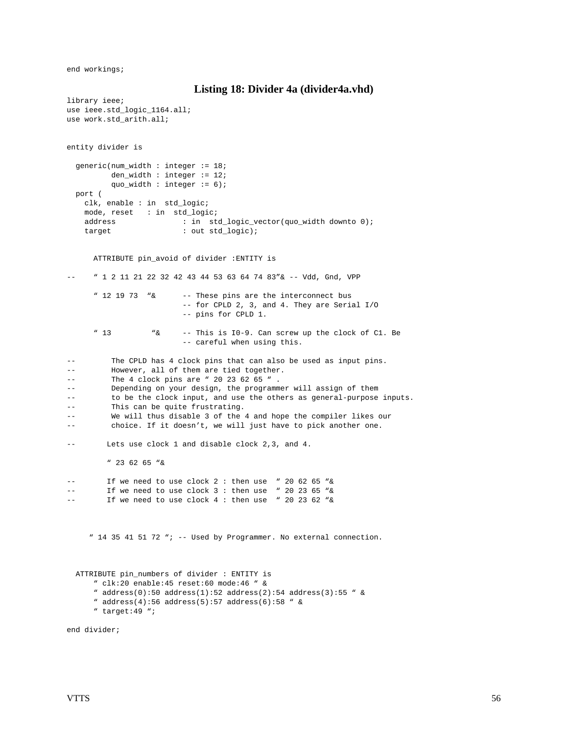```
end workings;
```

**Listing 18: Divider 4a (divider4a.vhd)**

```
library ieee;
use ieee.std_logic_1164.all;
use work.std_arith.all;


entity divider is

  generic(num_width : integer := 18;
          den_width : integer := 12;
          quo_width : integer := 6);
  port (
    clk, enable : in  std_logic;
    mode, reset   : in  std_logic;
    address               : in  std_logic_vector(quo_width downto 0);
    target                : out std_logic);


      ATTRIBUTE pin_avoid of divider :ENTITY is

--     " 1 2 11 21 22 32 42 43 44 53 63 64 74 83"& -- Vdd, Gnd, VPP

      " 12 19 73  "&      -- These pins are the interconnect bus
                          -- for CPLD 2, 3, and 4. They are Serial I/O
                          -- pins for CPLD 1.

      " 13         "&     -- This is I0-9. Can screw up the clock of C1. Be
                          -- careful when using this.

--        The CPLD has 4 clock pins that can also be used as input pins.
--        However, all of them are tied together.
--        The 4 clock pins are " 20 23 62 65 " .
--        Depending on your design, the programmer will assign of them
--        to be the clock input, and use the others as general-purpose inputs.
--        This can be quite frustrating.
--        We will thus disable 3 of the 4 and hope the compiler likes our
--        choice. If it doesn't, we will just have to pick another one.

--       Lets use clock 1 and disable clock 2,3, and 4.

         " 23 62 65 "&

--       If we need to use clock 2 : then use  " 20 62 65 "&
--       If we need to use clock 3 : then use  " 20 23 65 "&
--       If we need to use clock 4 : then use  " 20 23 62 "&



     " 14 35 41 51 72 "; -- Used by Programmer. No external connection.



  ATTRIBUTE pin_numbers of divider : ENTITY is
      " clk:20 enable:45 reset:60 mode:46 " &
      " address(0):50 address(1):52 address(2):54 address(3):55 " &
      " address(4):56 address(5):57 address(6):58 " &
      " target:49 ";

end divider;
```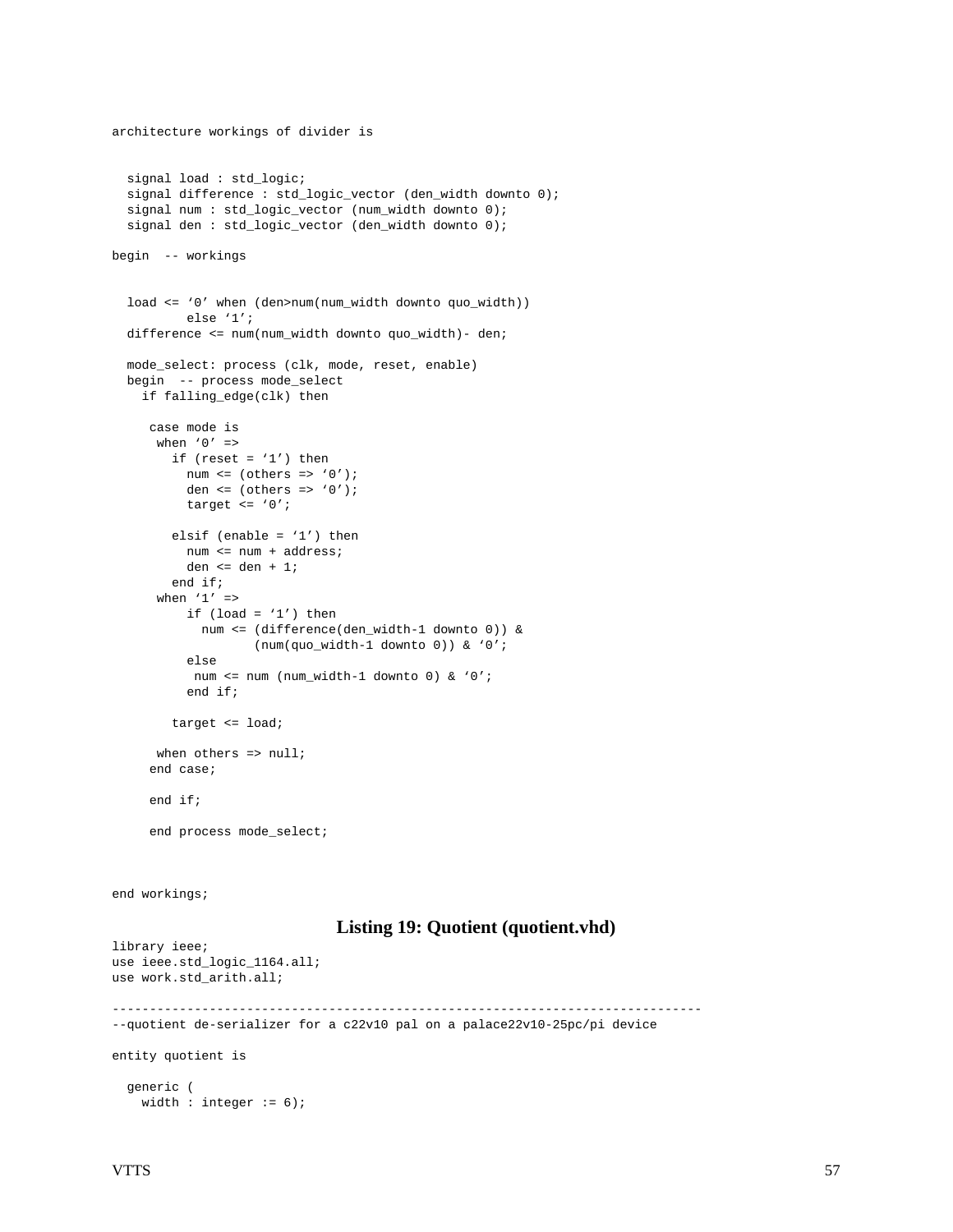```
architecture workings of divider is


  signal load : std_logic;
  signal difference : std_logic_vector (den_width downto 0);
  signal num : std_logic_vector (num_width downto 0);
  signal den : std_logic_vector (den_width downto 0);

begin  -- workings


  load <= ‘0’ when (den>num(num_width downto quo_width))
          else ‘1’;
  difference <= num(num_width downto quo_width)- den;

  mode_select: process (clk, mode, reset, enable)
  begin  -- process mode_select
    if falling_edge(clk) then

     case mode is
      when ‘0’ =>
        if (reset = ‘1’) then
          num <= (others => ‘0’);
          den <= (others => ‘0’);
          target <= ‘0’;

        elsif (enable = ‘1’) then
          num <= num + address;
          den <= den + 1;
        end if;
      when ‘1’ =>
          if (load = ‘1’) then
            num <= (difference(den_width-1 downto 0)) &
                   (num(quo_width-1 downto 0)) & ‘0’;
          else
           num <= num (num_width-1 downto 0) & ‘0’;
          end if;

        target <= load;

      when others => null;
     end case;

     end if;

     end process mode_select;



end workings;
```

**Listing 19: Quotient (quotient.vhd)**

```
library ieee;
use ieee.std_logic_1164.all;
use work.std_arith.all;

-------------------------------------------------------------------------------
--quotient de-serializer for a c22v10 pal on a palace22v10-25pc/pi device

entity quotient is

  generic (
    width : integer := 6);
```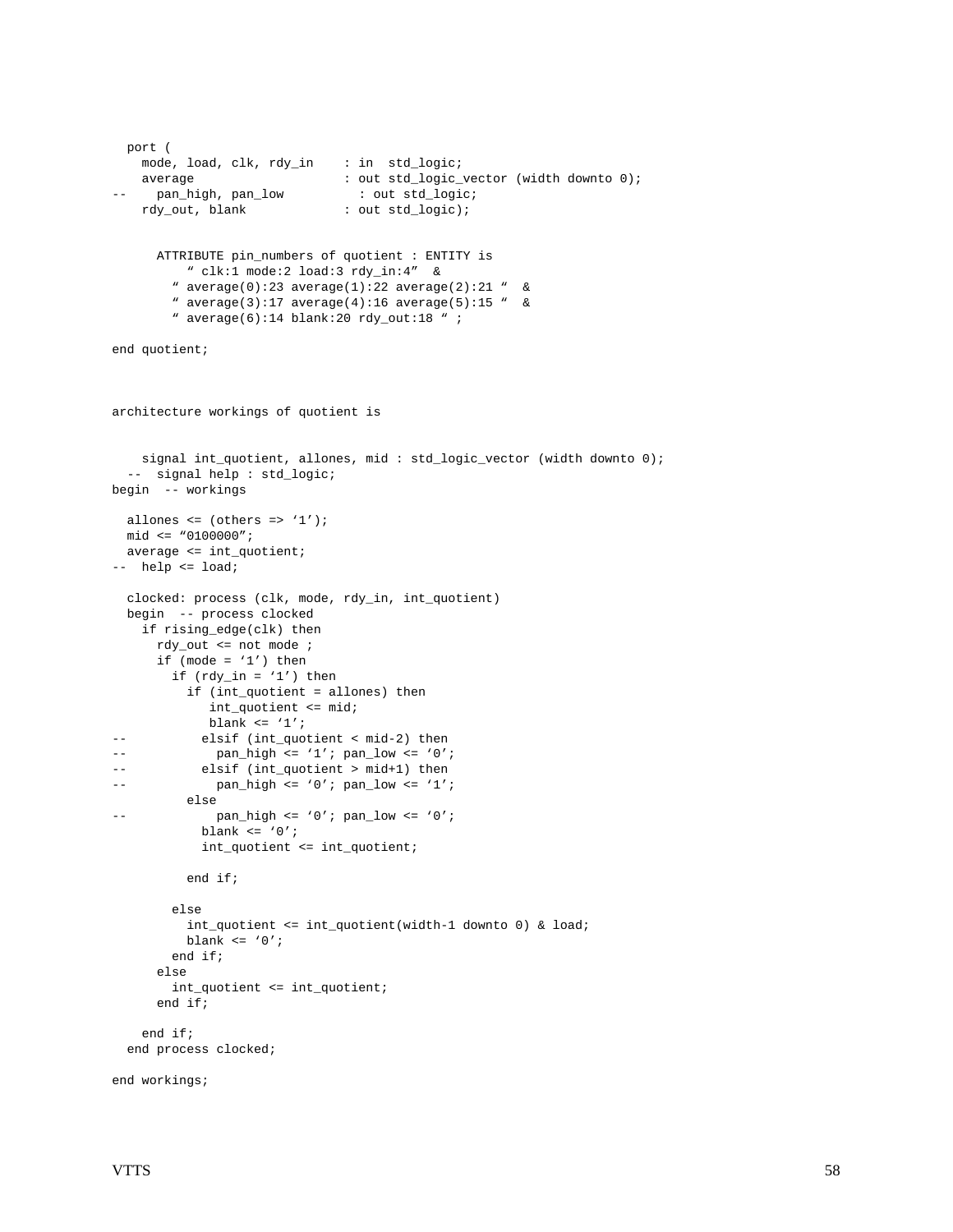```
  port (
    mode, load, clk, rdy_in    : in  std_logic;
    average                    : out std_logic_vector (width downto 0);
--    pan_high, pan_low          : out std_logic;
    rdy_out, blank             : out std_logic);


      ATTRIBUTE pin_numbers of quotient : ENTITY is
          " clk:1 mode:2 load:3 rdy_in:4"  &
        " average(0):23 average(1):22 average(2):21 "  &
        " average(3):17 average(4):16 average(5):15 "  &
        " average(6):14 blank:20 rdy_out:18 " ;

end quotient;



architecture workings of quotient is


    signal int_quotient, allones, mid : std_logic_vector (width downto 0);
  --  signal help : std_logic;
begin  -- workings

  allones <= (others => '1');
  mid <= "0100000";
  average <= int_quotient;
--  help <= load;

  clocked: process (clk, mode, rdy_in, int_quotient)
  begin  -- process clocked
    if rising_edge(clk) then
      rdy_out <= not mode ;
      if (mode = '1') then
        if (rdy_in = '1') then
          if (int_quotient = allones) then
             int_quotient <= mid;
             blank <= '1';
--          elsif (int_quotient < mid-2) then
--            pan_high <= '1'; pan_low <= '0';
--          elsif (int_quotient > mid+1) then
--            pan_high <= '0'; pan_low <= '1';
          else
--            pan_high <= '0'; pan_low <= '0';
            blank <= '0';
            int_quotient <= int_quotient;

          end if;

        else
          int_quotient <= int_quotient(width-1 downto 0) & load;
          blank <= '0';
        end if;
      else
        int_quotient <= int_quotient;
      end if;

    end if;
  end process clocked;

end workings;
```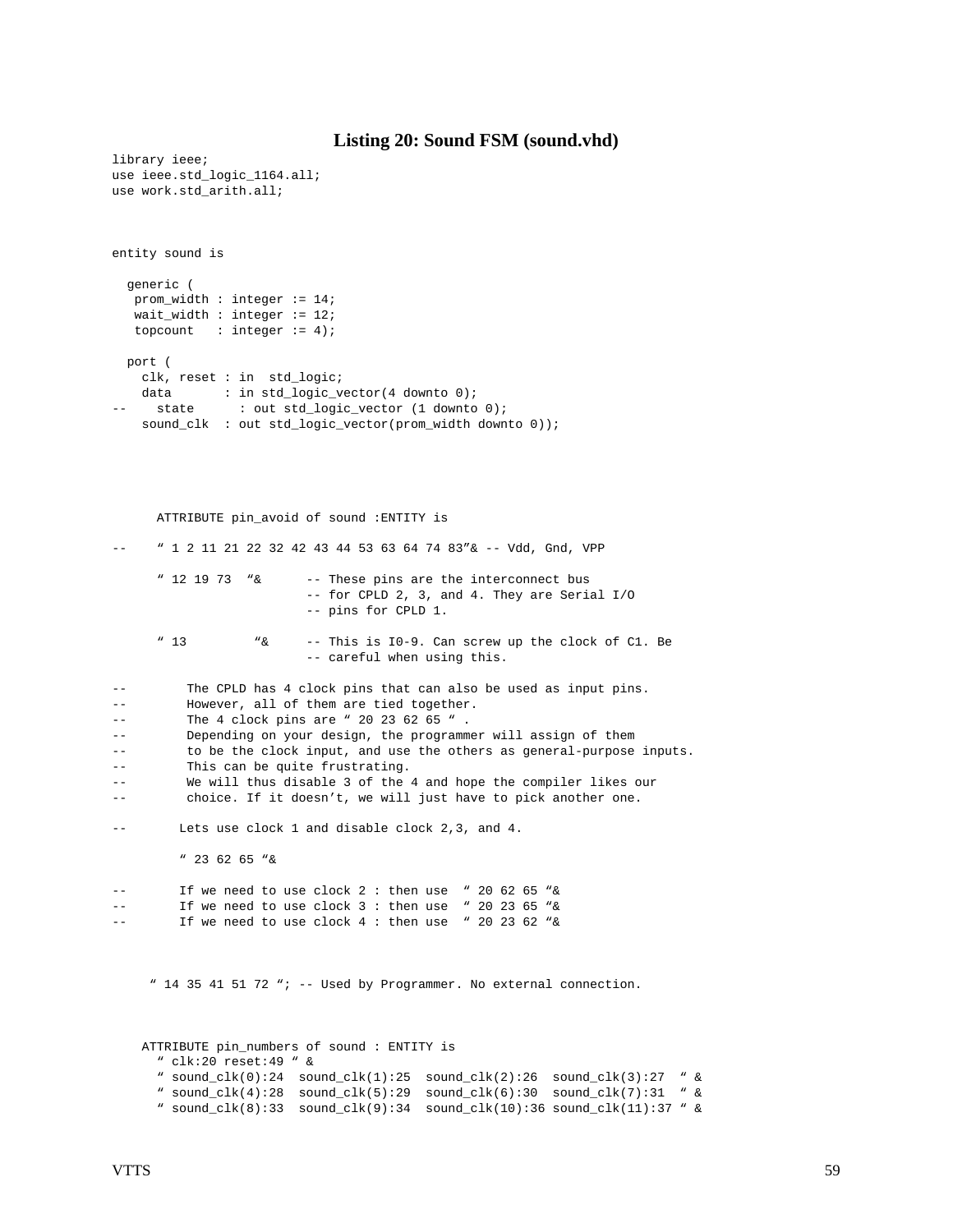### Listing 20: Sound FSM (sound.vhd)

```
library ieee;
use ieee.std_logic_1164.all;
use work.std_arith.all;



entity sound is

  generic (
   prom_width : integer := 14;
   wait_width : integer := 12;
   topcount   : integer := 4);

  port (
    clk, reset : in  std_logic;
    data       : in std_logic_vector(4 downto 0);
--    state      : out std_logic_vector (1 downto 0);
    sound_clk  : out std_logic_vector(prom_width downto 0));




      ATTRIBUTE pin_avoid of sound :ENTITY is

--    " 1 2 11 21 22 32 42 43 44 53 63 64 74 83"& -- Vdd, Gnd, VPP

      " 12 19 73  "&      -- These pins are the interconnect bus
                          -- for CPLD 2, 3, and 4. They are Serial I/O
                          -- pins for CPLD 1.

      " 13         "&     -- This is I0-9. Can screw up the clock of C1. Be
                          -- careful when using this.

--        The CPLD has 4 clock pins that can also be used as input pins.
--        However, all of them are tied together.
--        The 4 clock pins are " 20 23 62 65 " .
--        Depending on your design, the programmer will assign of them
--        to be the clock input, and use the others as general-purpose inputs.
--        This can be quite frustrating.
--        We will thus disable 3 of the 4 and hope the compiler likes our
--        choice. If it doesn't, we will just have to pick another one.

--       Lets use clock 1 and disable clock 2,3, and 4.

         " 23 62 65 "&

--       If we need to use clock 2 : then use  " 20 62 65 "&
--       If we need to use clock 3 : then use  " 20 23 65 "&
--       If we need to use clock 4 : then use  " 20 23 62 "&



     " 14 35 41 51 72 "; -- Used by Programmer. No external connection.



    ATTRIBUTE pin_numbers of sound : ENTITY is
      " clk:20 reset:49 " &
      " sound_clk(0):24  sound_clk(1):25  sound_clk(2):26  sound_clk(3):27  " &
      " sound_clk(4):28  sound_clk(5):29  sound_clk(6):30  sound_clk(7):31  " &
      " sound_clk(8):33  sound_clk(9):34  sound_clk(10):36 sound_clk(11):37 " &
```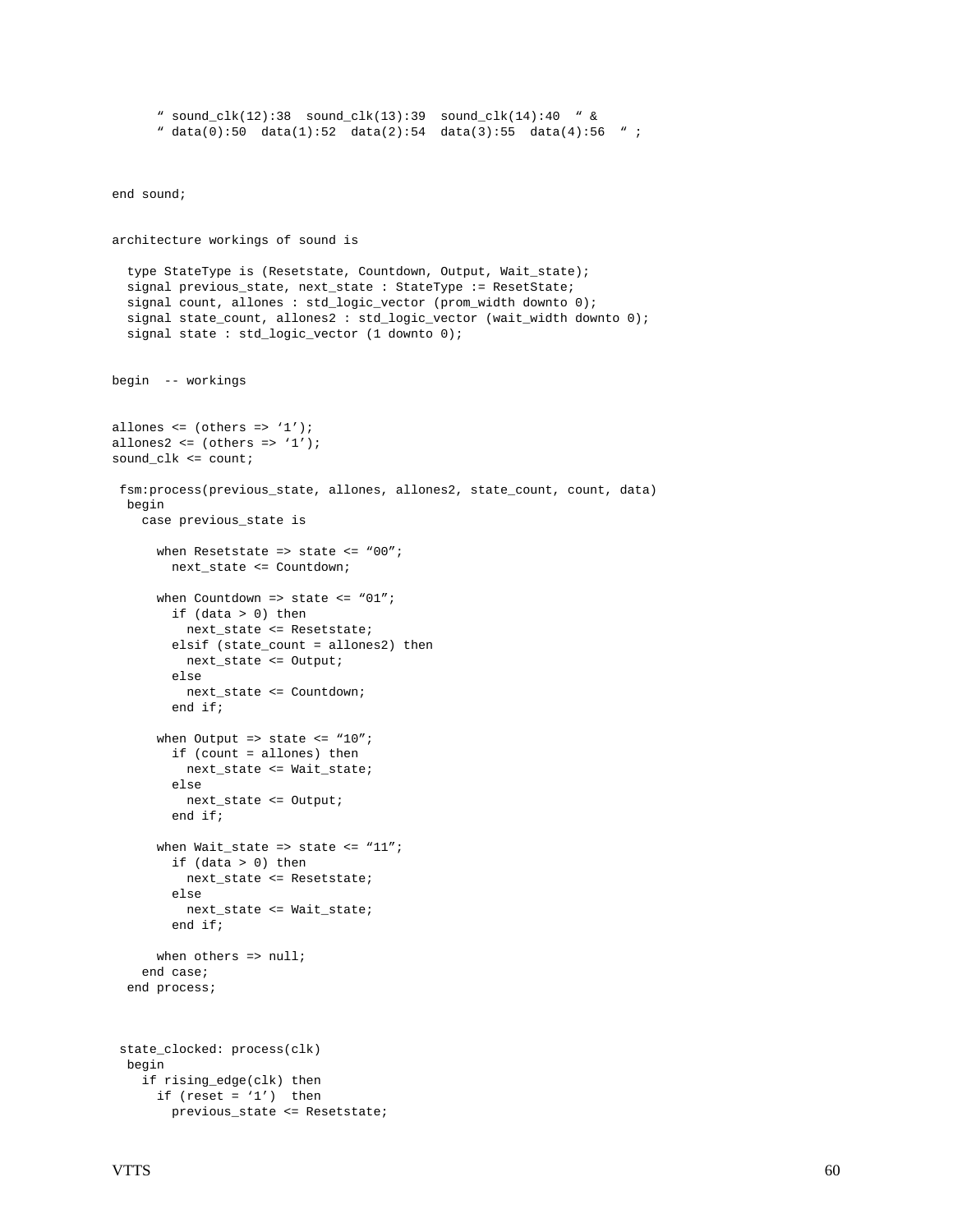```
      " sound_clk(12):38  sound_clk(13):39  sound_clk(14):40  " &
      " data(0):50  data(1):52  data(2):54  data(3):55  data(4):56  " ;



end sound;


architecture workings of sound is

  type StateType is (Resetstate, Countdown, Output, Wait_state);
  signal previous_state, next_state : StateType := ResetState;
  signal count, allones : std_logic_vector (prom_width downto 0);
  signal state_count, allones2 : std_logic_vector (wait_width downto 0);
  signal state : std_logic_vector (1 downto 0);


begin  -- workings


allones <= (others => '1');
allones2 <= (others => '1');
sound_clk <= count;

 fsm:process(previous_state, allones, allones2, state_count, count, data)
  begin
    case previous_state is

      when Resetstate => state <= "00";
        next_state <= Countdown;

      when Countdown => state <= "01";
        if (data > 0) then
          next_state <= Resetstate;
        elsif (state_count = allones2) then
          next_state <= Output;
        else
          next_state <= Countdown;
        end if;

      when Output => state <= "10";
        if (count = allones) then
          next_state <= Wait_state;
        else
          next_state <= Output;
        end if;

      when Wait_state => state <= "11";
        if (data > 0) then
          next_state <= Resetstate;
        else
          next_state <= Wait_state;
        end if;

      when others => null;
    end case;
  end process;



 state_clocked: process(clk)
  begin
    if rising_edge(clk) then
      if (reset = '1')  then
        previous_state <= Resetstate;
```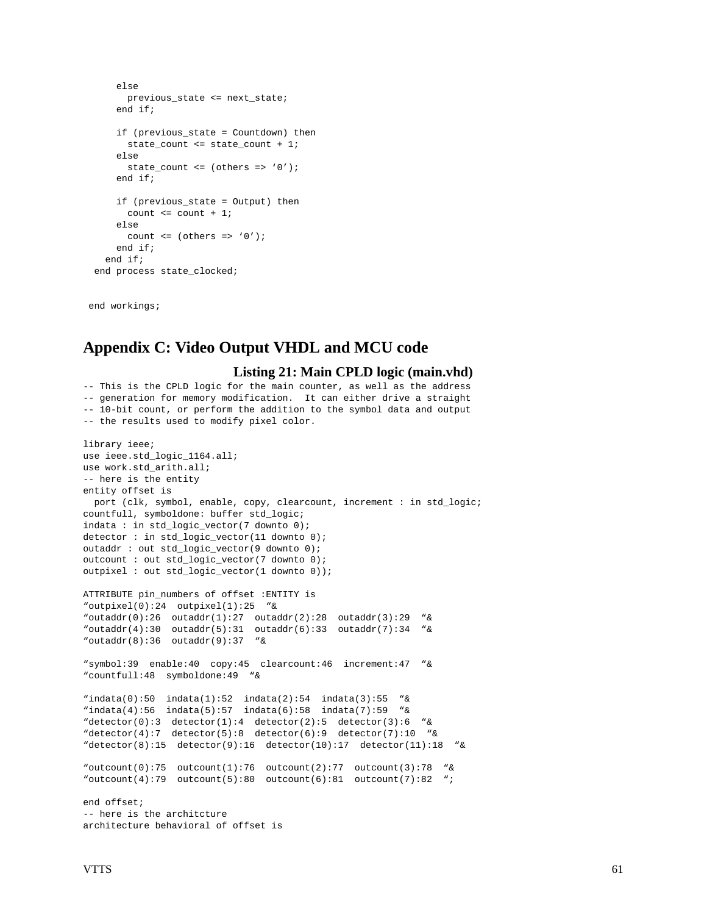```
      else
        previous_state <= next_state;
      end if;

      if (previous_state = Countdown) then
        state_count <= state_count + 1;
      else
        state_count <= (others => ‘0’);
      end if;

      if (previous_state = Output) then
        count <= count + 1;
      else
        count <= (others => ‘0’);
      end if;
    end if;
  end process state_clocked;


 end workings;
```

## Appendix C: Video Output VHDL and MCU code

### Listing 21: Main CPLD logic (main.vhd)

```
-- This is the CPLD logic for the main counter, as well as the address
-- generation for memory modification.  It can either drive a straight
-- 10-bit count, or perform the addition to the symbol data and output
-- the results used to modify pixel color.

library ieee;
use ieee.std_logic_1164.all;
use work.std_arith.all;
-- here is the entity
entity offset is
  port (clk, symbol, enable, copy, clearcount, increment : in std_logic;
countfull, symboldone: buffer std_logic;
indata : in std_logic_vector(7 downto 0);
detector : in std_logic_vector(11 downto 0);
outaddr : out std_logic_vector(9 downto 0);
outcount : out std_logic_vector(7 downto 0);
outpixel : out std_logic_vector(1 downto 0));

ATTRIBUTE pin_numbers of offset :ENTITY is
“outpixel(0):24  outpixel(1):25  “&
“outaddr(0):26  outaddr(1):27  outaddr(2):28  outaddr(3):29  “&
“outaddr(4):30  outaddr(5):31  outaddr(6):33  outaddr(7):34  “&
“outaddr(8):36  outaddr(9):37  “&

“symbol:39  enable:40  copy:45  clearcount:46  increment:47  “&
“countfull:48  symboldone:49  “&

“indata(0):50  indata(1):52  indata(2):54  indata(3):55  “&
“indata(4):56  indata(5):57  indata(6):58  indata(7):59  “&
“detector(0):3  detector(1):4  detector(2):5  detector(3):6  “&
“detector(4):7  detector(5):8  detector(6):9  detector(7):10  “&
“detector(8):15  detector(9):16  detector(10):17  detector(11):18  “&

“outcount(0):75  outcount(1):76  outcount(2):77  outcount(3):78  “&
“outcount(4):79  outcount(5):80  outcount(6):81  outcount(7):82  “;

end offset;
-- here is the architcture
architecture behavioral of offset is
```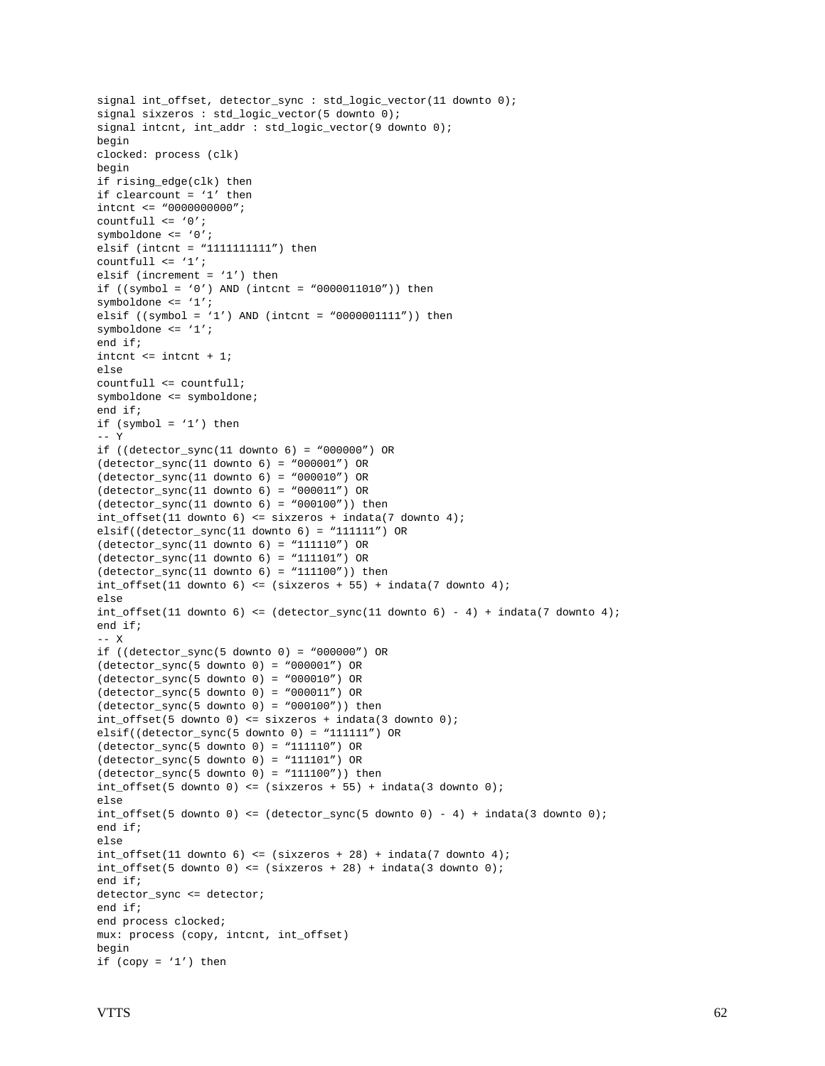```
signal int_offset, detector_sync : std_logic_vector(11 downto 0);
signal sixzeros : std_logic_vector(5 downto 0);
signal intcnt, int_addr : std_logic_vector(9 downto 0);
begin
clocked: process (clk)
begin
if rising_edge(clk) then
if clearcount = ‘1’ then
intcnt <= “0000000000”;
countfull <= ‘0’;
symboldone <= ‘0’;
elsif (intcnt = “1111111111”) then
countfull <= ‘1’;
elsif (increment = ‘1’) then
if ((symbol = ‘0’) AND (intcnt = “0000011010”)) then
symboldone <= ‘1’;
elsif ((symbol = ‘1’) AND (intcnt = “0000001111”)) then
symboldone <= ‘1’;
end if;
intcnt <= intcnt + 1;
else
countfull <= countfull;
symboldone <= symboldone;
end if;
if (symbol = ‘1’) then
-- Y
if ((detector_sync(11 downto 6) = “000000”) OR
(detector_sync(11 downto 6) = “000001”) OR
(detector_sync(11 downto 6) = “000010”) OR
(detector_sync(11 downto 6) = “000011”) OR
(detector_sync(11 downto 6) = “000100”)) then
int_offset(11 downto 6) <= sixzeros + indata(7 downto 4);
elsif((detector_sync(11 downto 6) = “111111”) OR
(detector_sync(11 downto 6) = “111110”) OR
(detector_sync(11 downto 6) = “111101”) OR
(detector_sync(11 downto 6) = “111100”)) then
int_offset(11 downto 6) <= (sixzeros + 55) + indata(7 downto 4);
else
int_offset(11 downto 6) <= (detector_sync(11 downto 6) - 4) + indata(7 downto 4);
end if;
-- X
if ((detector_sync(5 downto 0) = “000000”) OR
(detector_sync(5 downto 0) = “000001”) OR
(detector_sync(5 downto 0) = “000010”) OR
(detector_sync(5 downto 0) = “000011”) OR
(detector_sync(5 downto 0) = “000100”)) then
int_offset(5 downto 0) <= sixzeros + indata(3 downto 0);
elsif((detector_sync(5 downto 0) = “111111”) OR
(detector_sync(5 downto 0) = “111110”) OR
(detector_sync(5 downto 0) = “111101”) OR
(detector_sync(5 downto 0) = “111100”)) then
int_offset(5 downto 0) <= (sixzeros + 55) + indata(3 downto 0);
else
int_offset(5 downto 0) <= (detector_sync(5 downto 0) - 4) + indata(3 downto 0);
end if;
else
int_offset(11 downto 6) <= (sixzeros + 28) + indata(7 downto 4);
int_offset(5 downto 0) <= (sixzeros + 28) + indata(3 downto 0);
end if;
detector_sync <= detector;
end if;
end process clocked;
mux: process (copy, intcnt, int_offset)
begin
if (copy = ‘1’) then
```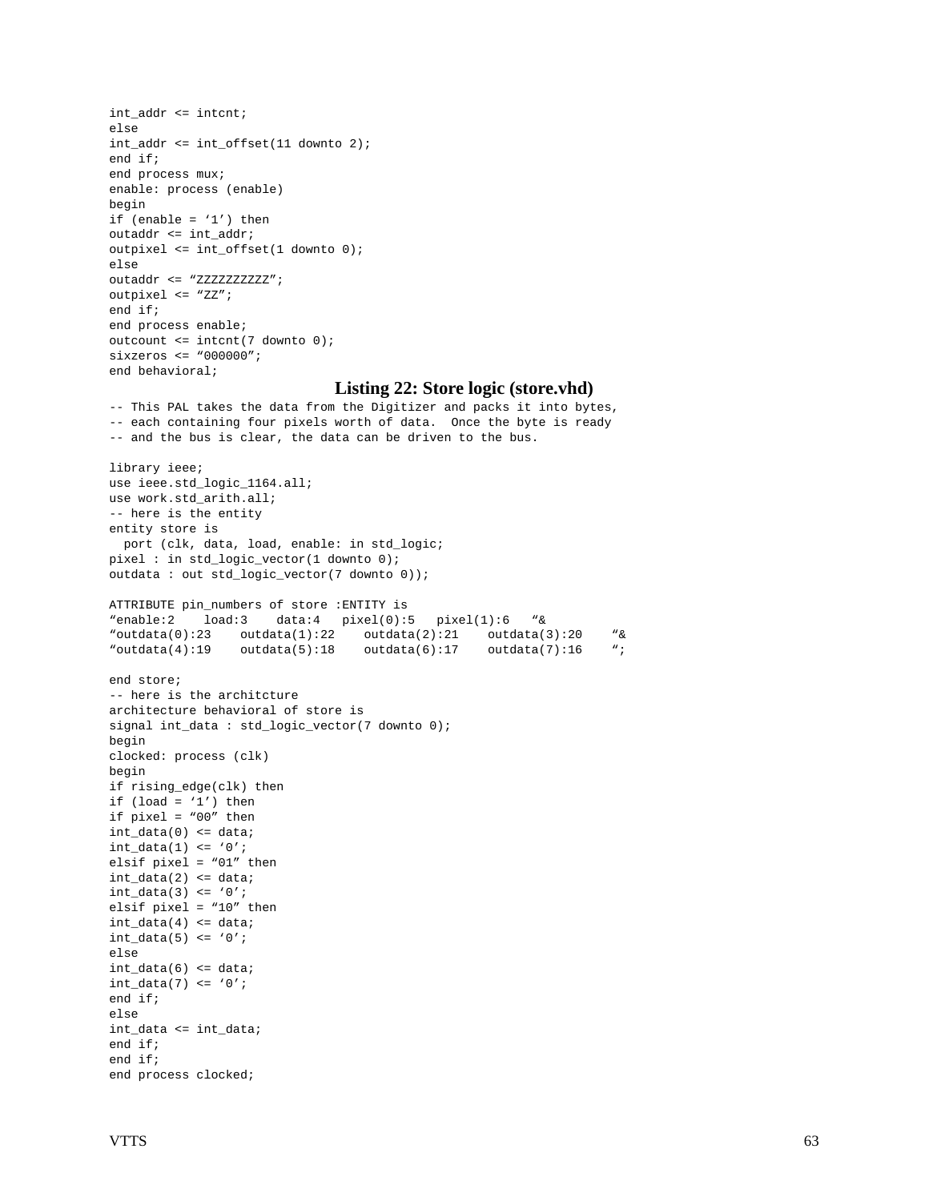```
int_addr <= intcnt;
else
int_addr <= int_offset(11 downto 2);
end if;
end process mux;
enable: process (enable)
begin
if (enable = '1') then
outaddr <= int_addr;
outpixel <= int_offset(1 downto 0);
else
outaddr <= "ZZZZZZZZZZ";
outpixel <= "ZZ";
end if;
end process enable;
outcount <= intcnt(7 downto 0);
sixzeros <= "000000";
end behavioral;
```

### Listing 22: Store logic (store.vhd)

```
-- This PAL takes the data from the Digitizer and packs it into bytes,
-- each containing four pixels worth of data.  Once the byte is ready
-- and the bus is clear, the data can be driven to the bus.

library ieee;
use ieee.std_logic_1164.all;
use work.std_arith.all;
-- here is the entity
entity store is
  port (clk, data, load, enable: in std_logic;
pixel : in std_logic_vector(1 downto 0);
outdata : out std_logic_vector(7 downto 0));

ATTRIBUTE pin_numbers of store :ENTITY is
"enable:2    load:3    data:4   pixel(0):5   pixel(1):6   "&
"outdata(0):23    outdata(1):22    outdata(2):21    outdata(3):20    "&
"outdata(4):19    outdata(5):18    outdata(6):17    outdata(7):16    ";

end store;
-- here is the architcture
architecture behavioral of store is
signal int_data : std_logic_vector(7 downto 0);
begin
clocked: process (clk)
begin
if rising_edge(clk) then
if (load = '1') then
if pixel = "00" then
int_data(0) <= data;
int_data(1) <= '0';
elsif pixel = "01" then
int_data(2) <= data;
int_data(3) <= '0';
elsif pixel = "10" then
int_data(4) <= data;
int_data(5) <= '0';
else
int_data(6) <= data;
int_data(7) <= '0';
end if;
else
int_data <= int_data;
end if;
end if;
end process clocked;
```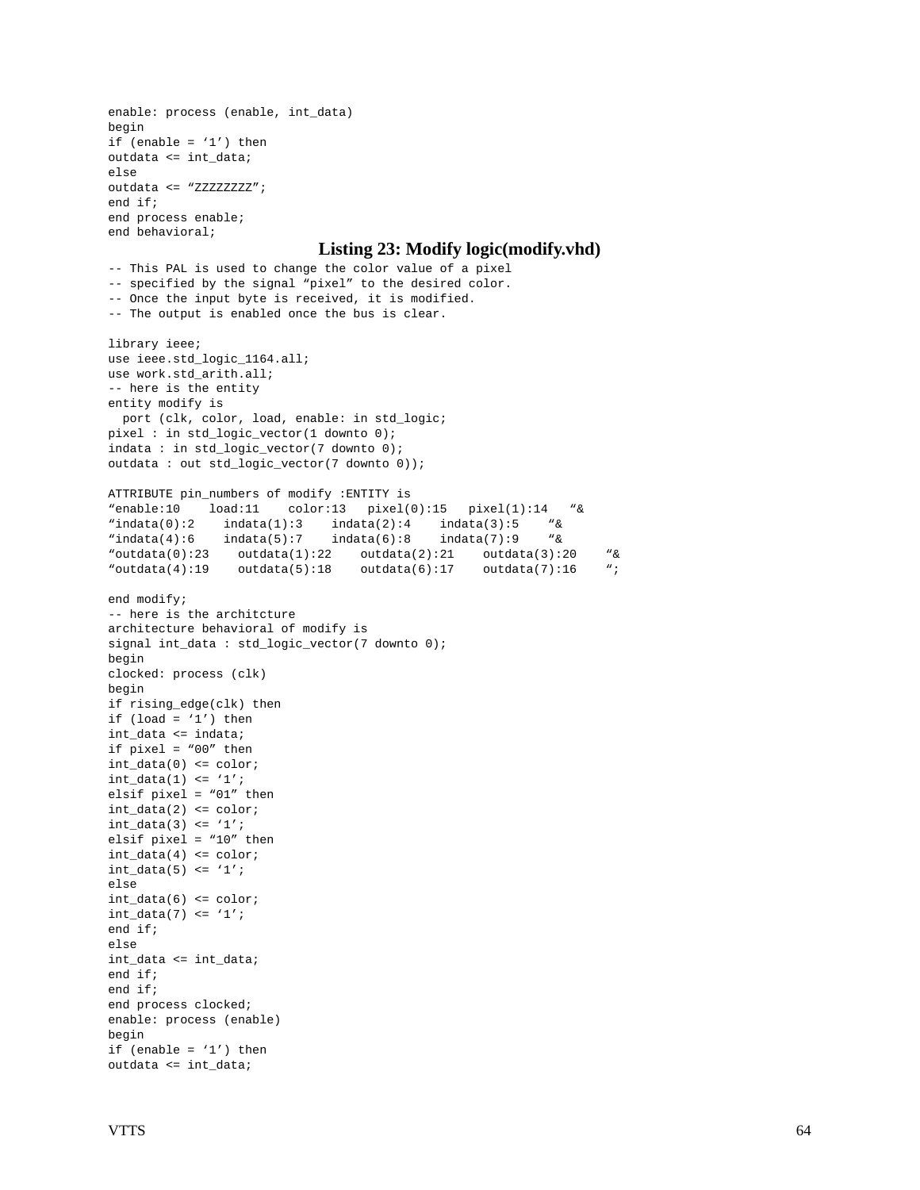```
enable: process (enable, int_data)
begin
if (enable = ‘1’) then
outdata <= int_data;
else
outdata <= “ZZZZZZZZ”;
end if;
end process enable;
end behavioral;
```

**Listing 23: Modify logic(modify.vhd)**

```
-- This PAL is used to change the color value of a pixel
-- specified by the signal “pixel” to the desired color.
-- Once the input byte is received, it is modified.
-- The output is enabled once the bus is clear.

library ieee;
use ieee.std_logic_1164.all;
use work.std_arith.all;
-- here is the entity
entity modify is
  port (clk, color, load, enable: in std_logic;
pixel : in std_logic_vector(1 downto 0);
indata : in std_logic_vector(7 downto 0);
outdata : out std_logic_vector(7 downto 0));

ATTRIBUTE pin_numbers of modify :ENTITY is
“enable:10    load:11    color:13   pixel(0):15   pixel(1):14   “&
“indata(0):2    indata(1):3    indata(2):4    indata(3):5    “&
“indata(4):6    indata(5):7    indata(6):8    indata(7):9    “&
“outdata(0):23    outdata(1):22    outdata(2):21    outdata(3):20    “&
“outdata(4):19    outdata(5):18    outdata(6):17    outdata(7):16    “;

end modify;
-- here is the architcture
architecture behavioral of modify is
signal int_data : std_logic_vector(7 downto 0);
begin
clocked: process (clk)
begin
if rising_edge(clk) then
if (load = ‘1’) then
int_data <= indata;
if pixel = “00” then
int_data(0) <= color;
int_data(1) <= ‘1’;
elsif pixel = “01” then
int_data(2) <= color;
int_data(3) <= ‘1’;
elsif pixel = “10” then
int_data(4) <= color;
int_data(5) <= ‘1’;
else
int_data(6) <= color;
int_data(7) <= ‘1’;
end if;
else
int_data <= int_data;
end if;
end if;
end process clocked;
enable: process (enable)
begin
if (enable = ‘1’) then
outdata <= int_data;
```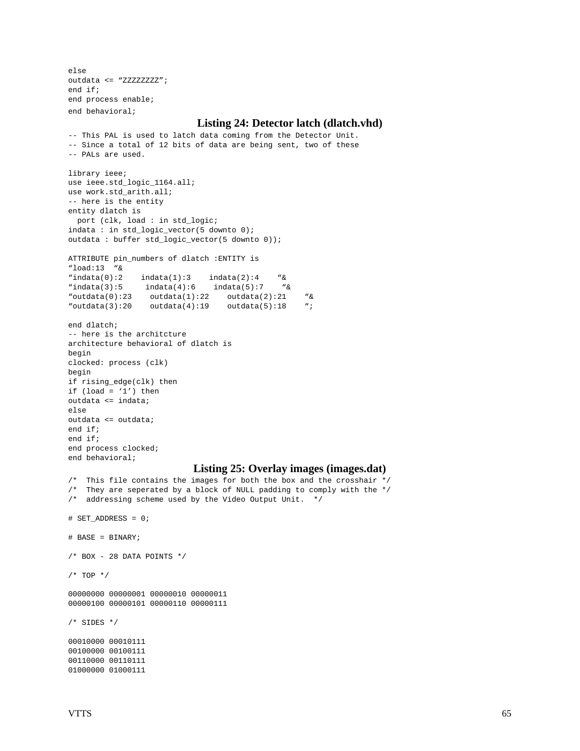```
else
outdata <= “ZZZZZZZZ”;
end if;
end process enable;
end behavioral;
```

### Listing 24: Detector latch (dlatch.vhd)

```
-- This PAL is used to latch data coming from the Detector Unit.
-- Since a total of 12 bits of data are being sent, two of these
-- PALs are used.

library ieee;
use ieee.std_logic_1164.all;
use work.std_arith.all;
-- here is the entity
entity dlatch is
  port (clk, load : in std_logic;
indata : in std_logic_vector(5 downto 0);
outdata : buffer std_logic_vector(5 downto 0));

ATTRIBUTE pin_numbers of dlatch :ENTITY is
“load:13  “&
“indata(0):2    indata(1):3    indata(2):4    “&
“indata(3):5     indata(4):6    indata(5):7    “&
“outdata(0):23    outdata(1):22    outdata(2):21    “&
“outdata(3):20    outdata(4):19    outdata(5):18    “;

end dlatch;
-- here is the architcture
architecture behavioral of dlatch is
begin
clocked: process (clk)
begin
if rising_edge(clk) then
if (load = ‘1’) then
outdata <= indata;
else
outdata <= outdata;
end if;
end if;
end process clocked;
end behavioral;
```

### Listing 25: Overlay images (images.dat)

```
/*  This file contains the images for both the box and the crosshair */
/*  They are seperated by a block of NULL padding to comply with the */
/*  addressing scheme used by the Video Output Unit.  */

# SET_ADDRESS = 0;

# BASE = BINARY;

/* BOX - 28 DATA POINTS */

/* TOP */

00000000 00000001 00000010 00000011
00000100 00000101 00000110 00000111

/* SIDES */

00010000 00010111
00100000 00100111
00110000 00110111
01000000 01000111
```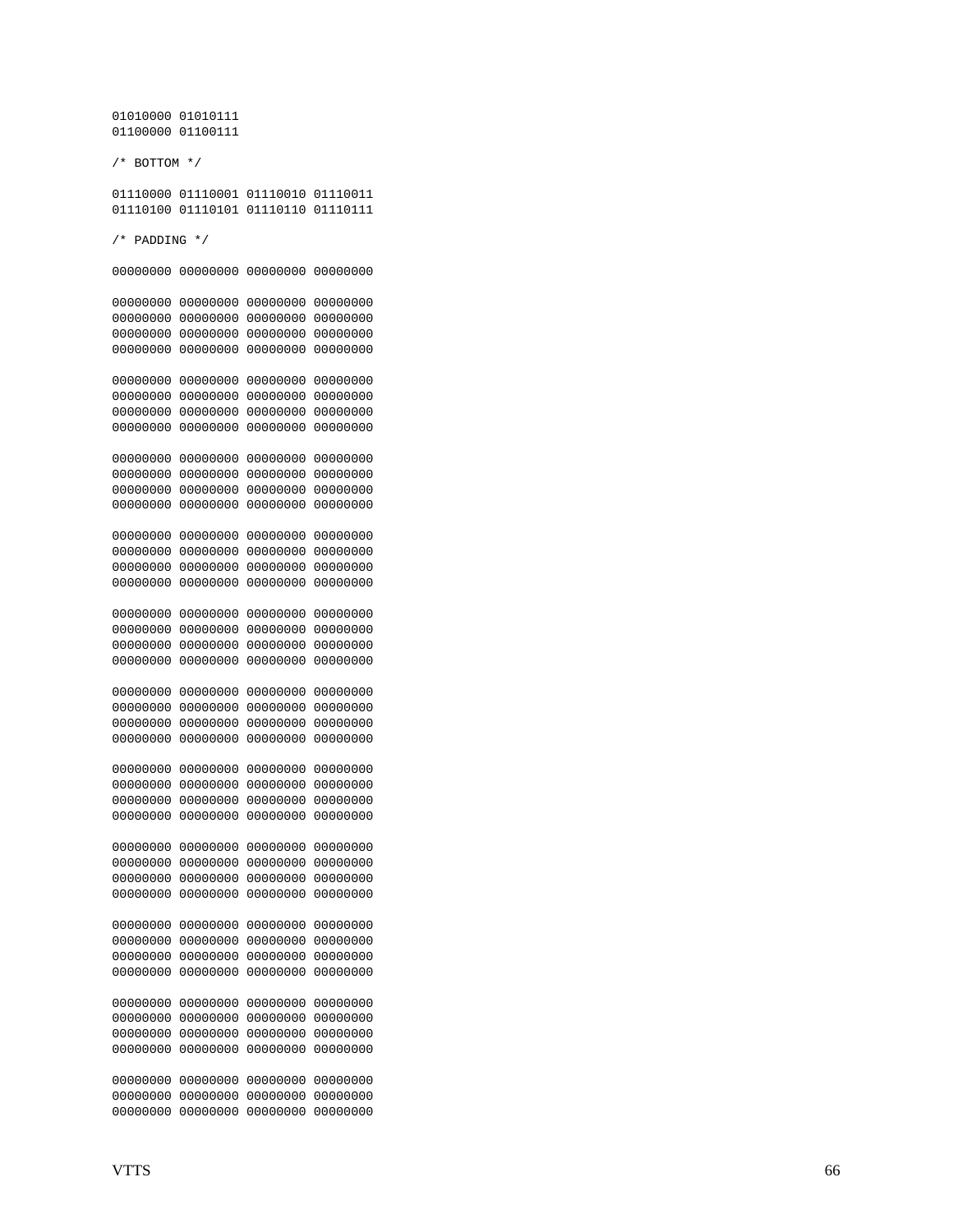```
01010000 01010111
01100000 01100111

/* BOTTOM */

01110000 01110001 01110010 01110011
01110100 01110101 01110110 01110111

/* PADDING */

00000000 00000000 00000000 00000000

00000000 00000000 00000000 00000000
00000000 00000000 00000000 00000000
00000000 00000000 00000000 00000000
00000000 00000000 00000000 00000000

00000000 00000000 00000000 00000000
00000000 00000000 00000000 00000000
00000000 00000000 00000000 00000000
00000000 00000000 00000000 00000000

00000000 00000000 00000000 00000000
00000000 00000000 00000000 00000000
00000000 00000000 00000000 00000000
00000000 00000000 00000000 00000000

00000000 00000000 00000000 00000000
00000000 00000000 00000000 00000000
00000000 00000000 00000000 00000000
00000000 00000000 00000000 00000000

00000000 00000000 00000000 00000000
00000000 00000000 00000000 00000000
00000000 00000000 00000000 00000000
00000000 00000000 00000000 00000000

00000000 00000000 00000000 00000000
00000000 00000000 00000000 00000000
00000000 00000000 00000000 00000000
00000000 00000000 00000000 00000000

00000000 00000000 00000000 00000000
00000000 00000000 00000000 00000000
00000000 00000000 00000000 00000000
00000000 00000000 00000000 00000000

00000000 00000000 00000000 00000000
00000000 00000000 00000000 00000000
00000000 00000000 00000000 00000000
00000000 00000000 00000000 00000000

00000000 00000000 00000000 00000000
00000000 00000000 00000000 00000000
00000000 00000000 00000000 00000000
00000000 00000000 00000000 00000000

00000000 00000000 00000000 00000000
00000000 00000000 00000000 00000000
00000000 00000000 00000000 00000000
00000000 00000000 00000000 00000000

00000000 00000000 00000000 00000000
00000000 00000000 00000000 00000000
00000000 00000000 00000000 00000000
```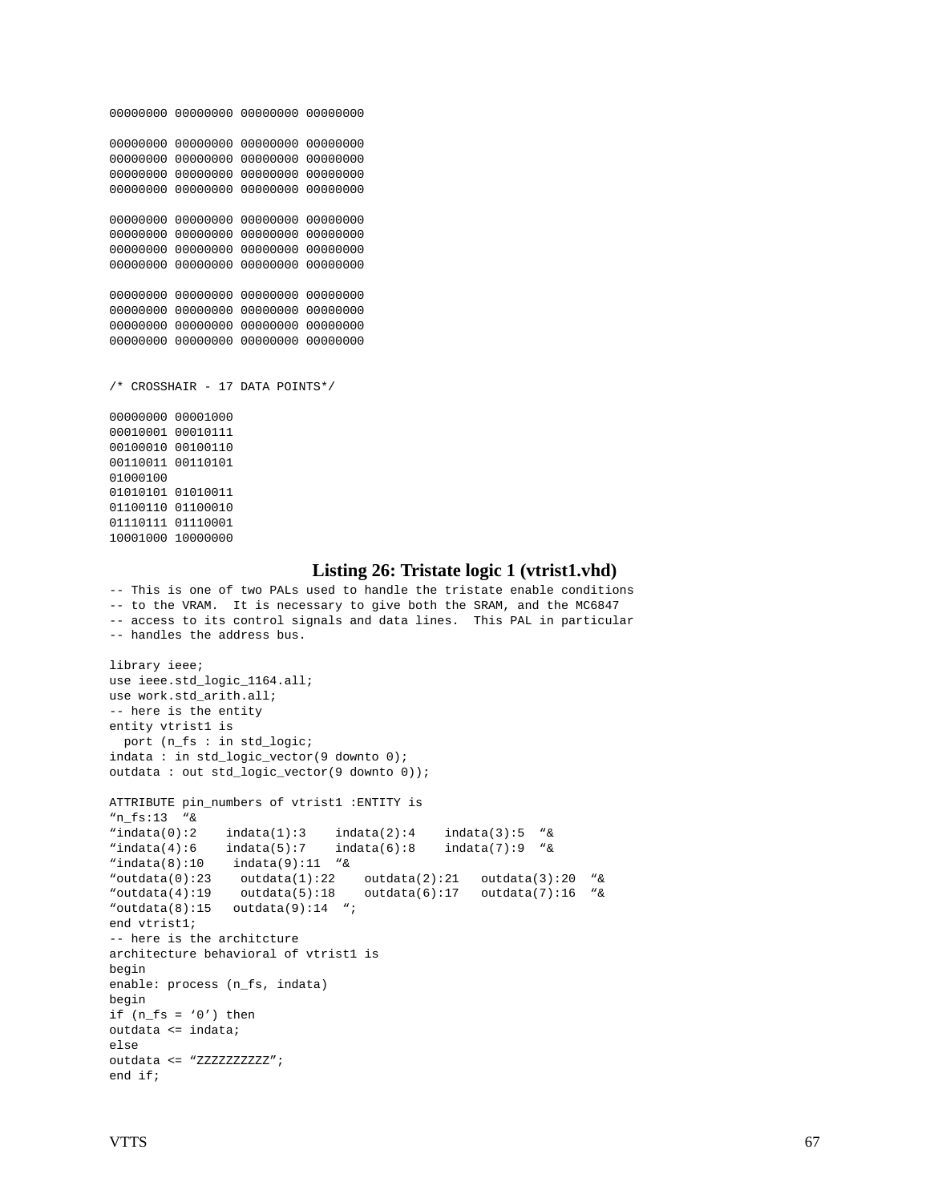```
00000000 00000000 00000000 00000000

00000000 00000000 00000000 00000000
00000000 00000000 00000000 00000000
00000000 00000000 00000000 00000000
00000000 00000000 00000000 00000000

00000000 00000000 00000000 00000000
00000000 00000000 00000000 00000000
00000000 00000000 00000000 00000000
00000000 00000000 00000000 00000000

00000000 00000000 00000000 00000000
00000000 00000000 00000000 00000000
00000000 00000000 00000000 00000000
00000000 00000000 00000000 00000000


/* CROSSHAIR - 17 DATA POINTS*/

00000000 00001000
00010001 00010111
00100010 00100110
00110011 00110101
01000100
01010101 01010011
01100110 01100010
01110111 01110001
10001000 10000000
```

### Listing 26: Tristate logic 1 (vtrist1.vhd)

```
-- This is one of two PALs used to handle the tristate enable conditions
-- to the VRAM.  It is necessary to give both the SRAM, and the MC6847
-- access to its control signals and data lines.  This PAL in particular
-- handles the address bus.

library ieee;
use ieee.std_logic_1164.all;
use work.std_arith.all;
-- here is the entity
entity vtrist1 is
  port (n_fs : in std_logic;
indata : in std_logic_vector(9 downto 0);
outdata : out std_logic_vector(9 downto 0));

ATTRIBUTE pin_numbers of vtrist1 :ENTITY is
"n_fs:13  "&
"indata(0):2    indata(1):3    indata(2):4    indata(3):5  "&
"indata(4):6    indata(5):7    indata(6):8    indata(7):9  "&
"indata(8):10    indata(9):11  "&
"outdata(0):23    outdata(1):22    outdata(2):21   outdata(3):20  "&
"outdata(4):19    outdata(5):18    outdata(6):17   outdata(7):16  "&
"outdata(8):15   outdata(9):14  ";
end vtrist1;
-- here is the architcture
architecture behavioral of vtrist1 is
begin
enable: process (n_fs, indata)
begin
if (n_fs = '0') then
outdata <= indata;
else
outdata <= "ZZZZZZZZZZ";
end if;
```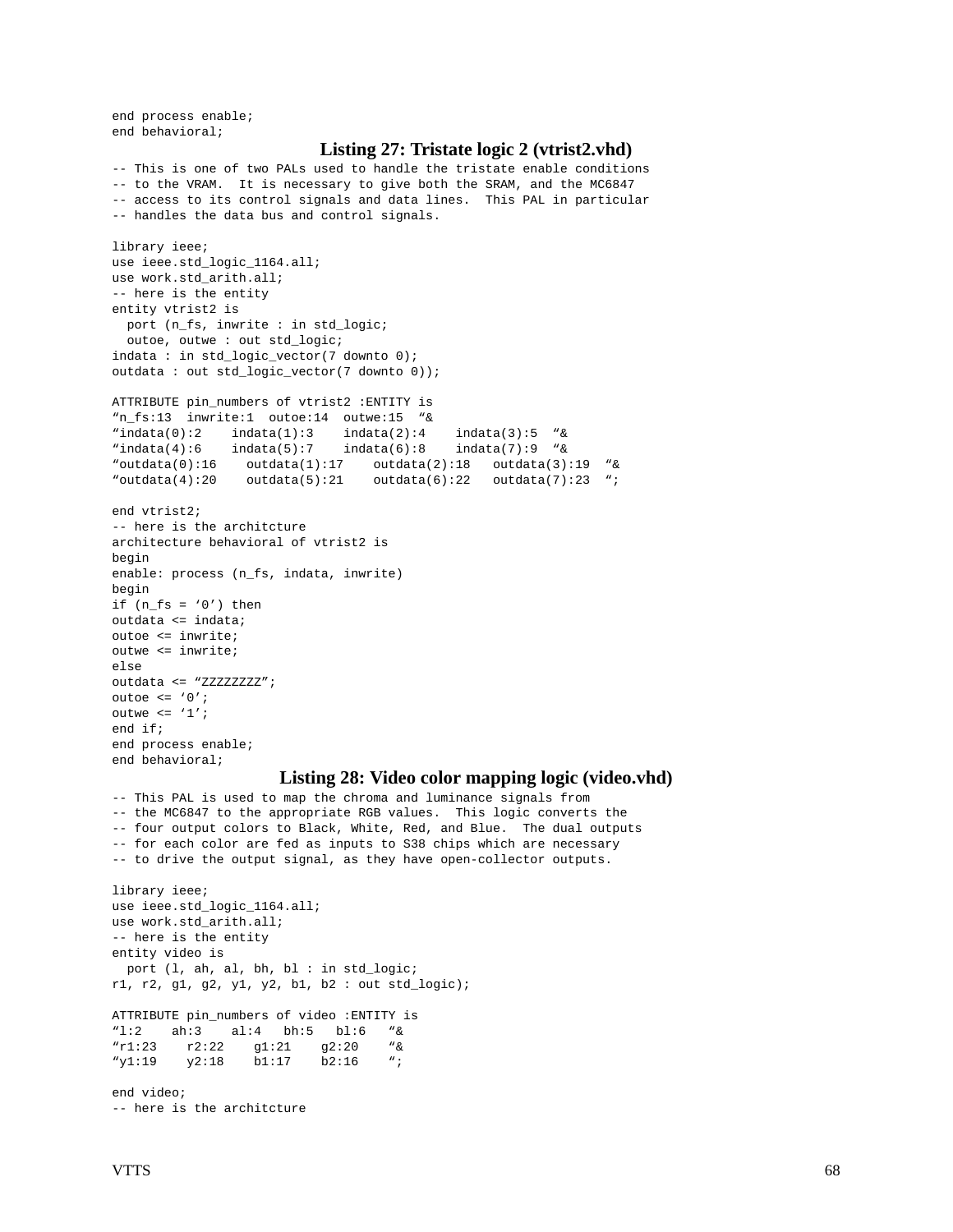```
end process enable;
end behavioral;
```

**Listing 27: Tristate logic 2 (vtrist2.vhd)**

```
-- This is one of two PALs used to handle the tristate enable conditions
-- to the VRAM.  It is necessary to give both the SRAM, and the MC6847
-- access to its control signals and data lines.  This PAL in particular
-- handles the data bus and control signals.

library ieee;
use ieee.std_logic_1164.all;
use work.std_arith.all;
-- here is the entity
entity vtrist2 is
  port (n_fs, inwrite : in std_logic;
  outoe, outwe : out std_logic;
indata : in std_logic_vector(7 downto 0);
outdata : out std_logic_vector(7 downto 0));

ATTRIBUTE pin_numbers of vtrist2 :ENTITY is
"n_fs:13  inwrite:1  outoe:14  outwe:15  "&
"indata(0):2    indata(1):3    indata(2):4    indata(3):5  "&
"indata(4):6    indata(5):7    indata(6):8    indata(7):9  "&
"outdata(0):16    outdata(1):17    outdata(2):18   outdata(3):19  "&
"outdata(4):20    outdata(5):21    outdata(6):22   outdata(7):23  ";

end vtrist2;
-- here is the architcture
architecture behavioral of vtrist2 is
begin
enable: process (n_fs, indata, inwrite)
begin
if (n_fs = '0') then
outdata <= indata;
outoe <= inwrite;
outwe <= inwrite;
else
outdata <= "ZZZZZZZZ";
outoe <= '0';
outwe <= '1';
end if;
end process enable;
end behavioral;
```

**Listing 28: Video color mapping logic (video.vhd)**

```
-- This PAL is used to map the chroma and luminance signals from
-- the MC6847 to the appropriate RGB values.  This logic converts the
-- four output colors to Black, White, Red, and Blue.  The dual outputs
-- for each color are fed as inputs to S38 chips which are necessary
-- to drive the output signal, as they have open-collector outputs.

library ieee;
use ieee.std_logic_1164.all;
use work.std_arith.all;
-- here is the entity
entity video is
  port (l, ah, al, bh, bl : in std_logic;
r1, r2, g1, g2, y1, y2, b1, b2 : out std_logic);

ATTRIBUTE pin_numbers of video :ENTITY is
"l:2    ah:3    al:4   bh:5   bl:6   "&
"r1:23    r2:22    g1:21    g2:20    "&
"y1:19    y2:18    b1:17    b2:16    ";

end video;
-- here is the architcture
```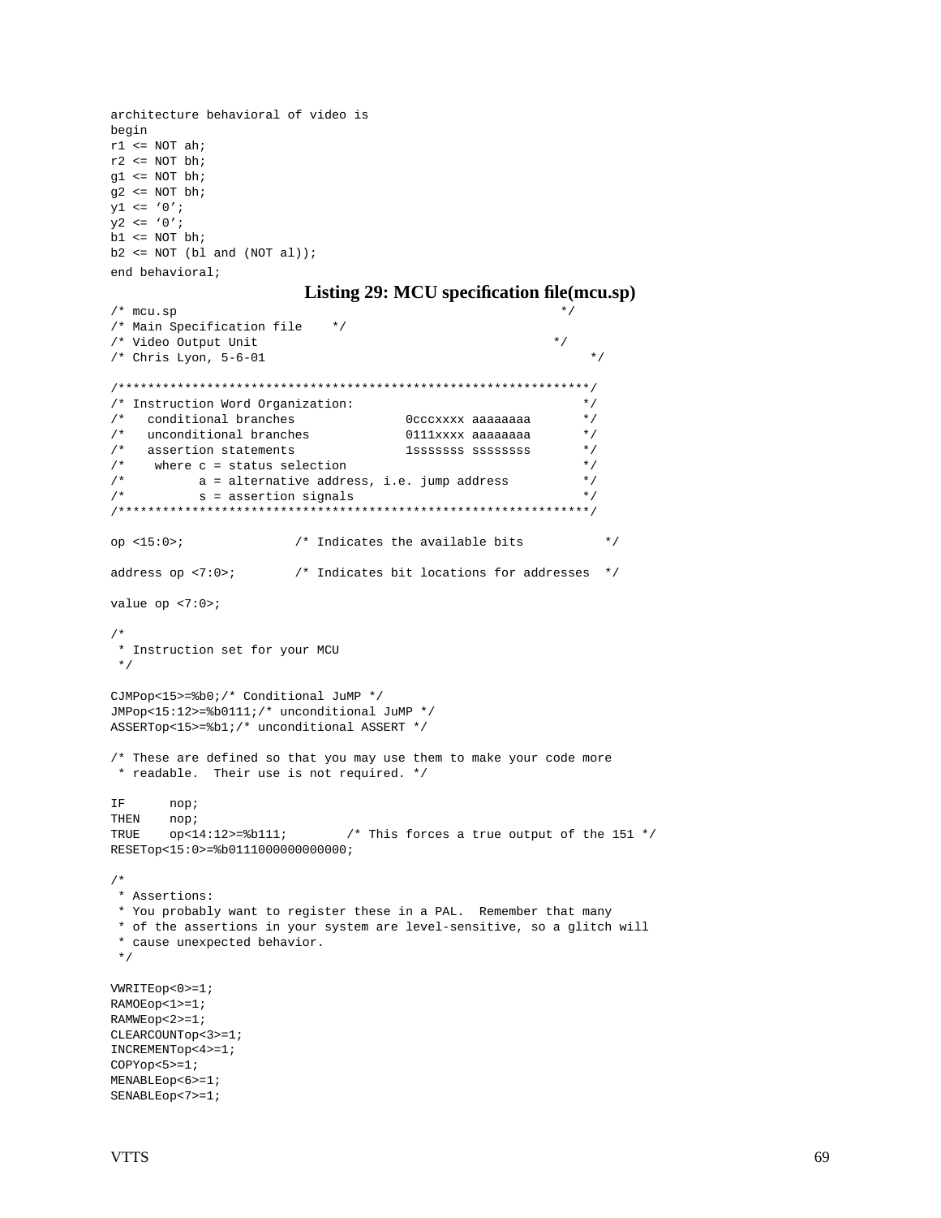```
architecture behavioral of video is
begin
r1 <= NOT ah;
r2 <= NOT bh;
g1 <= NOT bh;
g2 <= NOT bh;
y1 <= '0';
y2 <= '0';
b1 <= NOT bh;
b2 <= NOT (bl and (NOT al));
end behavioral;
```

**Listing 29: MCU specification file(mcu.sp)**

```
/* mcu.sp                                                    */
/* Main Specification file    */
/* Video Output Unit                                        */
/* Chris Lyon, 5-6-01                                            */

/*************************************************************/
/* Instruction Word Organization:                             */
/*   conditional branches               0cccxxxx aaaaaaaa      */
/*   unconditional branches             0111xxxx aaaaaaaa      */
/*   assertion statements               1sssssss ssssssss      */
/*    where c = status selection                              */
/*          a = alternative address, i.e. jump address        */
/*          s = assertion signals                             */
/*************************************************************/

op <15:0>;              /* Indicates the available bits          */

address op <7:0>;       /* Indicates bit locations for addresses  */

value op <7:0>;

/*
 * Instruction set for your MCU
 */

CJMPop<15>=%b0;/* Conditional JuMP */
JMPop<15:12>=%b0111;/* unconditional JuMP */
ASSERTop<15>=%b1;/* unconditional ASSERT */

/* These are defined so that you may use them to make your code more
 * readable.  Their use is not required. */

IF      nop;
THEN    nop;
TRUE    op<14:12>=%b111;        /* This forces a true output of the 151 */
RESETop<15:0>=%b0111000000000000;

/*
 * Assertions:
 * You probably want to register these in a PAL.  Remember that many
 * of the assertions in your system are level-sensitive, so a glitch will
 * cause unexpected behavior.
 */

VWRITEop<0>=1;
RAMOEop<1>=1;
RAMWEop<2>=1;
CLEARCOUNTop<3>=1;
INCREMENTop<4>=1;
COPYop<5>=1;
MENABLEop<6>=1;
SENABLEop<7>=1;
```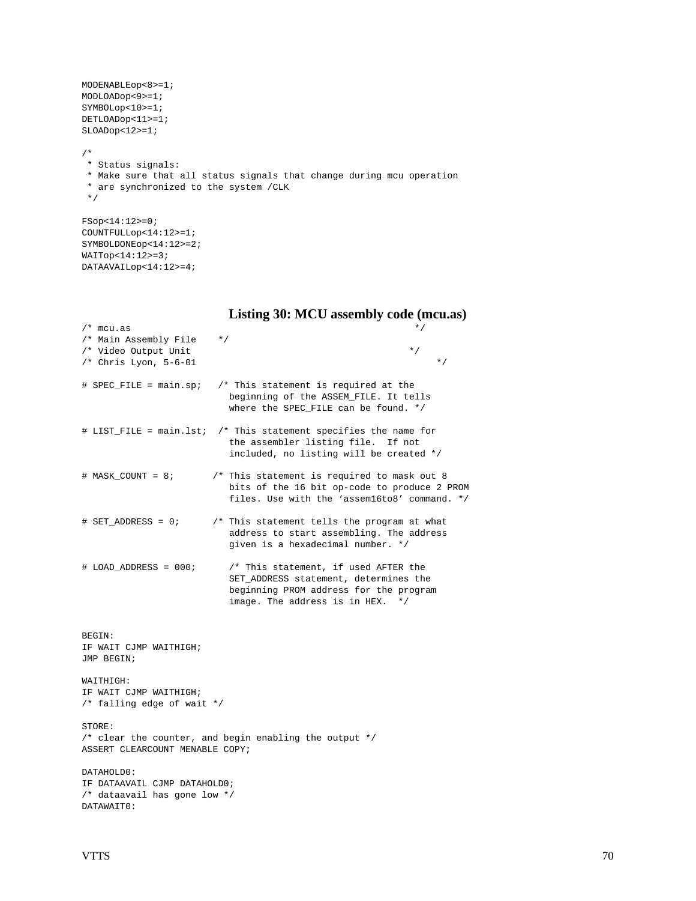```
MODENABLEop<8>=1;
MODLOADop<9>=1;
SYMBOLop<10>=1;
DETLOADop<11>=1;
SLOADop<12>=1;

/*
 * Status signals:
 * Make sure that all status signals that change during mcu operation
 * are synchronized to the system /CLK
 */

FSop<14:12>=0;
COUNTFULLop<14:12>=1;
SYMBOLDONEop<14:12>=2;
WAITop<14:12>=3;
DATAAVAILop<14:12>=4;
```

### Listing 30: MCU assembly code (mcu.as)

```
/* mcu.as                                                    */
/* Main Assembly File    */
/* Video Output Unit                                        */
/* Chris Lyon, 5-6-01                                            */

# SPEC_FILE = main.sp;   /* This statement is required at the
                           beginning of the ASSEM_FILE. It tells
                           where the SPEC_FILE can be found. */

# LIST_FILE = main.lst;  /* This statement specifies the name for
                           the assembler listing file.  If not
                           included, no listing will be created */

# MASK_COUNT = 8;       /* This statement is required to mask out 8
                           bits of the 16 bit op-code to produce 2 PROM
                           files. Use with the 'assem16to8' command. */

# SET_ADDRESS = 0;      /* This statement tells the program at what
                           address to start assembling. The address
                           given is a hexadecimal number. */

# LOAD_ADDRESS = 000;      /* This statement, if used AFTER the
                           SET_ADDRESS statement, determines the
                           beginning PROM address for the program
                           image. The address is in HEX.  */


BEGIN:
IF WAIT CJMP WAITHIGH;
JMP BEGIN;

WAITHIGH:
IF WAIT CJMP WAITHIGH;
/* falling edge of wait */

STORE:
/* clear the counter, and begin enabling the output */
ASSERT CLEARCOUNT MENABLE COPY;

DATAHOLD0:
IF DATAAVAIL CJMP DATAHOLD0;
/* dataavail has gone low */
DATAWAIT0:
```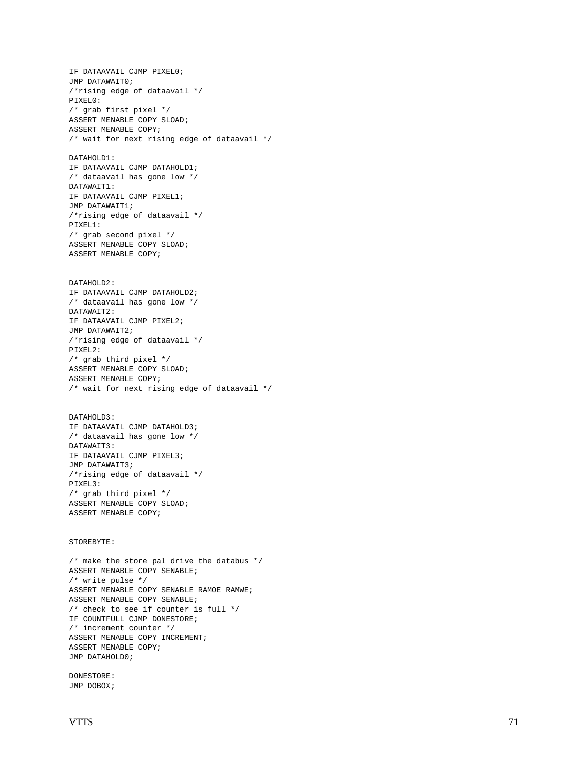```
IF DATAAVAIL CJMP PIXEL0;
JMP DATAWAIT0;
/*rising edge of dataavail */
PIXEL0:
/* grab first pixel */
ASSERT MENABLE COPY SLOAD;
ASSERT MENABLE COPY;
/* wait for next rising edge of dataavail */

DATAHOLD1:
IF DATAAVAIL CJMP DATAHOLD1;
/* dataavail has gone low */
DATAWAIT1:
IF DATAAVAIL CJMP PIXEL1;
JMP DATAWAIT1;
/*rising edge of dataavail */
PIXEL1:
/* grab second pixel */
ASSERT MENABLE COPY SLOAD;
ASSERT MENABLE COPY;


DATAHOLD2:
IF DATAAVAIL CJMP DATAHOLD2;
/* dataavail has gone low */
DATAWAIT2:
IF DATAAVAIL CJMP PIXEL2;
JMP DATAWAIT2;
/*rising edge of dataavail */
PIXEL2:
/* grab third pixel */
ASSERT MENABLE COPY SLOAD;
ASSERT MENABLE COPY;
/* wait for next rising edge of dataavail */


DATAHOLD3:
IF DATAAVAIL CJMP DATAHOLD3;
/* dataavail has gone low */
DATAWAIT3:
IF DATAAVAIL CJMP PIXEL3;
JMP DATAWAIT3;
/*rising edge of dataavail */
PIXEL3:
/* grab third pixel */
ASSERT MENABLE COPY SLOAD;
ASSERT MENABLE COPY;


STOREBYTE:

/* make the store pal drive the databus */
ASSERT MENABLE COPY SENABLE;
/* write pulse */
ASSERT MENABLE COPY SENABLE RAMOE RAMWE;
ASSERT MENABLE COPY SENABLE;
/* check to see if counter is full */
IF COUNTFULL CJMP DONESTORE;
/* increment counter */
ASSERT MENABLE COPY INCREMENT;
ASSERT MENABLE COPY;
JMP DATAHOLD0;

DONESTORE:
JMP DOBOX;
```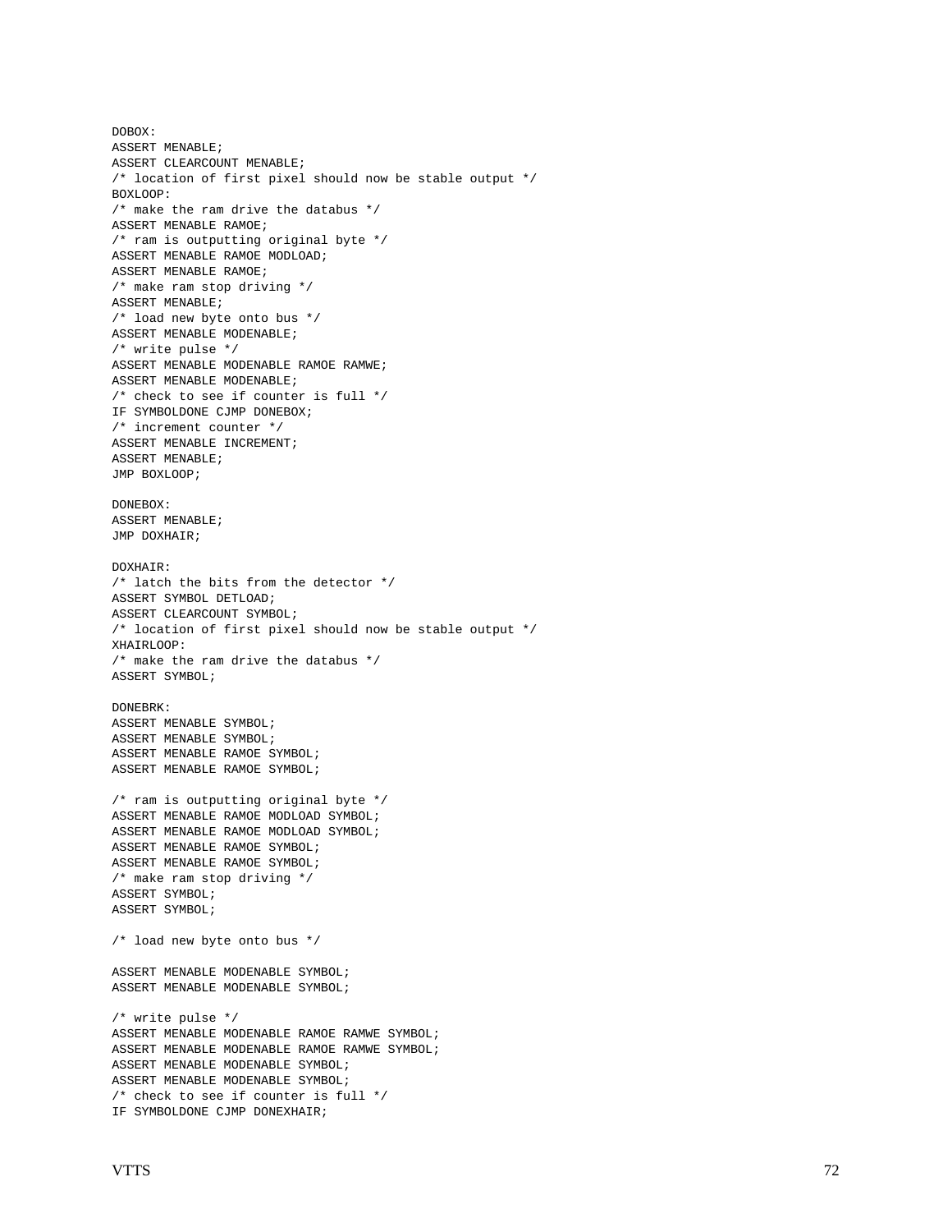```
DOBOX:
ASSERT MENABLE;
ASSERT CLEARCOUNT MENABLE;
/* location of first pixel should now be stable output */
BOXLOOP:
/* make the ram drive the databus */
ASSERT MENABLE RAMOE;
/* ram is outputting original byte */
ASSERT MENABLE RAMOE MODLOAD;
ASSERT MENABLE RAMOE;
/* make ram stop driving */
ASSERT MENABLE;
/* load new byte onto bus */
ASSERT MENABLE MODENABLE;
/* write pulse */
ASSERT MENABLE MODENABLE RAMOE RAMWE;
ASSERT MENABLE MODENABLE;
/* check to see if counter is full */
IF SYMBOLDONE CJMP DONEBOX;
/* increment counter */
ASSERT MENABLE INCREMENT;
ASSERT MENABLE;
JMP BOXLOOP;

DONEBOX:
ASSERT MENABLE;
JMP DOXHAIR;

DOXHAIR:
/* latch the bits from the detector */
ASSERT SYMBOL DETLOAD;
ASSERT CLEARCOUNT SYMBOL;
/* location of first pixel should now be stable output */
XHAIRLOOP:
/* make the ram drive the databus */
ASSERT SYMBOL;

DONEBRK:
ASSERT MENABLE SYMBOL;
ASSERT MENABLE SYMBOL;
ASSERT MENABLE RAMOE SYMBOL;
ASSERT MENABLE RAMOE SYMBOL;

/* ram is outputting original byte */
ASSERT MENABLE RAMOE MODLOAD SYMBOL;
ASSERT MENABLE RAMOE MODLOAD SYMBOL;
ASSERT MENABLE RAMOE SYMBOL;
ASSERT MENABLE RAMOE SYMBOL;
/* make ram stop driving */
ASSERT SYMBOL;
ASSERT SYMBOL;

/* load new byte onto bus */

ASSERT MENABLE MODENABLE SYMBOL;
ASSERT MENABLE MODENABLE SYMBOL;

/* write pulse */
ASSERT MENABLE MODENABLE RAMOE RAMWE SYMBOL;
ASSERT MENABLE MODENABLE RAMOE RAMWE SYMBOL;
ASSERT MENABLE MODENABLE SYMBOL;
ASSERT MENABLE MODENABLE SYMBOL;
/* check to see if counter is full */
IF SYMBOLDONE CJMP DONEXHAIR;
```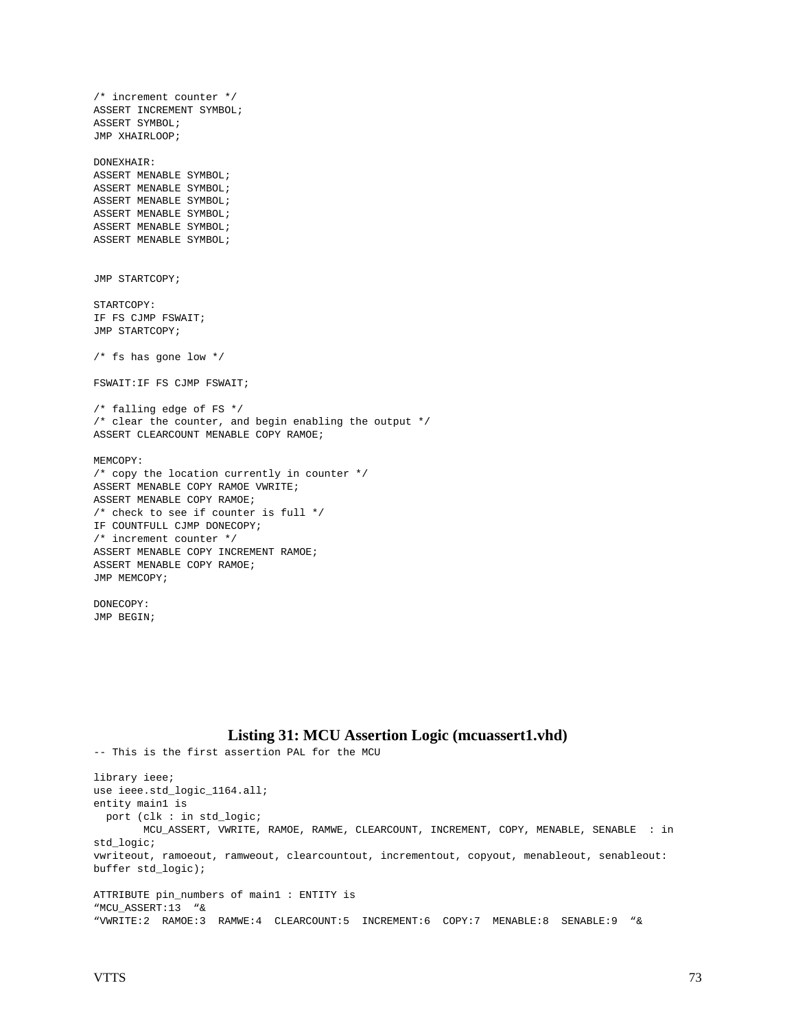```
/* increment counter */
ASSERT INCREMENT SYMBOL;
ASSERT SYMBOL;
JMP XHAIRLOOP;

DONEXHAIR:
ASSERT MENABLE SYMBOL;
ASSERT MENABLE SYMBOL;
ASSERT MENABLE SYMBOL;
ASSERT MENABLE SYMBOL;
ASSERT MENABLE SYMBOL;
ASSERT MENABLE SYMBOL;


JMP STARTCOPY;

STARTCOPY:
IF FS CJMP FSWAIT;
JMP STARTCOPY;

/* fs has gone low */

FSWAIT:IF FS CJMP FSWAIT;

/* falling edge of FS */
/* clear the counter, and begin enabling the output */
ASSERT CLEARCOUNT MENABLE COPY RAMOE;

MEMCOPY:
/* copy the location currently in counter */
ASSERT MENABLE COPY RAMOE VWRITE;
ASSERT MENABLE COPY RAMOE;
/* check to see if counter is full */
IF COUNTFULL CJMP DONECOPY;
/* increment counter */
ASSERT MENABLE COPY INCREMENT RAMOE;
ASSERT MENABLE COPY RAMOE;
JMP MEMCOPY;

DONECOPY:
JMP BEGIN;
```

## Listing 31: MCU Assertion Logic (mcuassert1.vhd)

```
-- This is the first assertion PAL for the MCU

library ieee;
use ieee.std_logic_1164.all;
entity main1 is
  port (clk : in std_logic;
       MCU_ASSERT, VWRITE, RAMOE, RAMWE, CLEARCOUNT, INCREMENT, COPY, MENABLE, SENABLE  : in
std_logic;
vwriteout, ramoeout, ramweout, clearcountout, incrementout, copyout, menableout, senableout:
buffer std_logic);

ATTRIBUTE pin_numbers of main1 : ENTITY is
"MCU_ASSERT:13  "&
"VWRITE:2  RAMOE:3  RAMWE:4  CLEARCOUNT:5  INCREMENT:6  COPY:7  MENABLE:8  SENABLE:9  "&
```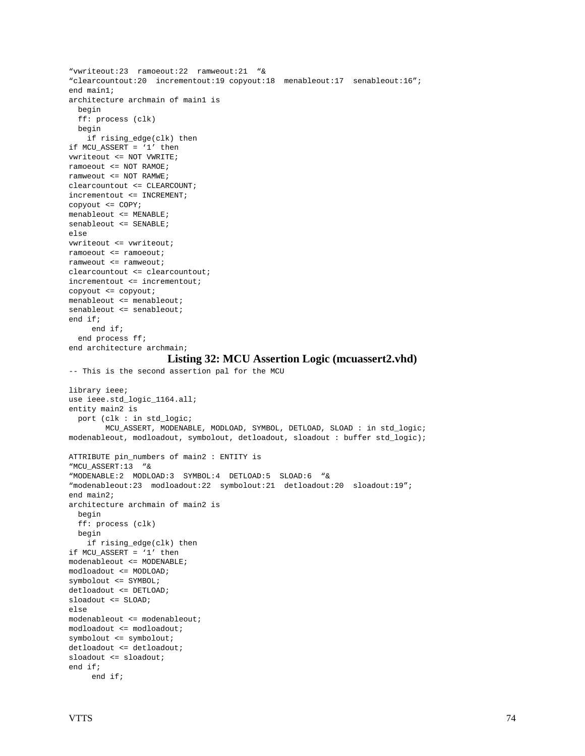```
"vwriteout:23  ramoeout:22  ramweout:21  "&
"clearcountout:20  incrementout:19 copyout:18  menableout:17  senableout:16";
end main1;
architecture archmain of main1 is
  begin
  ff: process (clk)
  begin
    if rising_edge(clk) then
if MCU_ASSERT = '1' then
vwriteout <= NOT VWRITE;
ramoeout <= NOT RAMOE;
ramweout <= NOT RAMWE;
clearcountout <= CLEARCOUNT;
incrementout <= INCREMENT;
copyout <= COPY;
menableout <= MENABLE;
senableout <= SENABLE;
else
vwriteout <= vwriteout;
ramoeout <= ramoeout;
ramweout <= ramweout;
clearcountout <= clearcountout;
incrementout <= incrementout;
copyout <= copyout;
menableout <= menableout;
senableout <= senableout;
end if;
     end if;
  end process ff;
end architecture archmain;
```

**Listing 32: MCU Assertion Logic (mcuassert2.vhd)**

```
-- This is the second assertion pal for the MCU

library ieee;
use ieee.std_logic_1164.all;
entity main2 is
  port (clk : in std_logic;
        MCU_ASSERT, MODENABLE, MODLOAD, SYMBOL, DETLOAD, SLOAD : in std_logic;
modenableout, modloadout, symbolout, detloadout, sloadout : buffer std_logic);

ATTRIBUTE pin_numbers of main2 : ENTITY is
"MCU_ASSERT:13  "&
"MODENABLE:2  MODLOAD:3  SYMBOL:4  DETLOAD:5  SLOAD:6  "&
"modenableout:23  modloadout:22  symbolout:21  detloadout:20  sloadout:19";
end main2;
architecture archmain of main2 is
  begin
  ff: process (clk)
  begin
    if rising_edge(clk) then
if MCU_ASSERT = '1' then
modenableout <= MODENABLE;
modloadout <= MODLOAD;
symbolout <= SYMBOL;
detloadout <= DETLOAD;
sloadout <= SLOAD;
else
modenableout <= modenableout;
modloadout <= modloadout;
symbolout <= symbolout;
detloadout <= detloadout;
sloadout <= sloadout;
end if;
     end if;
```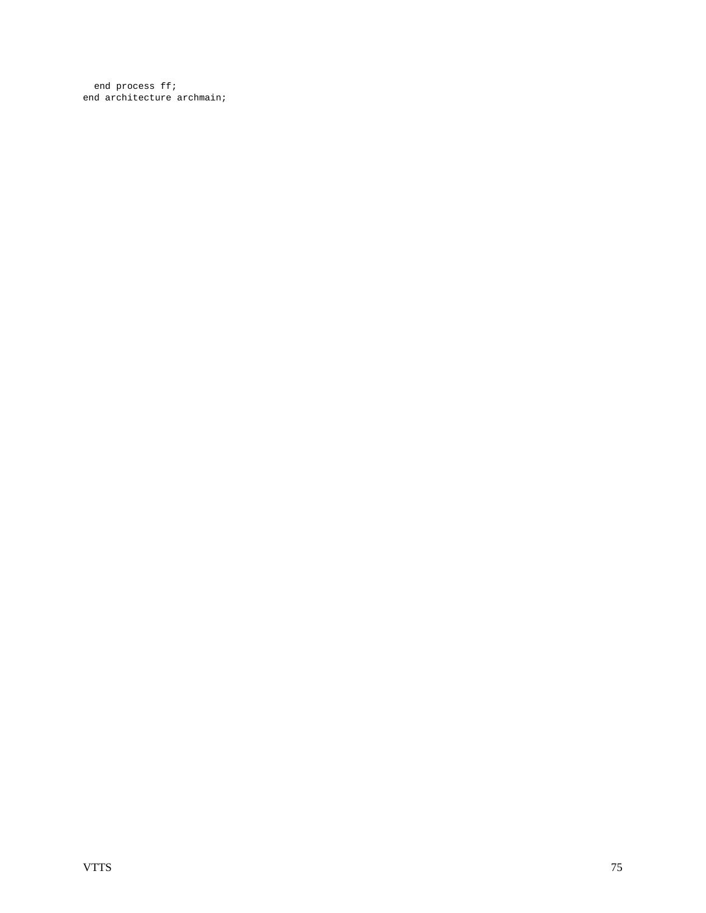```
  end process ff;
end architecture archmain;
```